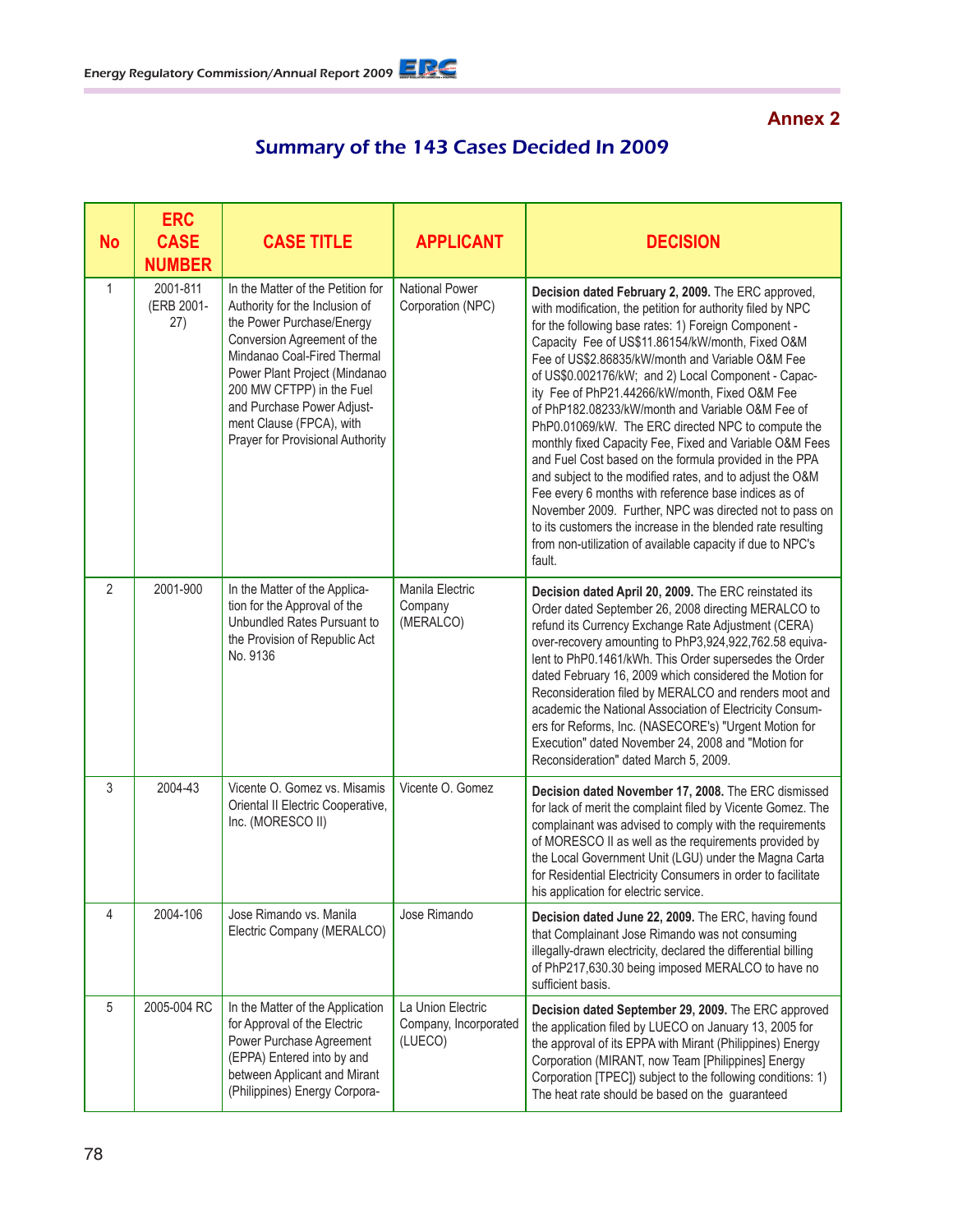## Annex 2

# Summary of the 143 Cases Decided In 2009

| No | ERC CASE NUMBER | CASE TITLE | APPLICANT | DECISION |
|---|---|---|---|---|
| 1 | 2001-811 (ERB 2001-27) | In the Matter of the Petition for Authority for the Inclusion of the Power Purchase/Energy Conversion Agreement of the Mindanao Coal-Fired Thermal Power Plant Project (Mindanao 200 MW CFTPP) in the Fuel and Purchase Power Adjustment Clause (FPCA), with Prayer for Provisional Authority | National Power Corporation (NPC) | **Decision dated February 2, 2009.** The ERC approved, with modification, the petition for authority filed by NPC for the following base rates: 1) Foreign Component - Capacity Fee of US$11.86154/kW/month, Fixed O&M Fee of US$2.86835/kW/month and Variable O&M Fee of US$0.002176/kW; and 2) Local Component - Capacity Fee of PhP21.44266/kW/month, Fixed O&M Fee of PhP182.08233/kW/month and Variable O&M Fee of PhP0.01069/kW. The ERC directed NPC to compute the monthly fixed Capacity Fee, Fixed and Variable O&M Fees and Fuel Cost based on the formula provided in the PPA and subject to the modified rates, and to adjust the O&M Fee every 6 months with reference base indices as of November 2009. Further, NPC was directed not to pass on to its customers the increase in the blended rate resulting from non-utilization of available capacity if due to NPC's fault. |
| 2 | 2001-900 | In the Matter of the Application for the Approval of the Unbundled Rates Pursuant to the Provision of Republic Act No. 9136 | Manila Electric Company (MERALCO) | **Decision dated April 20, 2009.** The ERC reinstated its Order dated September 26, 2008 directing MERALCO to refund its Currency Exchange Rate Adjustment (CERA) over-recovery amounting to PhP3,924,922,762.58 equivalent to PhP0.1461/kWh. This Order supersedes the Order dated February 16, 2009 which considered the Motion for Reconsideration filed by MERALCO and renders moot and academic the National Association of Electricity Consumers for Reforms, Inc. (NASECORE's) "Urgent Motion for Execution" dated November 24, 2008 and "Motion for Reconsideration" dated March 5, 2009. |
| 3 | 2004-43 | Vicente O. Gomez vs. Misamis Oriental II Electric Cooperative, Inc. (MORESCO II) | Vicente O. Gomez | **Decision dated November 17, 2008.** The ERC dismissed for lack of merit the complaint filed by Vicente Gomez. The complainant was advised to comply with the requirements of MORESCO II as well as the requirements provided by the Local Government Unit (LGU) under the Magna Carta for Residential Electricity Consumers in order to facilitate his application for electric service. |
| 4 | 2004-106 | Jose Rimando vs. Manila Electric Company (MERALCO) | Jose Rimando | **Decision dated June 22, 2009.** The ERC, having found that Complainant Jose Rimando was not consuming illegally-drawn electricity, declared the differential billing of PhP217,630.30 being imposed MERALCO to have no sufficient basis. |
| 5 | 2005-004 RC | In the Matter of the Application for Approval of the Electric Power Purchase Agreement (EPPA) Entered into by and between Applicant and Mirant (Philippines) Energy Corpora- | La Union Electric Company, Incorporated (LUECO) | **Decision dated September 29, 2009.** The ERC approved the application filed by LUECO on January 13, 2005 for the approval of its EPPA with Mirant (Philippines) Energy Corporation (MIRANT, now Team [Philippines] Energy Corporation [TPEC]) subject to the following conditions: 1) The heat rate should be based on the guaranteed |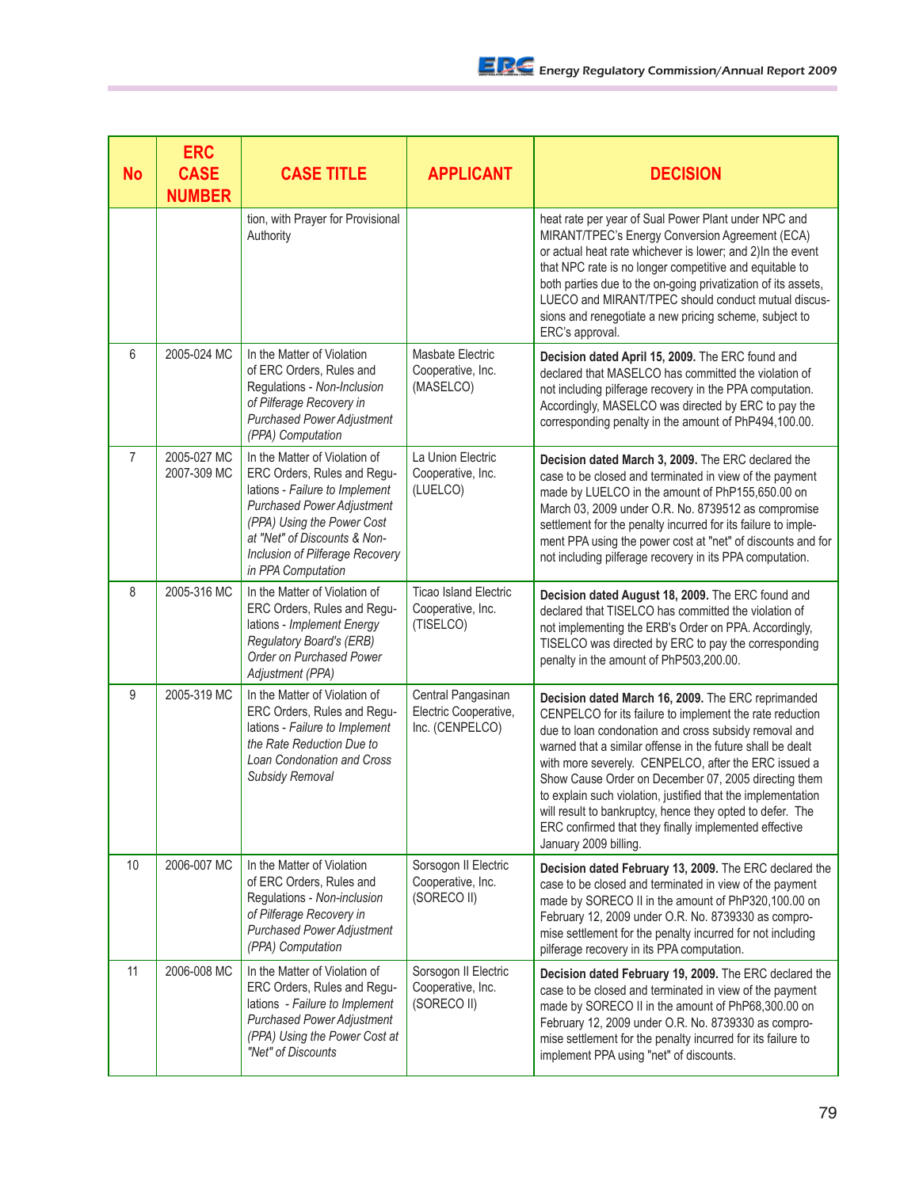| No | ERC CASE NUMBER | CASE TITLE | APPLICANT | DECISION |
|---|---|---|---|---|
| | | tion, with Prayer for Provisional Authority | | heat rate per year of Sual Power Plant under NPC and MIRANT/TPEC's Energy Conversion Agreement (ECA) or actual heat rate whichever is lower; and 2)In the event that NPC rate is no longer competitive and equitable to both parties due to the on-going privatization of its assets, LUECO and MIRANT/TPEC should conduct mutual discussions and renegotiate a new pricing scheme, subject to ERC's approval. |
| 6 | 2005-024 MC | In the Matter of Violation of ERC Orders, Rules and Regulations - *Non-Inclusion of Pilferage Recovery in Purchased Power Adjustment (PPA) Computation* | Masbate Electric Cooperative, Inc. (MASELCO) | **Decision dated April 15, 2009.** The ERC found and declared that MASELCO has committed the violation of not including pilferage recovery in the PPA computation. Accordingly, MASELCO was directed by ERC to pay the corresponding penalty in the amount of PhP494,100.00. |
| 7 | 2005-027 MC 2007-309 MC | In the Matter of Violation of ERC Orders, Rules and Regulations - *Failure to Implement Purchased Power Adjustment (PPA) Using the Power Cost at "Net" of Discounts & Non-Inclusion of Pilferage Recovery in PPA Computation* | La Union Electric Cooperative, Inc. (LUELCO) | **Decision dated March 3, 2009.** The ERC declared the case to be closed and terminated in view of the payment made by LUELCO in the amount of PhP155,650.00 on March 03, 2009 under O.R. No. 8739512 as compromise settlement for the penalty incurred for its failure to implement PPA using the power cost at "net" of discounts and for not including pilferage recovery in its PPA computation. |
| 8 | 2005-316 MC | In the Matter of Violation of ERC Orders, Rules and Regulations - *Implement Energy Regulatory Board's (ERB) Order on Purchased Power Adjustment (PPA)* | Ticao Island Electric Cooperative, Inc. (TISELCO) | **Decision dated August 18, 2009.** The ERC found and declared that TISELCO has committed the violation of not implementing the ERB's Order on PPA. Accordingly, TISELCO was directed by ERC to pay the corresponding penalty in the amount of PhP503,200.00. |
| 9 | 2005-319 MC | In the Matter of Violation of ERC Orders, Rules and Regulations - *Failure to Implement the Rate Reduction Due to Loan Condonation and Cross Subsidy Removal* | Central Pangasinan Electric Cooperative, Inc. (CENPELCO) | **Decision dated March 16, 2009.** The ERC reprimanded CENPELCO for its failure to implement the rate reduction due to loan condonation and cross subsidy removal and warned that a similar offense in the future shall be dealt with more severely. CENPELCO, after the ERC issued a Show Cause Order on December 07, 2005 directing them to explain such violation, justified that the implementation will result to bankruptcy, hence they opted to defer. The ERC confirmed that they finally implemented effective January 2009 billing. |
| 10 | 2006-007 MC | In the Matter of Violation of ERC Orders, Rules and Regulations - *Non-inclusion of Pilferage Recovery in Purchased Power Adjustment (PPA) Computation* | Sorsogon II Electric Cooperative, Inc. (SORECO II) | **Decision dated February 13, 2009.** The ERC declared the case to be closed and terminated in view of the payment made by SORECO II in the amount of PhP320,100.00 on February 12, 2009 under O.R. No. 8739330 as compromise settlement for the penalty incurred for not including pilferage recovery in its PPA computation. |
| 11 | 2006-008 MC | In the Matter of Violation of ERC Orders, Rules and Regulations - *Failure to Implement Purchased Power Adjustment (PPA) Using the Power Cost at "Net" of Discounts* | Sorsogon II Electric Cooperative, Inc. (SORECO II) | **Decision dated February 19, 2009.** The ERC declared the case to be closed and terminated in view of the payment made by SORECO II in the amount of PhP68,300.00 on February 12, 2009 under O.R. No. 8739330 as compromise settlement for the penalty incurred for its failure to implement PPA using "net" of discounts. |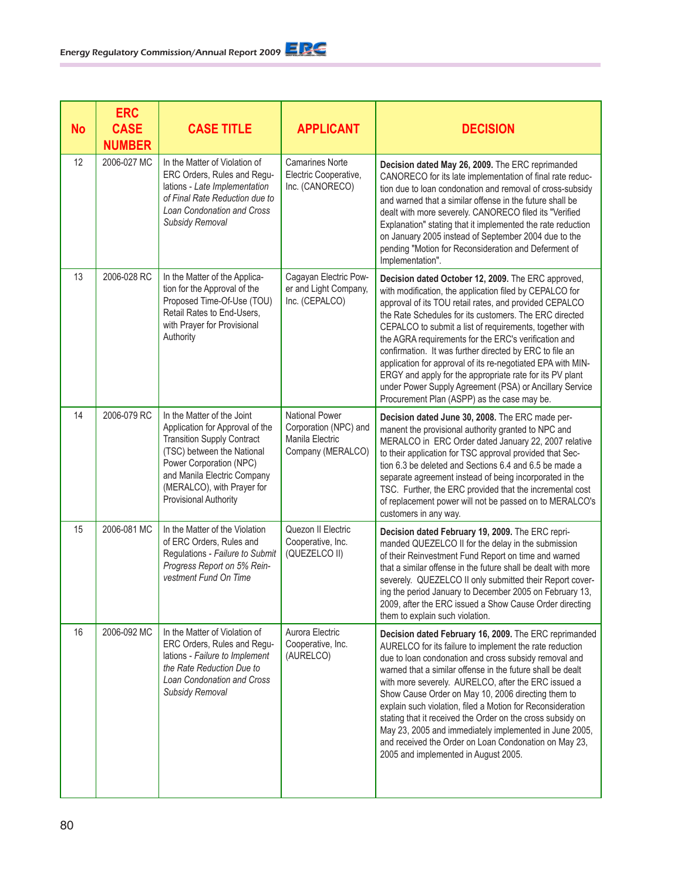| No | ERC CASE NUMBER | CASE TITLE | APPLICANT | DECISION |
|---|---|---|---|---|
| 12 | 2006-027 MC | In the Matter of Violation of ERC Orders, Rules and Regulations - *Late Implementation of Final Rate Reduction due to Loan Condonation and Cross Subsidy Removal* | Camarines Norte Electric Cooperative, Inc. (CANORECO) | **Decision dated May 26, 2009.** The ERC reprimanded CANORECO for its late implementation of final rate reduction due to loan condonation and removal of cross-subsidy and warned that a similar offense in the future shall be dealt with more severely. CANORECO filed its "Verified Explanation" stating that it implemented the rate reduction on January 2005 instead of September 2004 due to the pending "Motion for Reconsideration and Deferment of Implementation". |
| 13 | 2006-028 RC | In the Matter of the Application for the Approval of the Proposed Time-Of-Use (TOU) Retail Rates to End-Users, with Prayer for Provisional Authority | Cagayan Electric Power and Light Company, Inc. (CEPALCO) | **Decision dated October 12, 2009.** The ERC approved, with modification, the application filed by CEPALCO for approval of its TOU retail rates, and provided CEPALCO the Rate Schedules for its customers. The ERC directed CEPALCO to submit a list of requirements, together with the AGRA requirements for the ERC's verification and confirmation. It was further directed by ERC to file an application for approval of its re-negotiated EPA with MINERGY and apply for the appropriate rate for its PV plant under Power Supply Agreement (PSA) or Ancillary Service Procurement Plan (ASPP) as the case may be. |
| 14 | 2006-079 RC | In the Matter of the Joint Application for Approval of the Transition Supply Contract (TSC) between the National Power Corporation (NPC) and Manila Electric Company (MERALCO), with Prayer for Provisional Authority | National Power Corporation (NPC) and Manila Electric Company (MERALCO) | **Decision dated June 30, 2008.** The ERC made permanent the provisional authority granted to NPC and MERALCO in ERC Order dated January 22, 2007 relative to their application for TSC approval provided that Section 6.3 be deleted and Sections 6.4 and 6.5 be made a separate agreement instead of being incorporated in the TSC. Further, the ERC provided that the incremental cost of replacement power will not be passed on to MERALCO's customers in any way. |
| 15 | 2006-081 MC | In the Matter of the Violation of ERC Orders, Rules and Regulations - *Failure to Submit Progress Report on 5% Reinvestment Fund On Time* | Quezon II Electric Cooperative, Inc. (QUEZELCO II) | **Decision dated February 19, 2009.** The ERC reprimanded QUEZELCO II for the delay in the submission of their Reinvestment Fund Report on time and warned that a similar offense in the future shall be dealt with more severely. QUEZELCO II only submitted their Report covering the period January to December 2005 on February 13, 2009, after the ERC issued a Show Cause Order directing them to explain such violation. |
| 16 | 2006-092 MC | In the Matter of Violation of ERC Orders, Rules and Regulations - *Failure to Implement the Rate Reduction Due to Loan Condonation and Cross Subsidy Removal* | Aurora Electric Cooperative, Inc. (AURELCO) | **Decision dated February 16, 2009.** The ERC reprimanded AURELCO for its failure to implement the rate reduction due to loan condonation and cross subsidy removal and warned that a similar offense in the future shall be dealt with more severely. AURELCO, after the ERC issued a Show Cause Order on May 10, 2006 directing them to explain such violation, filed a Motion for Reconsideration stating that it received the Order on the cross subsidy on May 23, 2005 and immediately implemented in June 2005, and received the Order on Loan Condonation on May 23, 2005 and implemented in August 2005. |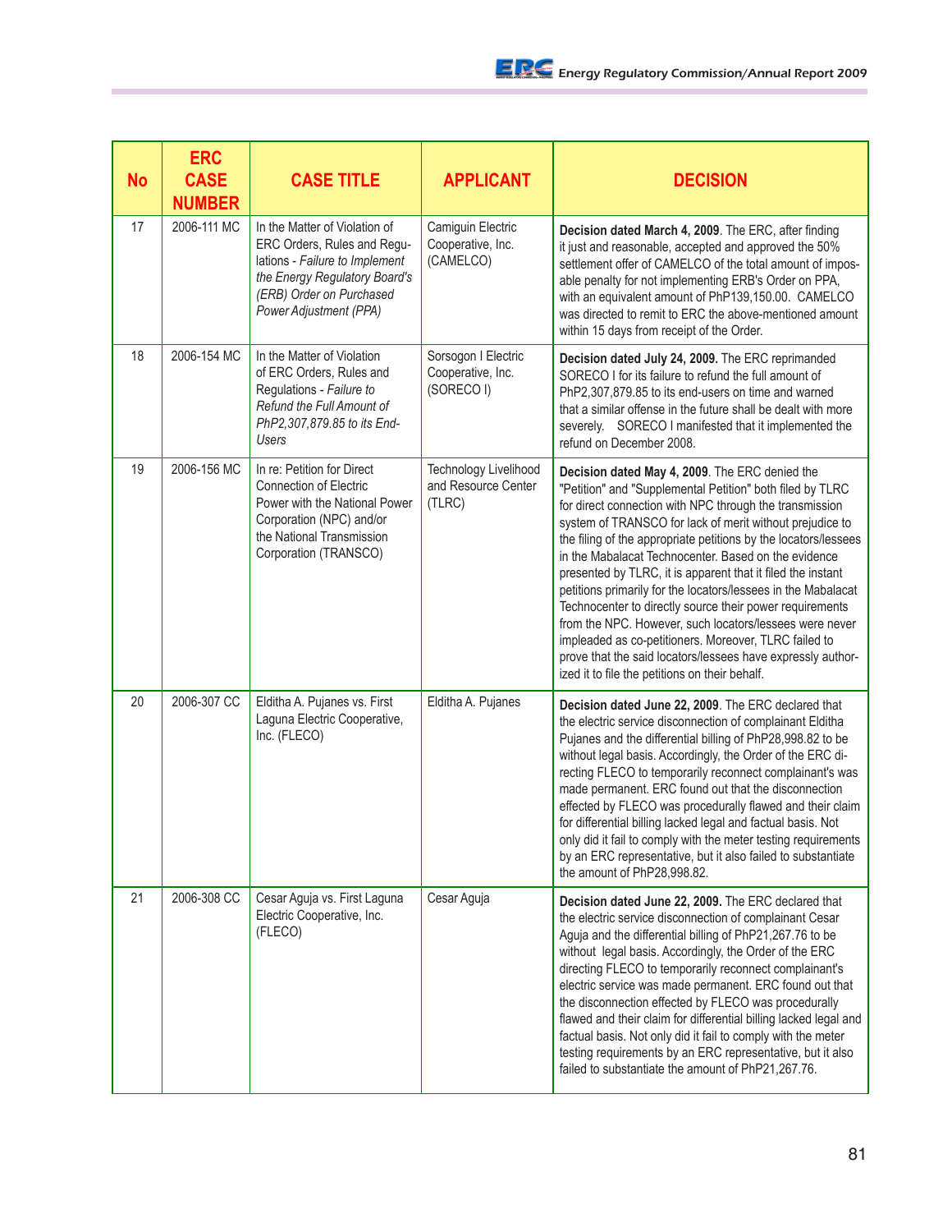| No | ERC CASE NUMBER | CASE TITLE | APPLICANT | DECISION |
|---|---|---|---|---|
| 17 | 2006-111 MC | In the Matter of Violation of ERC Orders, Rules and Regulations - *Failure to Implement the Energy Regulatory Board's (ERB) Order on Purchased Power Adjustment (PPA)* | Camiguin Electric Cooperative, Inc. (CAMELCO) | **Decision dated March 4, 2009**. The ERC, after finding it just and reasonable, accepted and approved the 50% settlement offer of CAMELCO of the total amount of imposable penalty for not implementing ERB's Order on PPA, with an equivalent amount of PhP139,150.00. CAMELCO was directed to remit to ERC the above-mentioned amount within 15 days from receipt of the Order. |
| 18 | 2006-154 MC | In the Matter of Violation of ERC Orders, Rules and Regulations - *Failure to Refund the Full Amount of PhP2,307,879.85 to its End-Users* | Sorsogon I Electric Cooperative, Inc. (SORECO I) | **Decision dated July 24, 2009.** The ERC reprimanded SORECO I for its failure to refund the full amount of PhP2,307,879.85 to its end-users on time and warned that a similar offense in the future shall be dealt with more severely. SORECO I manifested that it implemented the refund on December 2008. |
| 19 | 2006-156 MC | In re: Petition for Direct Connection of Electric Power with the National Power Corporation (NPC) and/or the National Transmission Corporation (TRANSCO) | Technology Livelihood and Resource Center (TLRC) | **Decision dated May 4, 2009**. The ERC denied the "Petition" and "Supplemental Petition" both filed by TLRC for direct connection with NPC through the transmission system of TRANSCO for lack of merit without prejudice to the filing of the appropriate petitions by the locators/lessees in the Mabalacat Technocenter. Based on the evidence presented by TLRC, it is apparent that it filed the instant petitions primarily for the locators/lessees in the Mabalacat Technocenter to directly source their power requirements from the NPC. However, such locators/lessees were never impleaded as co-petitioners. Moreover, TLRC failed to prove that the said locators/lessees have expressly authorized it to file the petitions on their behalf. |
| 20 | 2006-307 CC | Elditha A. Pujanes vs. First Laguna Electric Cooperative, Inc. (FLECO) | Elditha A. Pujanes | **Decision dated June 22, 2009**. The ERC declared that the electric service disconnection of complainant Elditha Pujanes and the differential billing of PhP28,998.82 to be without legal basis. Accordingly, the Order of the ERC directing FLECO to temporarily reconnect complainant's was made permanent. ERC found out that the disconnection effected by FLECO was procedurally flawed and their claim for differential billing lacked legal and factual basis. Not only did it fail to comply with the meter testing requirements by an ERC representative, but it also failed to substantiate the amount of PhP28,998.82. |
| 21 | 2006-308 CC | Cesar Aguja vs. First Laguna Electric Cooperative, Inc. (FLECO) | Cesar Aguja | **Decision dated June 22, 2009.** The ERC declared that the electric service disconnection of complainant Cesar Aguja and the differential billing of PhP21,267.76 to be without legal basis. Accordingly, the Order of the ERC directing FLECO to temporarily reconnect complainant's electric service was made permanent. ERC found out that the disconnection effected by FLECO was procedurally flawed and their claim for differential billing lacked legal and factual basis. Not only did it fail to comply with the meter testing requirements by an ERC representative, but it also failed to substantiate the amount of PhP21,267.76. |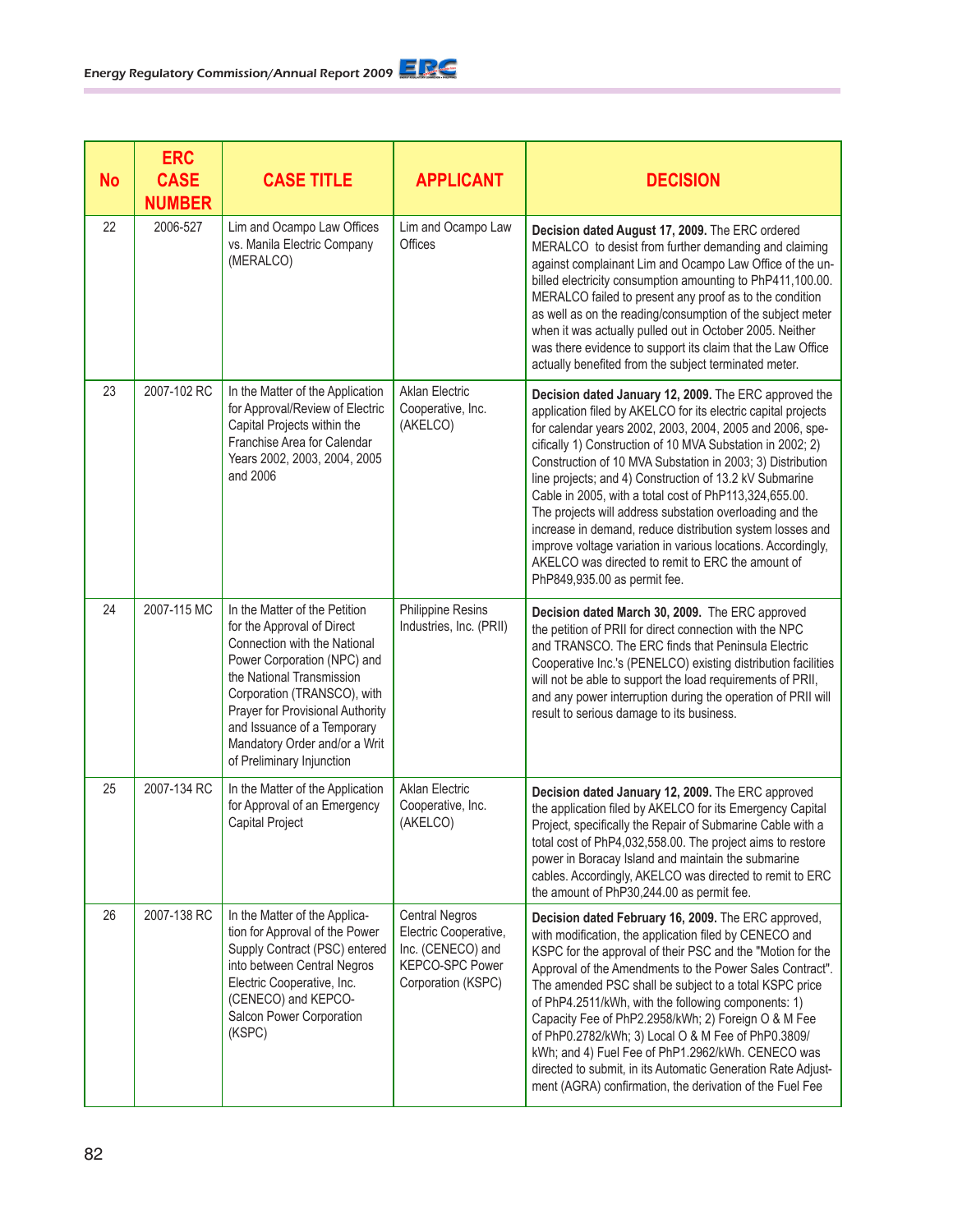| No | ERC CASE NUMBER | CASE TITLE | APPLICANT | DECISION |
|---|---|---|---|---|
| 22 | 2006-527 | Lim and Ocampo Law Offices vs. Manila Electric Company (MERALCO) | Lim and Ocampo Law Offices | **Decision dated August 17, 2009.** The ERC ordered MERALCO to desist from further demanding and claiming against complainant Lim and Ocampo Law Office of the un-billed electricity consumption amounting to PhP411,100.00. MERALCO failed to present any proof as to the condition as well as on the reading/consumption of the subject meter when it was actually pulled out in October 2005. Neither was there evidence to support its claim that the Law Office actually benefited from the subject terminated meter. |
| 23 | 2007-102 RC | In the Matter of the Application for Approval/Review of Electric Capital Projects within the Franchise Area for Calendar Years 2002, 2003, 2004, 2005 and 2006 | Aklan Electric Cooperative, Inc. (AKELCO) | **Decision dated January 12, 2009.** The ERC approved the application filed by AKELCO for its electric capital projects for calendar years 2002, 2003, 2004, 2005 and 2006, specifically 1) Construction of 10 MVA Substation in 2002; 2) Construction of 10 MVA Substation in 2003; 3) Distribution line projects; and 4) Construction of 13.2 kV Submarine Cable in 2005, with a total cost of PhP113,324,655.00. The projects will address substation overloading and the increase in demand, reduce distribution system losses and improve voltage variation in various locations. Accordingly, AKELCO was directed to remit to ERC the amount of PhP849,935.00 as permit fee. |
| 24 | 2007-115 MC | In the Matter of the Petition for the Approval of Direct Connection with the National Power Corporation (NPC) and the National Transmission Corporation (TRANSCO), with Prayer for Provisional Authority and Issuance of a Temporary Mandatory Order and/or a Writ of Preliminary Injunction | Philippine Resins Industries, Inc. (PRII) | **Decision dated March 30, 2009.** The ERC approved the petition of PRII for direct connection with the NPC and TRANSCO. The ERC finds that Peninsula Electric Cooperative Inc.'s (PENELCO) existing distribution facilities will not be able to support the load requirements of PRII, and any power interruption during the operation of PRII will result to serious damage to its business. |
| 25 | 2007-134 RC | In the Matter of the Application for Approval of an Emergency Capital Project | Aklan Electric Cooperative, Inc. (AKELCO) | **Decision dated January 12, 2009.** The ERC approved the application filed by AKELCO for its Emergency Capital Project, specifically the Repair of Submarine Cable with a total cost of PhP4,032,558.00. The project aims to restore power in Boracay Island and maintain the submarine cables. Accordingly, AKELCO was directed to remit to ERC the amount of PhP30,244.00 as permit fee. |
| 26 | 2007-138 RC | In the Matter of the Application for Approval of the Power Supply Contract (PSC) entered into between Central Negros Electric Cooperative, Inc. (CENECO) and KEPCO-Salcon Power Corporation (KSPC) | Central Negros Electric Cooperative, Inc. (CENECO) and KEPCO-SPC Power Corporation (KSPC) | **Decision dated February 16, 2009.** The ERC approved, with modification, the application filed by CENECO and KSPC for the approval of their PSC and the "Motion for the Approval of the Amendments to the Power Sales Contract". The amended PSC shall be subject to a total KSPC price of PhP4.2511/kWh, with the following components: 1) Capacity Fee of PhP2.2958/kWh; 2) Foreign O & M Fee of PhP0.2782/kWh; 3) Local O & M Fee of PhP0.3809/kWh; and 4) Fuel Fee of PhP1.2962/kWh. CENECO was directed to submit, in its Automatic Generation Rate Adjustment (AGRA) confirmation, the derivation of the Fuel Fee |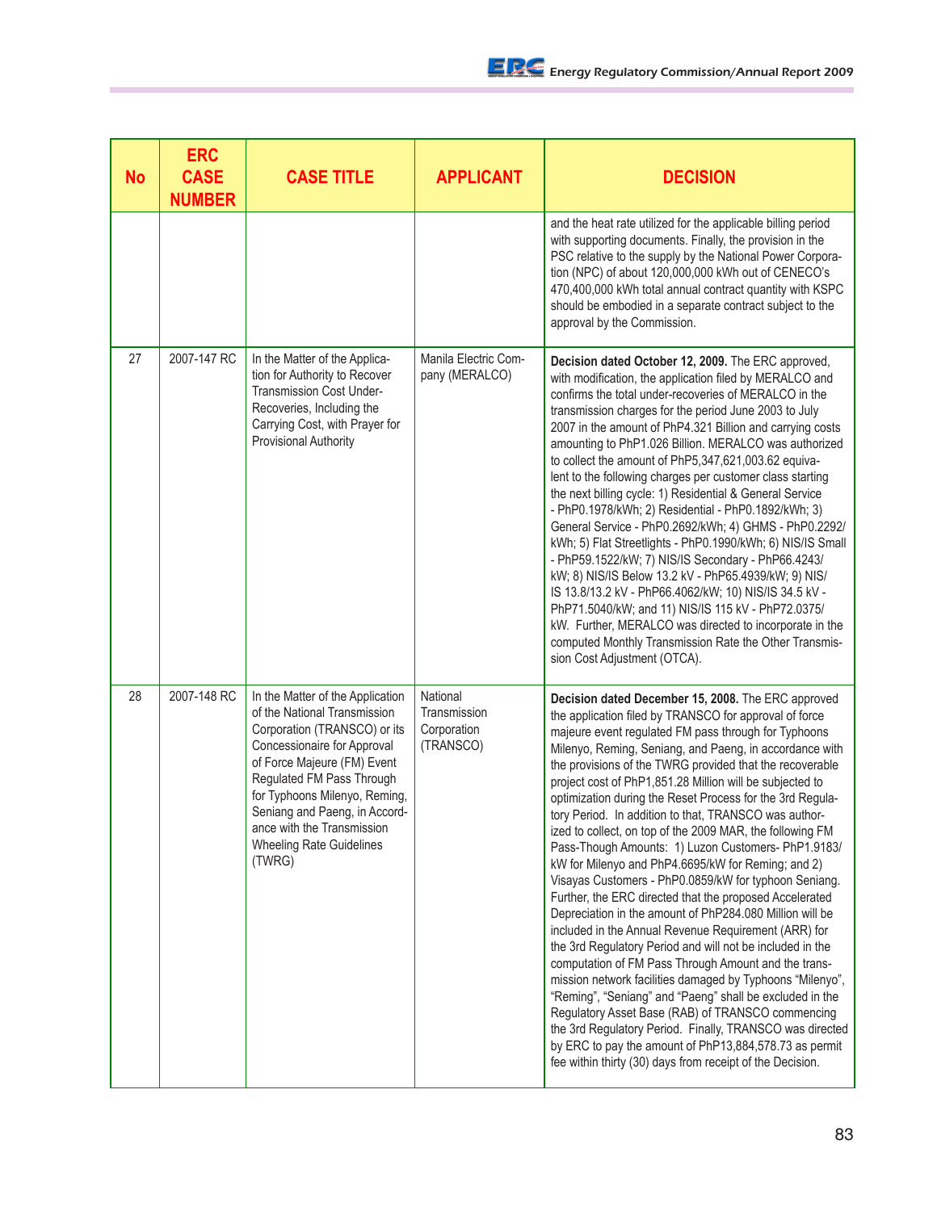| No | ERC CASE NUMBER | CASE TITLE | APPLICANT | DECISION |
|---|---|---|---|---|
| | | | | and the heat rate utilized for the applicable billing period with supporting documents. Finally, the provision in the PSC relative to the supply by the National Power Corporation (NPC) of about 120,000,000 kWh out of CENECO's 470,400,000 kWh total annual contract quantity with KSPC should be embodied in a separate contract subject to the approval by the Commission. |
| 27 | 2007-147 RC | In the Matter of the Application for Authority to Recover Transmission Cost Under-Recoveries, Including the Carrying Cost, with Prayer for Provisional Authority | Manila Electric Company (MERALCO) | **Decision dated October 12, 2009.** The ERC approved, with modification, the application filed by MERALCO and confirms the total under-recoveries of MERALCO in the transmission charges for the period June 2003 to July 2007 in the amount of PhP4.321 Billion and carrying costs amounting to PhP1.026 Billion. MERALCO was authorized to collect the amount of PhP5,347,621,003.62 equivalent to the following charges per customer class starting the next billing cycle: 1) Residential & General Service - PhP0.1978/kWh; 2) Residential - PhP0.1892/kWh; 3) General Service - PhP0.2692/kWh; 4) GHMS - PhP0.2292/kWh; 5) Flat Streetlights - PhP0.1990/kWh; 6) NIS/IS Small - PhP59.1522/kW; 7) NIS/IS Secondary - PhP66.4243/kW; 8) NIS/IS Below 13.2 kV - PhP65.4939/kW; 9) NIS/IS 13.8/13.2 kV - PhP66.4062/kW; 10) NIS/IS 34.5 kV - PhP71.5040/kW; and 11) NIS/IS 115 kV - PhP72.0375/kW. Further, MERALCO was directed to incorporate in the computed Monthly Transmission Rate the Other Transmission Cost Adjustment (OTCA). |
| 28 | 2007-148 RC | In the Matter of the Application of the National Transmission Corporation (TRANSCO) or its Concessionaire for Approval of Force Majeure (FM) Event Regulated FM Pass Through for Typhoons Milenyo, Reming, Seniang and Paeng, in Accordance with the Transmission Wheeling Rate Guidelines (TWRG) | National Transmission Corporation (TRANSCO) | **Decision dated December 15, 2008.** The ERC approved the application filed by TRANSCO for approval of force majeure event regulated FM pass through for Typhoons Milenyo, Reming, Seniang, and Paeng, in accordance with the provisions of the TWRG provided that the recoverable project cost of PhP1,851.28 Million will be subjected to optimization during the Reset Process for the 3rd Regulatory Period. In addition to that, TRANSCO was authorized to collect, on top of the 2009 MAR, the following FM Pass-Though Amounts: 1) Luzon Customers- PhP1.9183/kW for Milenyo and PhP4.6695/kW for Reming; and 2) Visayas Customers - PhP0.0859/kW for typhoon Seniang. Further, the ERC directed that the proposed Accelerated Depreciation in the amount of PhP284.080 Million will be included in the Annual Revenue Requirement (ARR) for the 3rd Regulatory Period and will not be included in the computation of FM Pass Through Amount and the transmission network facilities damaged by Typhoons "Milenyo", "Reming", "Seniang" and "Paeng" shall be excluded in the Regulatory Asset Base (RAB) of TRANSCO commencing the 3rd Regulatory Period. Finally, TRANSCO was directed by ERC to pay the amount of PhP13,884,578.73 as permit fee within thirty (30) days from receipt of the Decision. |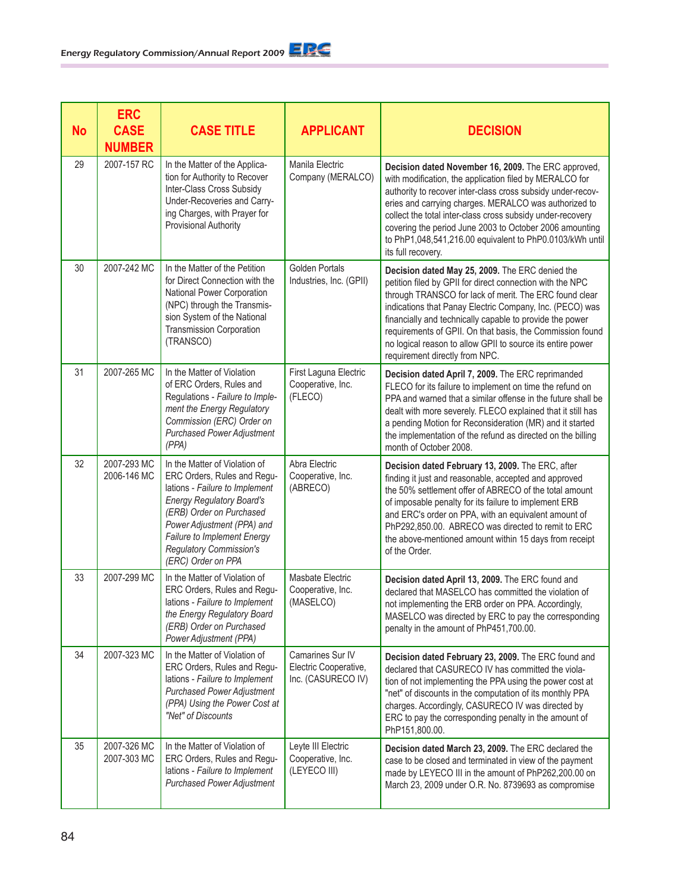| No | ERC CASE NUMBER | CASE TITLE | APPLICANT | DECISION |
|---|---|---|---|---|
| 29 | 2007-157 RC | In the Matter of the Application for Authority to Recover Inter-Class Cross Subsidy Under-Recoveries and Carrying Charges, with Prayer for Provisional Authority | Manila Electric Company (MERALCO) | **Decision dated November 16, 2009.** The ERC approved, with modification, the application filed by MERALCO for authority to recover inter-class cross subsidy under-recoveries and carrying charges. MERALCO was authorized to collect the total inter-class cross subsidy under-recovery covering the period June 2003 to October 2006 amounting to PhP1,048,541,216.00 equivalent to PhP0.0103/kWh until its full recovery. |
| 30 | 2007-242 MC | In the Matter of the Petition for Direct Connection with the National Power Corporation (NPC) through the Transmission System of the National Transmission Corporation (TRANSCO) | Golden Portals Industries, Inc. (GPII) | **Decision dated May 25, 2009.** The ERC denied the petition filed by GPII for direct connection with the NPC through TRANSCO for lack of merit. The ERC found clear indications that Panay Electric Company, Inc. (PECO) was financially and technically capable to provide the power requirements of GPII. On that basis, the Commission found no logical reason to allow GPII to source its entire power requirement directly from NPC. |
| 31 | 2007-265 MC | In the Matter of Violation of ERC Orders, Rules and Regulations - *Failure to Implement the Energy Regulatory Commission (ERC) Order on Purchased Power Adjustment (PPA)* | First Laguna Electric Cooperative, Inc. (FLECO) | **Decision dated April 7, 2009.** The ERC reprimanded FLECO for its failure to implement on time the refund on PPA and warned that a similar offense in the future shall be dealt with more severely. FLECO explained that it still has a pending Motion for Reconsideration (MR) and it started the implementation of the refund as directed on the billing month of October 2008. |
| 32 | 2007-293 MC<br>2006-146 MC | In the Matter of Violation of ERC Orders, Rules and Regulations - *Failure to Implement Energy Regulatory Board's (ERB) Order on Purchased Power Adjustment (PPA) and Failure to Implement Energy Regulatory Commission's (ERC) Order on PPA* | Abra Electric Cooperative, Inc. (ABRECO) | **Decision dated February 13, 2009.** The ERC, after finding it just and reasonable, accepted and approved the 50% settlement offer of ABRECO of the total amount of imposable penalty for its failure to implement ERB and ERC's order on PPA, with an equivalent amount of PhP292,850.00. ABRECO was directed to remit to ERC the above-mentioned amount within 15 days from receipt of the Order. |
| 33 | 2007-299 MC | In the Matter of Violation of ERC Orders, Rules and Regulations - *Failure to Implement the Energy Regulatory Board (ERB) Order on Purchased Power Adjustment (PPA)* | Masbate Electric Cooperative, Inc. (MASELCO) | **Decision dated April 13, 2009.** The ERC found and declared that MASELCO has committed the violation of not implementing the ERB order on PPA. Accordingly, MASELCO was directed by ERC to pay the corresponding penalty in the amount of PhP451,700.00. |
| 34 | 2007-323 MC | In the Matter of Violation of ERC Orders, Rules and Regulations - *Failure to Implement Purchased Power Adjustment (PPA) Using the Power Cost at "Net" of Discounts* | Camarines Sur IV Electric Cooperative, Inc. (CASURECO IV) | **Decision dated February 23, 2009.** The ERC found and declared that CASURECO IV has committed the violation of not implementing the PPA using the power cost at "net" of discounts in the computation of its monthly PPA charges. Accordingly, CASURECO IV was directed by ERC to pay the corresponding penalty in the amount of PhP151,800.00. |
| 35 | 2007-326 MC<br>2007-303 MC | In the Matter of Violation of ERC Orders, Rules and Regulations - *Failure to Implement Purchased Power Adjustment* | Leyte III Electric Cooperative, Inc. (LEYECO III) | **Decision dated March 23, 2009.** The ERC declared the case to be closed and terminated in view of the payment made by LEYECO III in the amount of PhP262,200.00 on March 23, 2009 under O.R. No. 8739693 as compromise |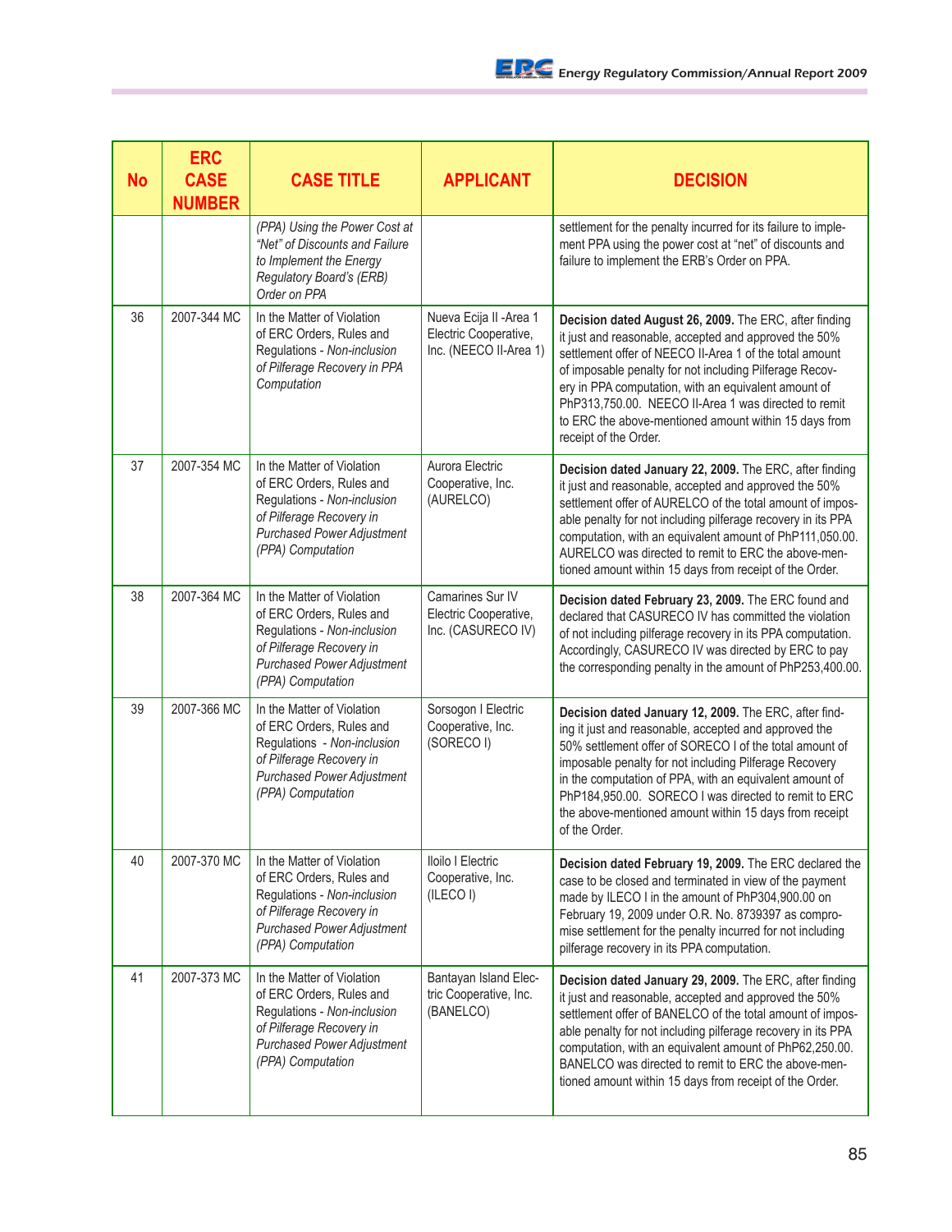| No | ERC CASE NUMBER | CASE TITLE | APPLICANT | DECISION |
|---|---|---|---|---|
| | | *(PPA) Using the Power Cost at "Net" of Discounts and Failure to Implement the Energy Regulatory Board's (ERB) Order on PPA* | | settlement for the penalty incurred for its failure to implement PPA using the power cost at "net" of discounts and failure to implement the ERB's Order on PPA. |
| 36 | 2007-344 MC | In the Matter of Violation of ERC Orders, Rules and Regulations - *Non-inclusion of Pilferage Recovery in PPA Computation* | Nueva Ecija II -Area 1 Electric Cooperative, Inc. (NEECO II-Area 1) | **Decision dated August 26, 2009.** The ERC, after finding it just and reasonable, accepted and approved the 50% settlement offer of NEECO II-Area 1 of the total amount of imposable penalty for not including Pilferage Recovery in PPA computation, with an equivalent amount of PhP313,750.00. NEECO II-Area 1 was directed to remit to ERC the above-mentioned amount within 15 days from receipt of the Order. |
| 37 | 2007-354 MC | In the Matter of Violation of ERC Orders, Rules and Regulations - *Non-inclusion of Pilferage Recovery in Purchased Power Adjustment (PPA) Computation* | Aurora Electric Cooperative, Inc. (AURELCO) | **Decision dated January 22, 2009.** The ERC, after finding it just and reasonable, accepted and approved the 50% settlement offer of AURELCO of the total amount of imposable penalty for not including pilferage recovery in its PPA computation, with an equivalent amount of PhP111,050.00. AURELCO was directed to remit to ERC the above-mentioned amount within 15 days from receipt of the Order. |
| 38 | 2007-364 MC | In the Matter of Violation of ERC Orders, Rules and Regulations - *Non-inclusion of Pilferage Recovery in Purchased Power Adjustment (PPA) Computation* | Camarines Sur IV Electric Cooperative, Inc. (CASURECO IV) | **Decision dated February 23, 2009.** The ERC found and declared that CASURECO IV has committed the violation of not including pilferage recovery in its PPA computation. Accordingly, CASURECO IV was directed by ERC to pay the corresponding penalty in the amount of PhP253,400.00. |
| 39 | 2007-366 MC | In the Matter of Violation of ERC Orders, Rules and Regulations - *Non-inclusion of Pilferage Recovery in Purchased Power Adjustment (PPA) Computation* | Sorsogon I Electric Cooperative, Inc. (SORECO I) | **Decision dated January 12, 2009.** The ERC, after finding it just and reasonable, accepted and approved the 50% settlement offer of SORECO I of the total amount of imposable penalty for not including Pilferage Recovery in the computation of PPA, with an equivalent amount of PhP184,950.00. SORECO I was directed to remit to ERC the above-mentioned amount within 15 days from receipt of the Order. |
| 40 | 2007-370 MC | In the Matter of Violation of ERC Orders, Rules and Regulations - *Non-inclusion of Pilferage Recovery in Purchased Power Adjustment (PPA) Computation* | Iloilo I Electric Cooperative, Inc. (ILECO I) | **Decision dated February 19, 2009.** The ERC declared the case to be closed and terminated in view of the payment made by ILECO I in the amount of PhP304,900.00 on February 19, 2009 under O.R. No. 8739397 as compromise settlement for the penalty incurred for not including pilferage recovery in its PPA computation. |
| 41 | 2007-373 MC | In the Matter of Violation of ERC Orders, Rules and Regulations - *Non-inclusion of Pilferage Recovery in Purchased Power Adjustment (PPA) Computation* | Bantayan Island Electric Cooperative, Inc. (BANELCO) | **Decision dated January 29, 2009.** The ERC, after finding it just and reasonable, accepted and approved the 50% settlement offer of BANELCO of the total amount of imposable penalty for not including pilferage recovery in its PPA computation, with an equivalent amount of PhP62,250.00. BANELCO was directed to remit to ERC the above-mentioned amount within 15 days from receipt of the Order. |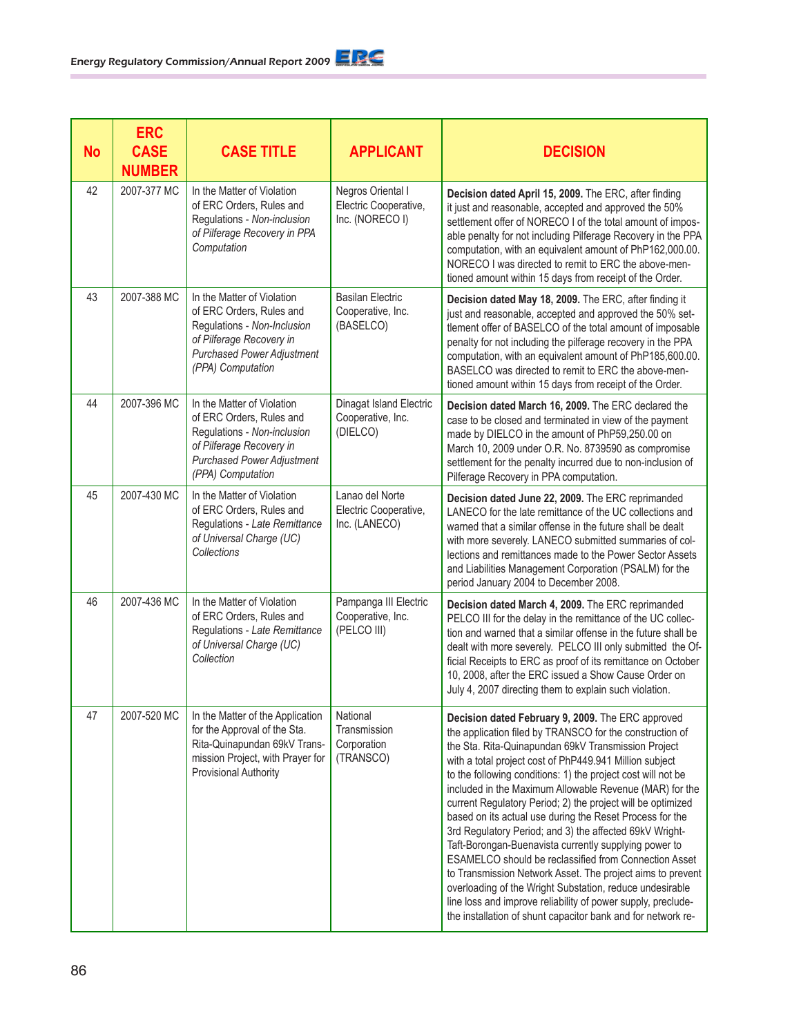| No | ERC CASE NUMBER | CASE TITLE | APPLICANT | DECISION |
|---|---|---|---|---|
| 42 | 2007-377 MC | In the Matter of Violation of ERC Orders, Rules and Regulations - *Non-inclusion of Pilferage Recovery in PPA Computation* | Negros Oriental I Electric Cooperative, Inc. (NORECO I) | **Decision dated April 15, 2009.** The ERC, after finding it just and reasonable, accepted and approved the 50% settlement offer of NORECO I of the total amount of imposable penalty for not including Pilferage Recovery in the PPA computation, with an equivalent amount of PhP162,000.00. NORECO I was directed to remit to ERC the above-mentioned amount within 15 days from receipt of the Order. |
| 43 | 2007-388 MC | In the Matter of Violation of ERC Orders, Rules and Regulations - *Non-Inclusion of Pilferage Recovery in Purchased Power Adjustment (PPA) Computation* | Basilan Electric Cooperative, Inc. (BASELCO) | **Decision dated May 18, 2009.** The ERC, after finding it just and reasonable, accepted and approved the 50% settlement offer of BASELCO of the total amount of imposable penalty for not including the pilferage recovery in the PPA computation, with an equivalent amount of PhP185,600.00. BASELCO was directed to remit to ERC the above-mentioned amount within 15 days from receipt of the Order. |
| 44 | 2007-396 MC | In the Matter of Violation of ERC Orders, Rules and Regulations - *Non-inclusion of Pilferage Recovery in Purchased Power Adjustment (PPA) Computation* | Dinagat Island Electric Cooperative, Inc. (DIELCO) | **Decision dated March 16, 2009.** The ERC declared the case to be closed and terminated in view of the payment made by DIELCO in the amount of PhP59,250.00 on March 10, 2009 under O.R. No. 8739590 as compromise settlement for the penalty incurred due to non-inclusion of Pilferage Recovery in PPA computation. |
| 45 | 2007-430 MC | In the Matter of Violation of ERC Orders, Rules and Regulations - *Late Remittance of Universal Charge (UC) Collections* | Lanao del Norte Electric Cooperative, Inc. (LANECO) | **Decision dated June 22, 2009.** The ERC reprimanded LANECO for the late remittance of the UC collections and warned that a similar offense in the future shall be dealt with more severely. LANECO submitted summaries of collections and remittances made to the Power Sector Assets and Liabilities Management Corporation (PSALM) for the period January 2004 to December 2008. |
| 46 | 2007-436 MC | In the Matter of Violation of ERC Orders, Rules and Regulations - *Late Remittance of Universal Charge (UC) Collection* | Pampanga III Electric Cooperative, Inc. (PELCO III) | **Decision dated March 4, 2009.** The ERC reprimanded PELCO III for the delay in the remittance of the UC collection and warned that a similar offense in the future shall be dealt with more severely. PELCO III only submitted the Official Receipts to ERC as proof of its remittance on October 10, 2008, after the ERC issued a Show Cause Order on July 4, 2007 directing them to explain such violation. |
| 47 | 2007-520 MC | In the Matter of the Application for the Approval of the Sta. Rita-Quinapundan 69kV Transmission Project, with Prayer for Provisional Authority | National Transmission Corporation (TRANSCO) | **Decision dated February 9, 2009.** The ERC approved the application filed by TRANSCO for the construction of the Sta. Rita-Quinapundan 69kV Transmission Project with a total project cost of PhP449.941 Million subject to the following conditions: 1) the project cost will not be included in the Maximum Allowable Revenue (MAR) for the current Regulatory Period; 2) the project will be optimized based on its actual use during the Reset Process for the 3rd Regulatory Period; and 3) the affected 69kV Wright-Taft-Borongan-Buenavista currently supplying power to ESAMELCO should be reclassified from Connection Asset to Transmission Network Asset. The project aims to prevent overloading of the Wright Substation, reduce undesirable line loss and improve reliability of power supply, preclude-the installation of shunt capacitor bank and for network re- |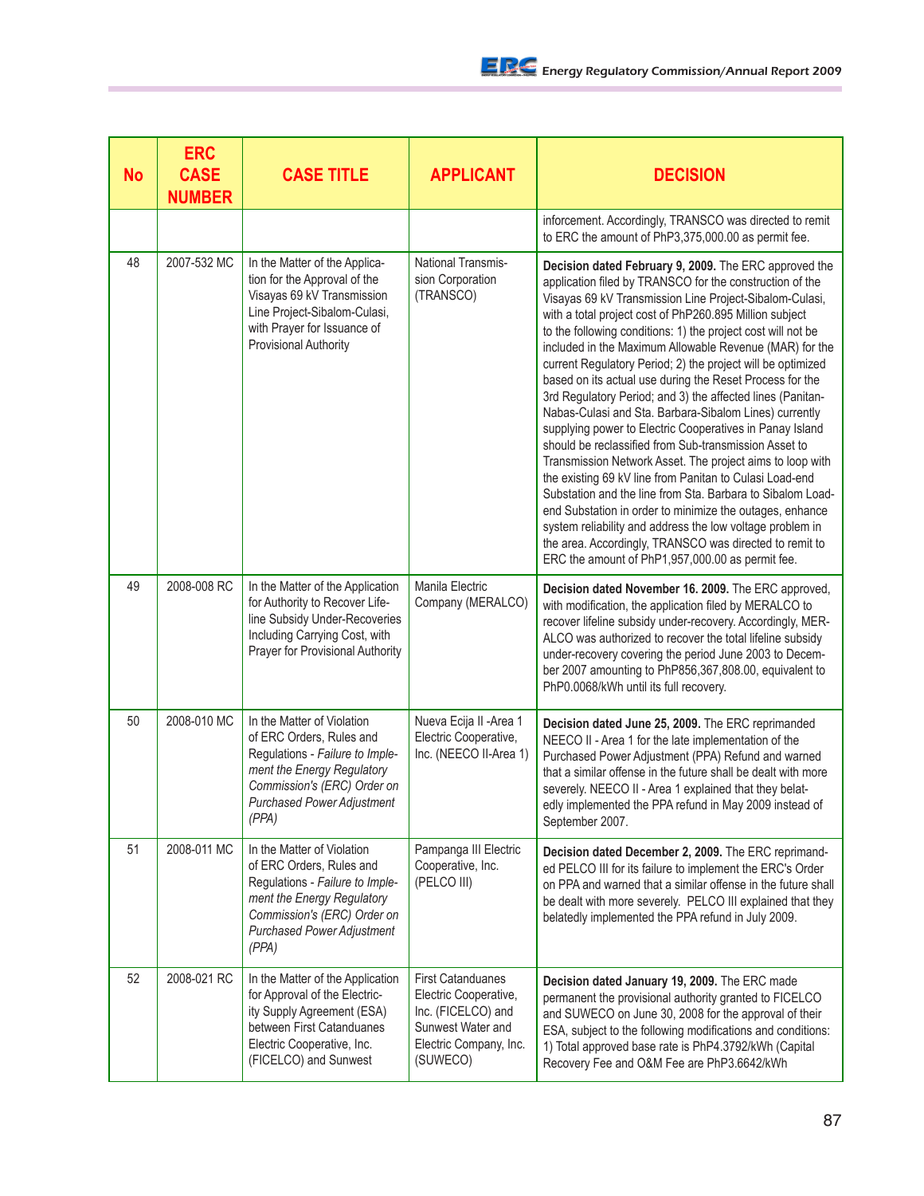| No | ERC CASE NUMBER | CASE TITLE | APPLICANT | DECISION |
|---|---|---|---|---|
| | | | | inforcement. Accordingly, TRANSCO was directed to remit to ERC the amount of PhP3,375,000.00 as permit fee. |
| 48 | 2007-532 MC | In the Matter of the Application for the Approval of the Visayas 69 kV Transmission Line Project-Sibalom-Culasi, with Prayer for Issuance of Provisional Authority | National Transmission Corporation (TRANSCO) | **Decision dated February 9, 2009.** The ERC approved the application filed by TRANSCO for the construction of the Visayas 69 kV Transmission Line Project-Sibalom-Culasi, with a total project cost of PhP260.895 Million subject to the following conditions: 1) the project cost will not be included in the Maximum Allowable Revenue (MAR) for the current Regulatory Period; 2) the project will be optimized based on its actual use during the Reset Process for the 3rd Regulatory Period; and 3) the affected lines (Panitan-Nabas-Culasi and Sta. Barbara-Sibalom Lines) currently supplying power to Electric Cooperatives in Panay Island should be reclassified from Sub-transmission Asset to Transmission Network Asset. The project aims to loop with the existing 69 kV line from Panitan to Culasi Load-end Substation and the line from Sta. Barbara to Sibalom Load-end Substation in order to minimize the outages, enhance system reliability and address the low voltage problem in the area. Accordingly, TRANSCO was directed to remit to ERC the amount of PhP1,957,000.00 as permit fee. |
| 49 | 2008-008 RC | In the Matter of the Application for Authority to Recover Lifeline Subsidy Under-Recoveries Including Carrying Cost, with Prayer for Provisional Authority | Manila Electric Company (MERALCO) | **Decision dated November 16. 2009.** The ERC approved, with modification, the application filed by MERALCO to recover lifeline subsidy under-recovery. Accordingly, MERALCO was authorized to recover the total lifeline subsidy under-recovery covering the period June 2003 to December 2007 amounting to PhP856,367,808.00, equivalent to PhP0.0068/kWh until its full recovery. |
| 50 | 2008-010 MC | In the Matter of Violation of ERC Orders, Rules and Regulations - *Failure to Implement the Energy Regulatory Commission's (ERC) Order on Purchased Power Adjustment (PPA)* | Nueva Ecija II -Area 1 Electric Cooperative, Inc. (NEECO II-Area 1) | **Decision dated June 25, 2009.** The ERC reprimanded NEECO II - Area 1 for the late implementation of the Purchased Power Adjustment (PPA) Refund and warned that a similar offense in the future shall be dealt with more severely. NEECO II - Area 1 explained that they belatedly implemented the PPA refund in May 2009 instead of September 2007. |
| 51 | 2008-011 MC | In the Matter of Violation of ERC Orders, Rules and Regulations - *Failure to Implement the Energy Regulatory Commission's (ERC) Order on Purchased Power Adjustment (PPA)* | Pampanga III Electric Cooperative, Inc. (PELCO III) | **Decision dated December 2, 2009.** The ERC reprimanded PELCO III for its failure to implement the ERC's Order on PPA and warned that a similar offense in the future shall be dealt with more severely. PELCO III explained that they belatedly implemented the PPA refund in July 2009. |
| 52 | 2008-021 RC | In the Matter of the Application for Approval of the Electricity Supply Agreement (ESA) between First Catanduanes Electric Cooperative, Inc. (FICELCO) and Sunwest | First Catanduanes Electric Cooperative, Inc. (FICELCO) and Sunwest Water and Electric Company, Inc. (SUWECO) | **Decision dated January 19, 2009.** The ERC made permanent the provisional authority granted to FICELCO and SUWECO on June 30, 2008 for the approval of their ESA, subject to the following modifications and conditions: 1) Total approved base rate is PhP4.3792/kWh (Capital Recovery Fee and O&M Fee are PhP3.6642/kWh |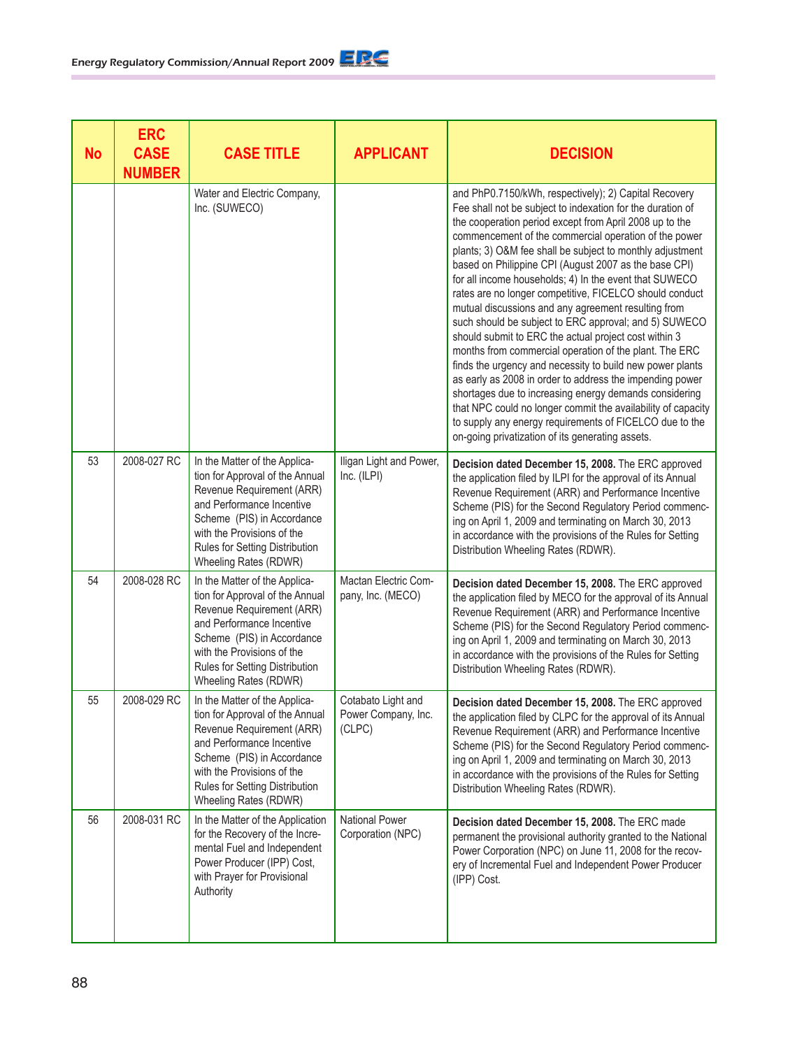| No | ERC CASE NUMBER | CASE TITLE | APPLICANT | DECISION |
|---|---|---|---|---|
| | | Water and Electric Company, Inc. (SUWECO) | | and PhP0.7150/kWh, respectively); 2) Capital Recovery Fee shall not be subject to indexation for the duration of the cooperation period except from April 2008 up to the commencement of the commercial operation of the power plants; 3) O&M fee shall be subject to monthly adjustment based on Philippine CPI (August 2007 as the base CPI) for all income households; 4) In the event that SUWECO rates are no longer competitive, FICELCO should conduct mutual discussions and any agreement resulting from such should be subject to ERC approval; and 5) SUWECO should submit to ERC the actual project cost within 3 months from commercial operation of the plant. The ERC finds the urgency and necessity to build new power plants as early as 2008 in order to address the impending power shortages due to increasing energy demands considering that NPC could no longer commit the availability of capacity to supply any energy requirements of FICELCO due to the on-going privatization of its generating assets. |
| 53 | 2008-027 RC | In the Matter of the Application for Approval of the Annual Revenue Requirement (ARR) and Performance Incentive Scheme (PIS) in Accordance with the Provisions of the Rules for Setting Distribution Wheeling Rates (RDWR) | Iligan Light and Power, Inc. (ILPI) | **Decision dated December 15, 2008.** The ERC approved the application filed by ILPI for the approval of its Annual Revenue Requirement (ARR) and Performance Incentive Scheme (PIS) for the Second Regulatory Period commencing on April 1, 2009 and terminating on March 30, 2013 in accordance with the provisions of the Rules for Setting Distribution Wheeling Rates (RDWR). |
| 54 | 2008-028 RC | In the Matter of the Application for Approval of the Annual Revenue Requirement (ARR) and Performance Incentive Scheme (PIS) in Accordance with the Provisions of the Rules for Setting Distribution Wheeling Rates (RDWR) | Mactan Electric Company, Inc. (MECO) | **Decision dated December 15, 2008.** The ERC approved the application filed by MECO for the approval of its Annual Revenue Requirement (ARR) and Performance Incentive Scheme (PIS) for the Second Regulatory Period commencing on April 1, 2009 and terminating on March 30, 2013 in accordance with the provisions of the Rules for Setting Distribution Wheeling Rates (RDWR). |
| 55 | 2008-029 RC | In the Matter of the Application for Approval of the Annual Revenue Requirement (ARR) and Performance Incentive Scheme (PIS) in Accordance with the Provisions of the Rules for Setting Distribution Wheeling Rates (RDWR) | Cotabato Light and Power Company, Inc. (CLPC) | **Decision dated December 15, 2008.** The ERC approved the application filed by CLPC for the approval of its Annual Revenue Requirement (ARR) and Performance Incentive Scheme (PIS) for the Second Regulatory Period commencing on April 1, 2009 and terminating on March 30, 2013 in accordance with the provisions of the Rules for Setting Distribution Wheeling Rates (RDWR). |
| 56 | 2008-031 RC | In the Matter of the Application for the Recovery of the Incremental Fuel and Independent Power Producer (IPP) Cost, with Prayer for Provisional Authority | National Power Corporation (NPC) | **Decision dated December 15, 2008.** The ERC made permanent the provisional authority granted to the National Power Corporation (NPC) on June 11, 2008 for the recovery of Incremental Fuel and Independent Power Producer (IPP) Cost. |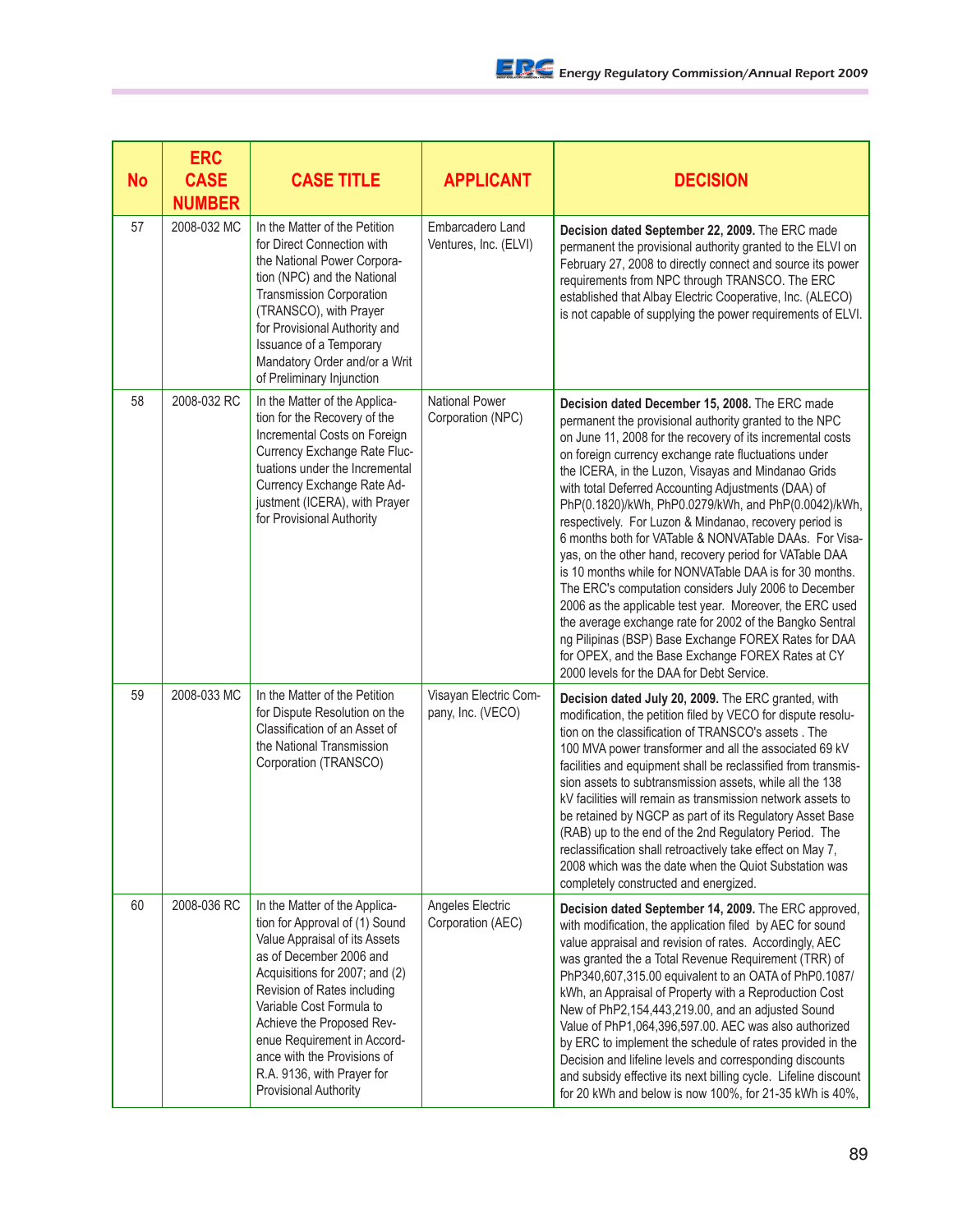| No | ERC CASE NUMBER | CASE TITLE | APPLICANT | DECISION |
|---|---|---|---|---|
| 57 | 2008-032 MC | In the Matter of the Petition for Direct Connection with the National Power Corporation (NPC) and the National Transmission Corporation (TRANSCO), with Prayer for Provisional Authority and Issuance of a Temporary Mandatory Order and/or a Writ of Preliminary Injunction | Embarcadero Land Ventures, Inc. (ELVI) | **Decision dated September 22, 2009.** The ERC made permanent the provisional authority granted to the ELVI on February 27, 2008 to directly connect and source its power requirements from NPC through TRANSCO. The ERC established that Albay Electric Cooperative, Inc. (ALECO) is not capable of supplying the power requirements of ELVI. |
| 58 | 2008-032 RC | In the Matter of the Application for the Recovery of the Incremental Costs on Foreign Currency Exchange Rate Fluctuations under the Incremental Currency Exchange Rate Adjustment (ICERA), with Prayer for Provisional Authority | National Power Corporation (NPC) | **Decision dated December 15, 2008.** The ERC made permanent the provisional authority granted to the NPC on June 11, 2008 for the recovery of its incremental costs on foreign currency exchange rate fluctuations under the ICERA, in the Luzon, Visayas and Mindanao Grids with total Deferred Accounting Adjustments (DAA) of PhP(0.1820)/kWh, PhP0.0279/kWh, and PhP(0.0042)/kWh, respectively. For Luzon & Mindanao, recovery period is 6 months both for VATable & NONVATable DAAs. For Visayas, on the other hand, recovery period for VATable DAA is 10 months while for NONVATable DAA is for 30 months. The ERC's computation considers July 2006 to December 2006 as the applicable test year. Moreover, the ERC used the average exchange rate for 2002 of the Bangko Sentral ng Pilipinas (BSP) Base Exchange FOREX Rates for DAA for OPEX, and the Base Exchange FOREX Rates at CY 2000 levels for the DAA for Debt Service. |
| 59 | 2008-033 MC | In the Matter of the Petition for Dispute Resolution on the Classification of an Asset of the National Transmission Corporation (TRANSCO) | Visayan Electric Company, Inc. (VECO) | **Decision dated July 20, 2009.** The ERC granted, with modification, the petition filed by VECO for dispute resolution on the classification of TRANSCO's assets . The 100 MVA power transformer and all the associated 69 kV facilities and equipment shall be reclassified from transmission assets to subtransmission assets, while all the 138 kV facilities will remain as transmission network assets to be retained by NGCP as part of its Regulatory Asset Base (RAB) up to the end of the 2nd Regulatory Period. The reclassification shall retroactively take effect on May 7, 2008 which was the date when the Quiot Substation was completely constructed and energized. |
| 60 | 2008-036 RC | In the Matter of the Application for Approval of (1) Sound Value Appraisal of its Assets as of December 2006 and Acquisitions for 2007; and (2) Revision of Rates including Variable Cost Formula to Achieve the Proposed Revenue Requirement in Accordance with the Provisions of R.A. 9136, with Prayer for Provisional Authority | Angeles Electric Corporation (AEC) | **Decision dated September 14, 2009.** The ERC approved, with modification, the application filed by AEC for sound value appraisal and revision of rates. Accordingly, AEC was granted the a Total Revenue Requirement (TRR) of PhP340,607,315.00 equivalent to an OATA of PhP0.1087/kWh, an Appraisal of Property with a Reproduction Cost New of PhP2,154,443,219.00, and an adjusted Sound Value of PhP1,064,396,597.00. AEC was also authorized by ERC to implement the schedule of rates provided in the Decision and lifeline levels and corresponding discounts and subsidy effective its next billing cycle. Lifeline discount for 20 kWh and below is now 100%, for 21-35 kWh is 40%, |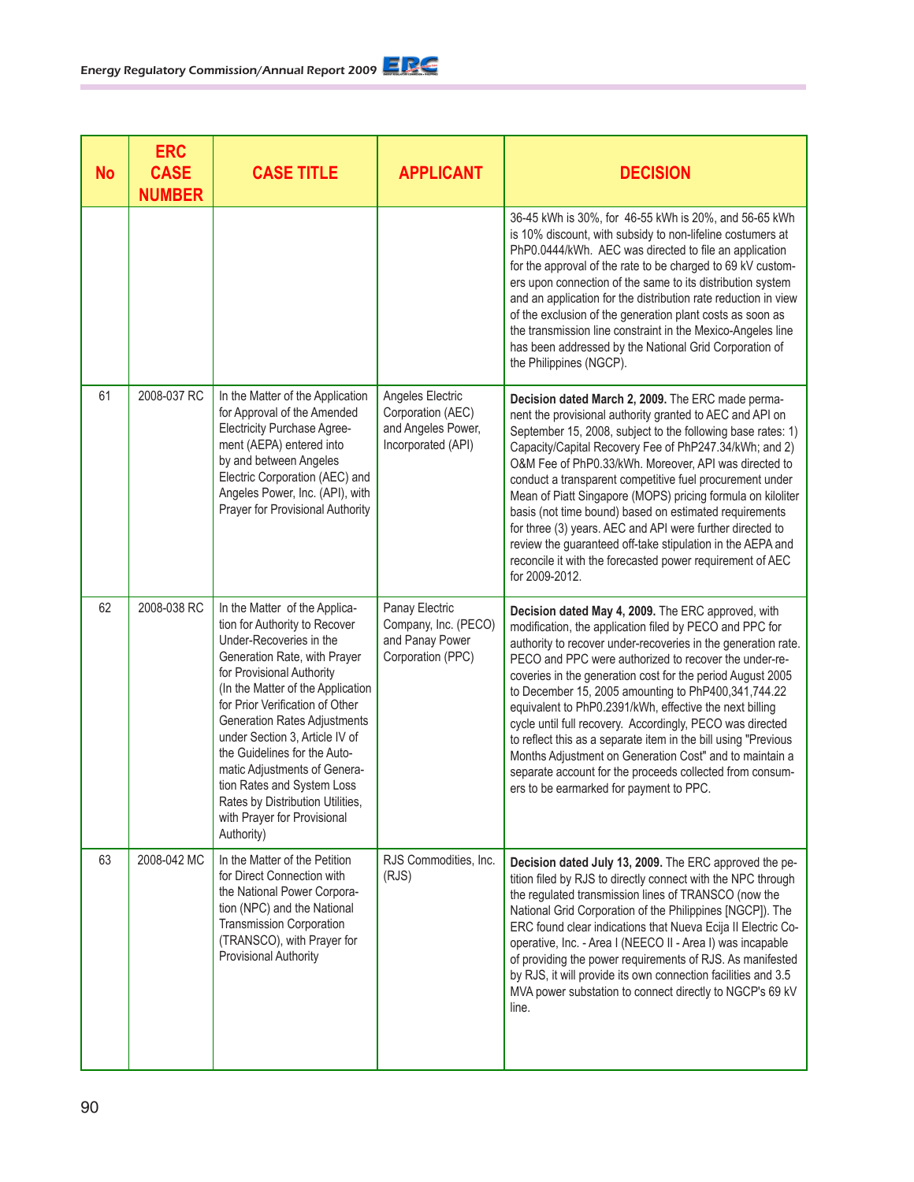| No | ERC CASE NUMBER | CASE TITLE | APPLICANT | DECISION |
|---|---|---|---|---|
| | | | | 36-45 kWh is 30%, for 46-55 kWh is 20%, and 56-65 kWh is 10% discount, with subsidy to non-lifeline costumers at PhP0.0444/kWh. AEC was directed to file an application for the approval of the rate to be charged to 69 kV customers upon connection of the same to its distribution system and an application for the distribution rate reduction in view of the exclusion of the generation plant costs as soon as the transmission line constraint in the Mexico-Angeles line has been addressed by the National Grid Corporation of the Philippines (NGCP). |
| 61 | 2008-037 RC | In the Matter of the Application for Approval of the Amended Electricity Purchase Agreement (AEPA) entered into by and between Angeles Electric Corporation (AEC) and Angeles Power, Inc. (API), with Prayer for Provisional Authority | Angeles Electric Corporation (AEC) and Angeles Power, Incorporated (API) | **Decision dated March 2, 2009.** The ERC made permanent the provisional authority granted to AEC and API on September 15, 2008, subject to the following base rates: 1) Capacity/Capital Recovery Fee of PhP247.34/kWh; and 2) O&M Fee of PhP0.33/kWh. Moreover, API was directed to conduct a transparent competitive fuel procurement under Mean of Piatt Singapore (MOPS) pricing formula on kiloliter basis (not time bound) based on estimated requirements for three (3) years. AEC and API were further directed to review the guaranteed off-take stipulation in the AEPA and reconcile it with the forecasted power requirement of AEC for 2009-2012. |
| 62 | 2008-038 RC | In the Matter of the Application for Authority to Recover Under-Recoveries in the Generation Rate, with Prayer for Provisional Authority (In the Matter of the Application for Prior Verification of Other Generation Rates Adjustments under Section 3, Article IV of the Guidelines for the Automatic Adjustments of Generation Rates and System Loss Rates by Distribution Utilities, with Prayer for Provisional Authority) | Panay Electric Company, Inc. (PECO) and Panay Power Corporation (PPC) | **Decision dated May 4, 2009.** The ERC approved, with modification, the application filed by PECO and PPC for authority to recover under-recoveries in the generation rate. PECO and PPC were authorized to recover the under-recoveries in the generation cost for the period August 2005 to December 15, 2005 amounting to PhP400,341,744.22 equivalent to PhP0.2391/kWh, effective the next billing cycle until full recovery. Accordingly, PECO was directed to reflect this as a separate item in the bill using "Previous Months Adjustment on Generation Cost" and to maintain a separate account for the proceeds collected from consumers to be earmarked for payment to PPC. |
| 63 | 2008-042 MC | In the Matter of the Petition for Direct Connection with the National Power Corporation (NPC) and the National Transmission Corporation (TRANSCO), with Prayer for Provisional Authority | RJS Commodities, Inc. (RJS) | **Decision dated July 13, 2009.** The ERC approved the petition filed by RJS to directly connect with the NPC through the regulated transmission lines of TRANSCO (now the National Grid Corporation of the Philippines [NGCP]). The ERC found clear indications that Nueva Ecija II Electric Cooperative, Inc. - Area I (NEECO II - Area I) was incapable of providing the power requirements of RJS. As manifested by RJS, it will provide its own connection facilities and 3.5 MVA power substation to connect directly to NGCP's 69 kV line. |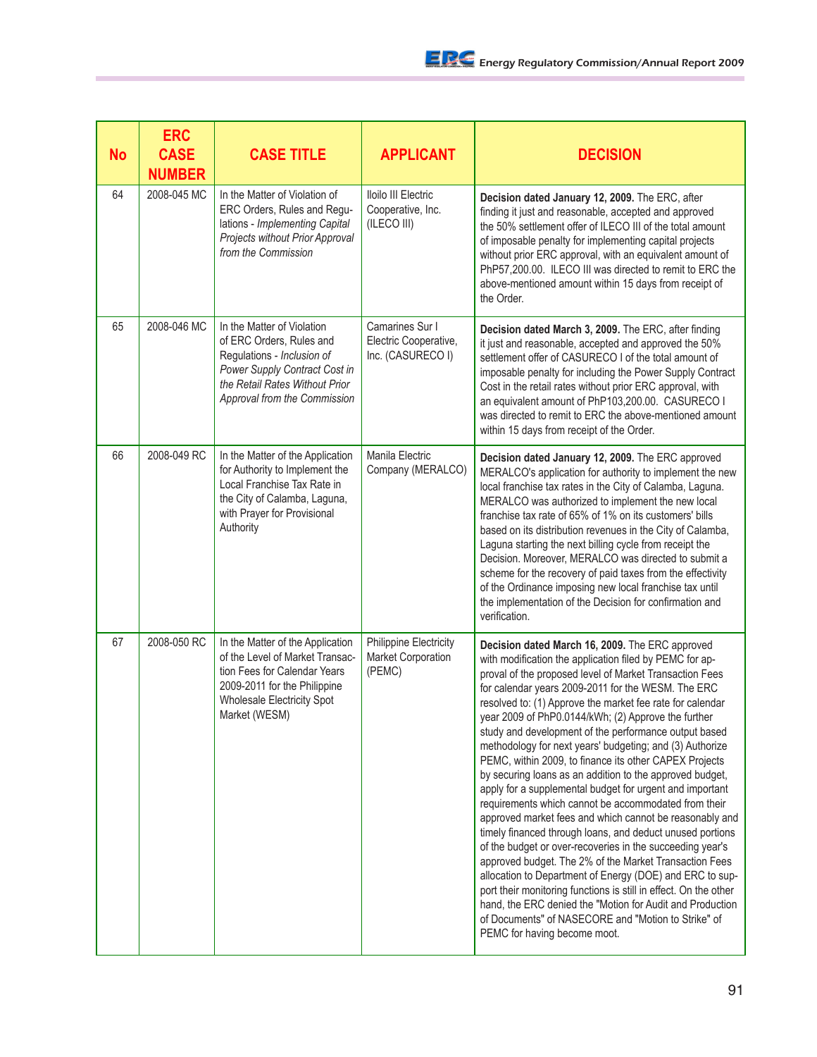| No | ERC CASE NUMBER | CASE TITLE | APPLICANT | DECISION |
|---|---|---|---|---|
| 64 | 2008-045 MC | In the Matter of Violation of ERC Orders, Rules and Regulations - *Implementing Capital Projects without Prior Approval from the Commission* | Iloilo III Electric Cooperative, Inc. (ILECO III) | **Decision dated January 12, 2009.** The ERC, after finding it just and reasonable, accepted and approved the 50% settlement offer of ILECO III of the total amount of imposable penalty for implementing capital projects without prior ERC approval, with an equivalent amount of PhP57,200.00. ILECO III was directed to remit to ERC the above-mentioned amount within 15 days from receipt of the Order. |
| 65 | 2008-046 MC | In the Matter of Violation of ERC Orders, Rules and Regulations - *Inclusion of Power Supply Contract Cost in the Retail Rates Without Prior Approval from the Commission* | Camarines Sur I Electric Cooperative, Inc. (CASURECO I) | **Decision dated March 3, 2009.** The ERC, after finding it just and reasonable, accepted and approved the 50% settlement offer of CASURECO I of the total amount of imposable penalty for including the Power Supply Contract Cost in the retail rates without prior ERC approval, with an equivalent amount of PhP103,200.00. CASURECO I was directed to remit to ERC the above-mentioned amount within 15 days from receipt of the Order. |
| 66 | 2008-049 RC | In the Matter of the Application for Authority to Implement the Local Franchise Tax Rate in the City of Calamba, Laguna, with Prayer for Provisional Authority | Manila Electric Company (MERALCO) | **Decision dated January 12, 2009.** The ERC approved MERALCO's application for authority to implement the new local franchise tax rates in the City of Calamba, Laguna. MERALCO was authorized to implement the new local franchise tax rate of 65% of 1% on its customers' bills based on its distribution revenues in the City of Calamba, Laguna starting the next billing cycle from receipt the Decision. Moreover, MERALCO was directed to submit a scheme for the recovery of paid taxes from the effectivity of the Ordinance imposing new local franchise tax until the implementation of the Decision for confirmation and verification. |
| 67 | 2008-050 RC | In the Matter of the Application of the Level of Market Transaction Fees for Calendar Years 2009-2011 for the Philippine Wholesale Electricity Spot Market (WESM) | Philippine Electricity Market Corporation (PEMC) | **Decision dated March 16, 2009.** The ERC approved with modification the application filed by PEMC for approval of the proposed level of Market Transaction Fees for calendar years 2009-2011 for the WESM. The ERC resolved to: (1) Approve the market fee rate for calendar year 2009 of PhP0.0144/kWh; (2) Approve the further study and development of the performance output based methodology for next years' budgeting; and (3) Authorize PEMC, within 2009, to finance its other CAPEX Projects by securing loans as an addition to the approved budget, apply for a supplemental budget for urgent and important requirements which cannot be accommodated from their approved market fees and which cannot be reasonably and timely financed through loans, and deduct unused portions of the budget or over-recoveries in the succeeding year's approved budget. The 2% of the Market Transaction Fees allocation to Department of Energy (DOE) and ERC to support their monitoring functions is still in effect. On the other hand, the ERC denied the "Motion for Audit and Production of Documents" of NASECORE and "Motion to Strike" of PEMC for having become moot. |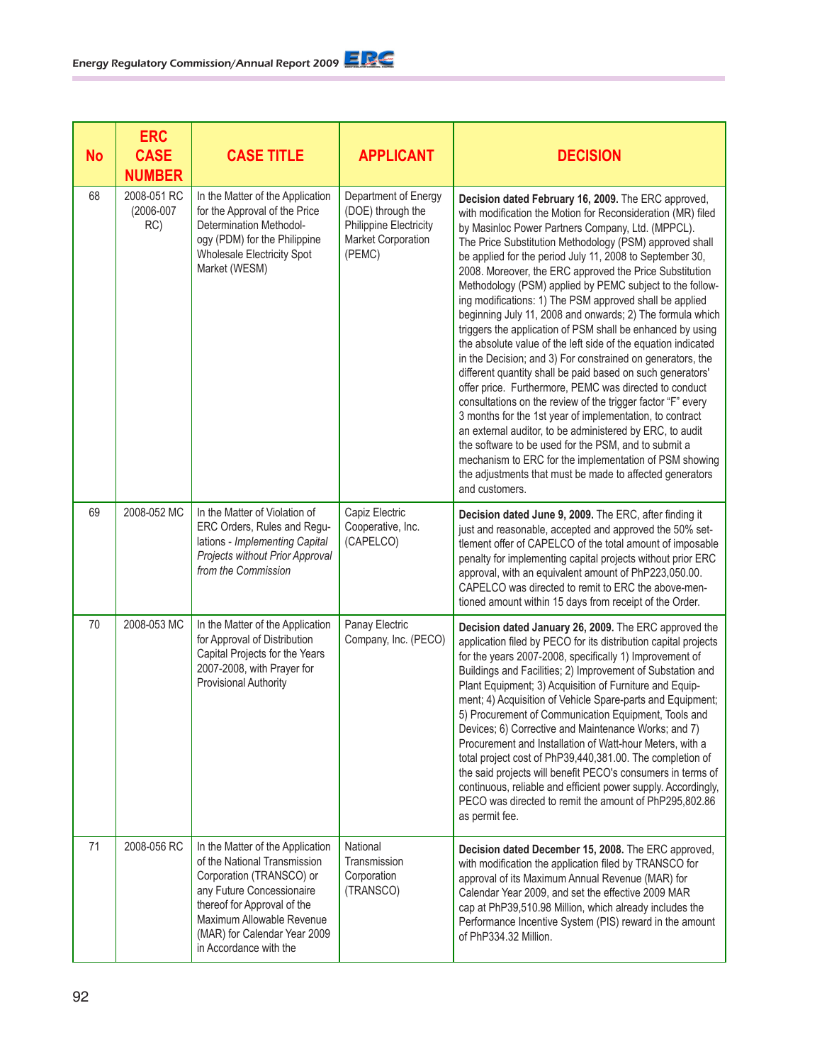| No | ERC CASE NUMBER | CASE TITLE | APPLICANT | DECISION |
|---|---|---|---|---|
| 68 | 2008-051 RC (2006-007 RC) | In the Matter of the Application for the Approval of the Price Determination Methodology (PDM) for the Philippine Wholesale Electricity Spot Market (WESM) | Department of Energy (DOE) through the Philippine Electricity Market Corporation (PEMC) | **Decision dated February 16, 2009.** The ERC approved, with modification the Motion for Reconsideration (MR) filed by Masinloc Power Partners Company, Ltd. (MPPCL). The Price Substitution Methodology (PSM) approved shall be applied for the period July 11, 2008 to September 30, 2008. Moreover, the ERC approved the Price Substitution Methodology (PSM) applied by PEMC subject to the following modifications: 1) The PSM approved shall be applied beginning July 11, 2008 and onwards; 2) The formula which triggers the application of PSM shall be enhanced by using the absolute value of the left side of the equation indicated in the Decision; and 3) For constrained on generators, the different quantity shall be paid based on such generators' offer price. Furthermore, PEMC was directed to conduct consultations on the review of the trigger factor "F" every 3 months for the 1st year of implementation, to contract an external auditor, to be administered by ERC, to audit the software to be used for the PSM, and to submit a mechanism to ERC for the implementation of PSM showing the adjustments that must be made to affected generators and customers. |
| 69 | 2008-052 MC | In the Matter of Violation of ERC Orders, Rules and Regulations - *Implementing Capital Projects without Prior Approval from the Commission* | Capiz Electric Cooperative, Inc. (CAPELCO) | **Decision dated June 9, 2009.** The ERC, after finding it just and reasonable, accepted and approved the 50% settlement offer of CAPELCO of the total amount of imposable penalty for implementing capital projects without prior ERC approval, with an equivalent amount of PhP223,050.00. CAPELCO was directed to remit to ERC the above-mentioned amount within 15 days from receipt of the Order. |
| 70 | 2008-053 MC | In the Matter of the Application for Approval of Distribution Capital Projects for the Years 2007-2008, with Prayer for Provisional Authority | Panay Electric Company, Inc. (PECO) | **Decision dated January 26, 2009.** The ERC approved the application filed by PECO for its distribution capital projects for the years 2007-2008, specifically 1) Improvement of Buildings and Facilities; 2) Improvement of Substation and Plant Equipment; 3) Acquisition of Furniture and Equipment; 4) Acquisition of Vehicle Spare-parts and Equipment; 5) Procurement of Communication Equipment, Tools and Devices; 6) Corrective and Maintenance Works; and 7) Procurement and Installation of Watt-hour Meters, with a total project cost of PhP39,440,381.00. The completion of the said projects will benefit PECO's consumers in terms of continuous, reliable and efficient power supply. Accordingly, PECO was directed to remit the amount of PhP295,802.86 as permit fee. |
| 71 | 2008-056 RC | In the Matter of the Application of the National Transmission Corporation (TRANSCO) or any Future Concessionaire thereof for Approval of the Maximum Allowable Revenue (MAR) for Calendar Year 2009 in Accordance with the | National Transmission Corporation (TRANSCO) | **Decision dated December 15, 2008.** The ERC approved, with modification the application filed by TRANSCO for approval of its Maximum Annual Revenue (MAR) for Calendar Year 2009, and set the effective 2009 MAR cap at PhP39,510.98 Million, which already includes the Performance Incentive System (PIS) reward in the amount of PhP334.32 Million. |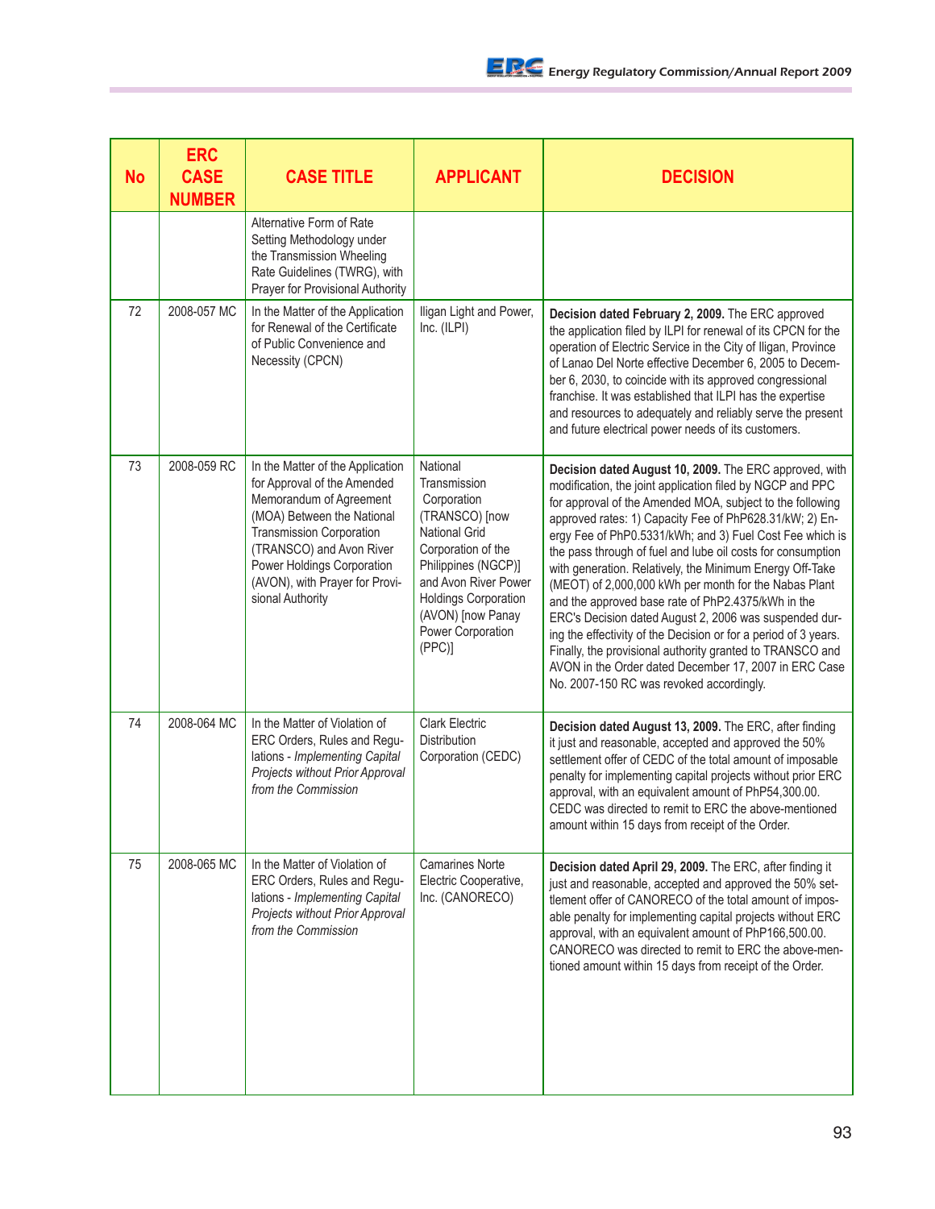| No | ERC CASE NUMBER | CASE TITLE | APPLICANT | DECISION |
|---|---|---|---|---|
| | | Alternative Form of Rate Setting Methodology under the Transmission Wheeling Rate Guidelines (TWRG), with Prayer for Provisional Authority | | |
| 72 | 2008-057 MC | In the Matter of the Application for Renewal of the Certificate of Public Convenience and Necessity (CPCN) | Iligan Light and Power, Inc. (ILPI) | **Decision dated February 2, 2009.** The ERC approved the application filed by ILPI for renewal of its CPCN for the operation of Electric Service in the City of Iligan, Province of Lanao Del Norte effective December 6, 2005 to December 6, 2030, to coincide with its approved congressional franchise. It was established that ILPI has the expertise and resources to adequately and reliably serve the present and future electrical power needs of its customers. |
| 73 | 2008-059 RC | In the Matter of the Application for Approval of the Amended Memorandum of Agreement (MOA) Between the National Transmission Corporation (TRANSCO) and Avon River Power Holdings Corporation (AVON), with Prayer for Provisional Authority | National Transmission Corporation (TRANSCO) [now National Grid Corporation of the Philippines (NGCP)] and Avon River Power Holdings Corporation (AVON) [now Panay Power Corporation (PPC)] | **Decision dated August 10, 2009.** The ERC approved, with modification, the joint application filed by NGCP and PPC for approval of the Amended MOA, subject to the following approved rates: 1) Capacity Fee of PhP628.31/kW; 2) Energy Fee of PhP0.5331/kWh; and 3) Fuel Cost Fee which is the pass through of fuel and lube oil costs for consumption with generation. Relatively, the Minimum Energy Off-Take (MEOT) of 2,000,000 kWh per month for the Nabas Plant and the approved base rate of PhP2.4375/kWh in the ERC's Decision dated August 2, 2006 was suspended during the effectivity of the Decision or for a period of 3 years. Finally, the provisional authority granted to TRANSCO and AVON in the Order dated December 17, 2007 in ERC Case No. 2007-150 RC was revoked accordingly. |
| 74 | 2008-064 MC | In the Matter of Violation of ERC Orders, Rules and Regulations - *Implementing Capital Projects without Prior Approval from the Commission* | Clark Electric Distribution Corporation (CEDC) | **Decision dated August 13, 2009.** The ERC, after finding it just and reasonable, accepted and approved the 50% settlement offer of CEDC of the total amount of imposable penalty for implementing capital projects without prior ERC approval, with an equivalent amount of PhP54,300.00. CEDC was directed to remit to ERC the above-mentioned amount within 15 days from receipt of the Order. |
| 75 | 2008-065 MC | In the Matter of Violation of ERC Orders, Rules and Regulations - *Implementing Capital Projects without Prior Approval from the Commission* | Camarines Norte Electric Cooperative, Inc. (CANORECO) | **Decision dated April 29, 2009.** The ERC, after finding it just and reasonable, accepted and approved the 50% settlement offer of CANORECO of the total amount of imposable penalty for implementing capital projects without ERC approval, with an equivalent amount of PhP166,500.00. CANORECO was directed to remit to ERC the above-mentioned amount within 15 days from receipt of the Order. |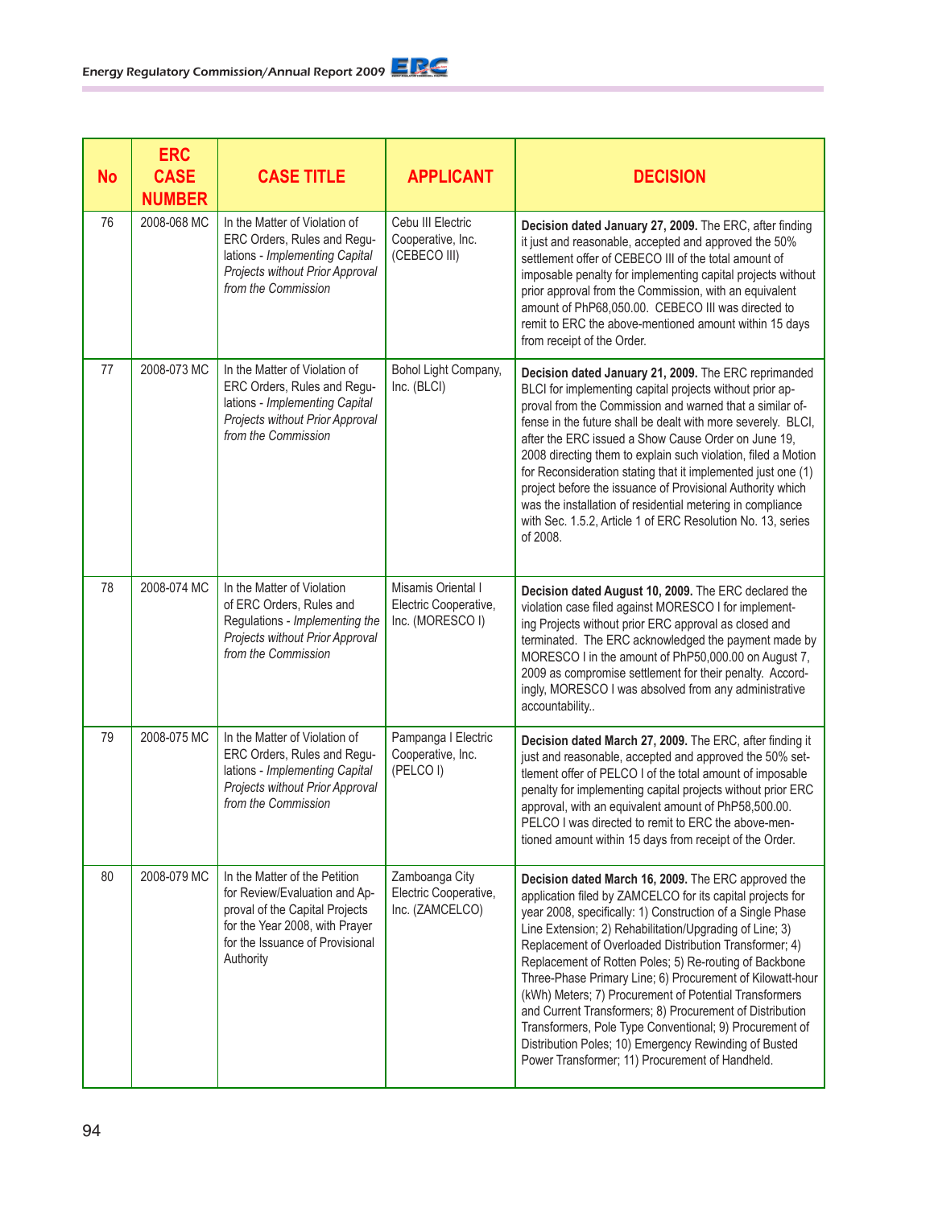| No | ERC CASE NUMBER | CASE TITLE | APPLICANT | DECISION |
|---|---|---|---|---|
| 76 | 2008-068 MC | In the Matter of Violation of ERC Orders, Rules and Regulations - *Implementing Capital Projects without Prior Approval from the Commission* | Cebu III Electric Cooperative, Inc. (CEBECO III) | **Decision dated January 27, 2009.** The ERC, after finding it just and reasonable, accepted and approved the 50% settlement offer of CEBECO III of the total amount of imposable penalty for implementing capital projects without prior approval from the Commission, with an equivalent amount of PhP68,050.00. CEBECO III was directed to remit to ERC the above-mentioned amount within 15 days from receipt of the Order. |
| 77 | 2008-073 MC | In the Matter of Violation of ERC Orders, Rules and Regulations - *Implementing Capital Projects without Prior Approval from the Commission* | Bohol Light Company, Inc. (BLCI) | **Decision dated January 21, 2009.** The ERC reprimanded BLCI for implementing capital projects without prior approval from the Commission and warned that a similar offense in the future shall be dealt with more severely. BLCI, after the ERC issued a Show Cause Order on June 19, 2008 directing them to explain such violation, filed a Motion for Reconsideration stating that it implemented just one (1) project before the issuance of Provisional Authority which was the installation of residential metering in compliance with Sec. 1.5.2, Article 1 of ERC Resolution No. 13, series of 2008. |
| 78 | 2008-074 MC | In the Matter of Violation of ERC Orders, Rules and Regulations - *Implementing the Projects without Prior Approval from the Commission* | Misamis Oriental I Electric Cooperative, Inc. (MORESCO I) | **Decision dated August 10, 2009.** The ERC declared the violation case filed against MORESCO I for implementing Projects without prior ERC approval as closed and terminated. The ERC acknowledged the payment made by MORESCO I in the amount of PhP50,000.00 on August 7, 2009 as compromise settlement for their penalty. Accordingly, MORESCO I was absolved from any administrative accountability.. |
| 79 | 2008-075 MC | In the Matter of Violation of ERC Orders, Rules and Regulations - *Implementing Capital Projects without Prior Approval from the Commission* | Pampanga I Electric Cooperative, Inc. (PELCO I) | **Decision dated March 27, 2009.** The ERC, after finding it just and reasonable, accepted and approved the 50% settlement offer of PELCO I of the total amount of imposable penalty for implementing capital projects without prior ERC approval, with an equivalent amount of PhP58,500.00. PELCO I was directed to remit to ERC the above-mentioned amount within 15 days from receipt of the Order. |
| 80 | 2008-079 MC | In the Matter of the Petition for Review/Evaluation and Approval of the Capital Projects for the Year 2008, with Prayer for the Issuance of Provisional Authority | Zamboanga City Electric Cooperative, Inc. (ZAMCELCO) | **Decision dated March 16, 2009.** The ERC approved the application filed by ZAMCELCO for its capital projects for year 2008, specifically: 1) Construction of a Single Phase Line Extension; 2) Rehabilitation/Upgrading of Line; 3) Replacement of Overloaded Distribution Transformer; 4) Replacement of Rotten Poles; 5) Re-routing of Backbone Three-Phase Primary Line; 6) Procurement of Kilowatt-hour (kWh) Meters; 7) Procurement of Potential Transformers and Current Transformers; 8) Procurement of Distribution Transformers, Pole Type Conventional; 9) Procurement of Distribution Poles; 10) Emergency Rewinding of Busted Power Transformer; 11) Procurement of Handheld. |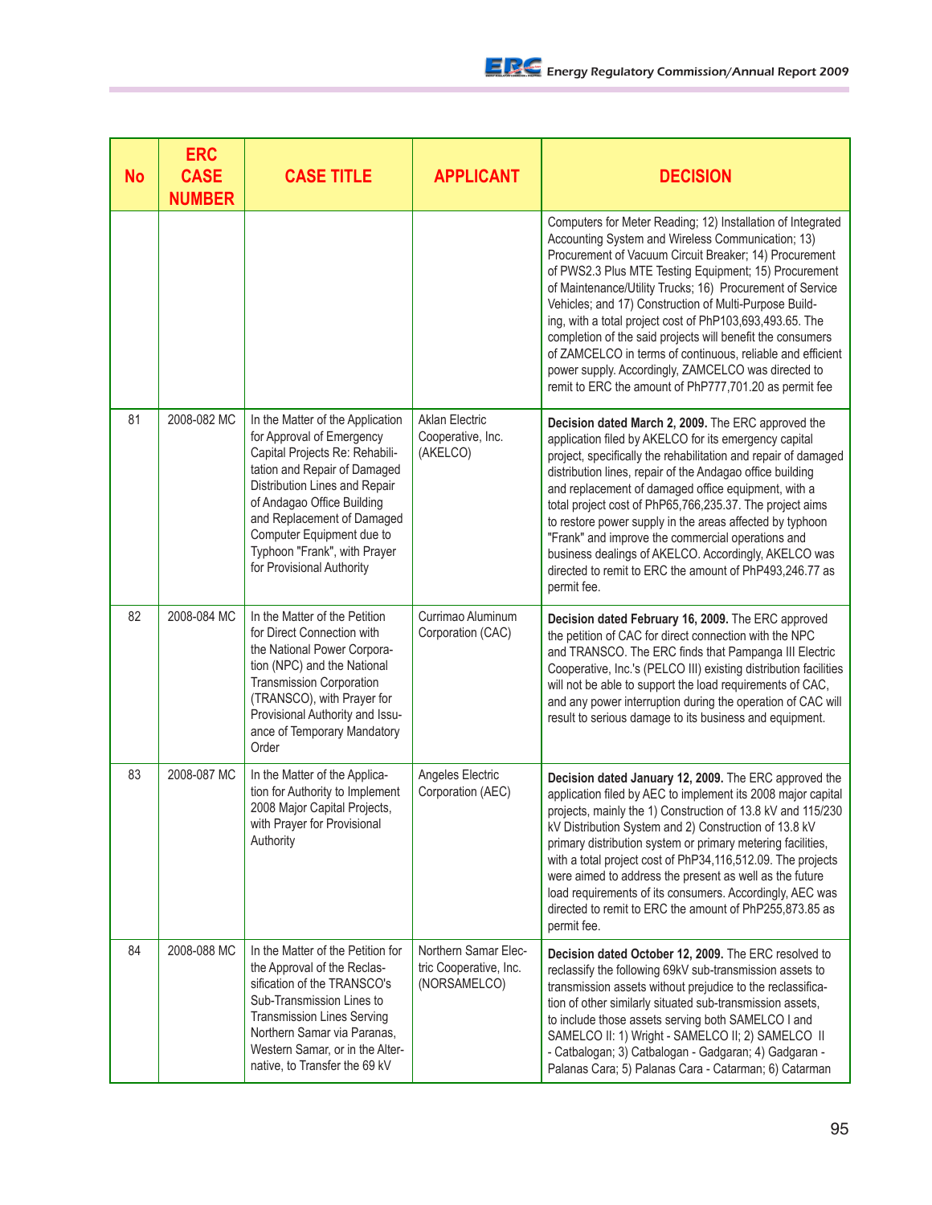| No | ERC CASE NUMBER | CASE TITLE | APPLICANT | DECISION |
|---|---|---|---|---|
| | | | | Computers for Meter Reading; 12) Installation of Integrated Accounting System and Wireless Communication; 13) Procurement of Vacuum Circuit Breaker; 14) Procurement of PWS2.3 Plus MTE Testing Equipment; 15) Procurement of Maintenance/Utility Trucks; 16) Procurement of Service Vehicles; and 17) Construction of Multi-Purpose Building, with a total project cost of PhP103,693,493.65. The completion of the said projects will benefit the consumers of ZAMCELCO in terms of continuous, reliable and efficient power supply. Accordingly, ZAMCELCO was directed to remit to ERC the amount of PhP777,701.20 as permit fee |
| 81 | 2008-082 MC | In the Matter of the Application for Approval of Emergency Capital Projects Re: Rehabilitation and Repair of Damaged Distribution Lines and Repair of Andagao Office Building and Replacement of Damaged Computer Equipment due to Typhoon "Frank", with Prayer for Provisional Authority | Aklan Electric Cooperative, Inc. (AKELCO) | **Decision dated March 2, 2009.** The ERC approved the application filed by AKELCO for its emergency capital project, specifically the rehabilitation and repair of damaged distribution lines, repair of the Andagao office building and replacement of damaged office equipment, with a total project cost of PhP65,766,235.37. The project aims to restore power supply in the areas affected by typhoon "Frank" and improve the commercial operations and business dealings of AKELCO. Accordingly, AKELCO was directed to remit to ERC the amount of PhP493,246.77 as permit fee. |
| 82 | 2008-084 MC | In the Matter of the Petition for Direct Connection with the National Power Corporation (NPC) and the National Transmission Corporation (TRANSCO), with Prayer for Provisional Authority and Issuance of Temporary Mandatory Order | Currimao Aluminum Corporation (CAC) | **Decision dated February 16, 2009.** The ERC approved the petition of CAC for direct connection with the NPC and TRANSCO. The ERC finds that Pampanga III Electric Cooperative, Inc.'s (PELCO III) existing distribution facilities will not be able to support the load requirements of CAC, and any power interruption during the operation of CAC will result to serious damage to its business and equipment. |
| 83 | 2008-087 MC | In the Matter of the Application for Authority to Implement 2008 Major Capital Projects, with Prayer for Provisional Authority | Angeles Electric Corporation (AEC) | **Decision dated January 12, 2009.** The ERC approved the application filed by AEC to implement its 2008 major capital projects, mainly the 1) Construction of 13.8 kV and 115/230 kV Distribution System and 2) Construction of 13.8 kV primary distribution system or primary metering facilities, with a total project cost of PhP34,116,512.09. The projects were aimed to address the present as well as the future load requirements of its consumers. Accordingly, AEC was directed to remit to ERC the amount of PhP255,873.85 as permit fee. |
| 84 | 2008-088 MC | In the Matter of the Petition for the Approval of the Reclassification of the TRANSCO's Sub-Transmission Lines to Transmission Lines Serving Northern Samar via Paranas, Western Samar, or in the Alternative, to Transfer the 69 kV | Northern Samar Electric Cooperative, Inc. (NORSAMELCO) | **Decision dated October 12, 2009.** The ERC resolved to reclassify the following 69kV sub-transmission assets to transmission assets without prejudice to the reclassification of other similarly situated sub-transmission assets, to include those assets serving both SAMELCO I and SAMELCO II: 1) Wright - SAMELCO II; 2) SAMELCO II - Catbalogan; 3) Catbalogan - Gadgaran; 4) Gadgaran - Palanas Cara; 5) Palanas Cara - Catarman; 6) Catarman |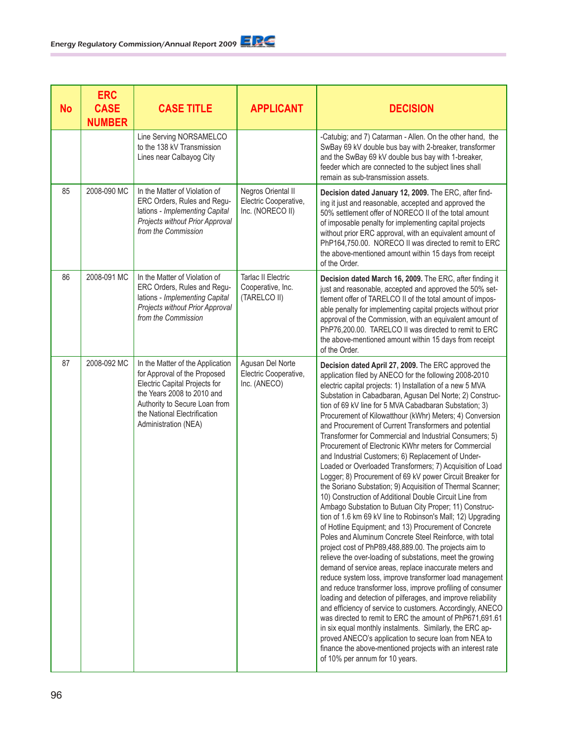| No | ERC CASE NUMBER | CASE TITLE | APPLICANT | DECISION |
|---|---|---|---|---|
| | | Line Serving NORSAMELCO to the 138 kV Transmission Lines near Calbayog City | | -Catubig; and 7) Catarman - Allen. On the other hand, the SwBay 69 kV double bus bay with 2-breaker, transformer and the SwBay 69 kV double bus bay with 1-breaker, feeder which are connected to the subject lines shall remain as sub-transmission assets. |
| 85 | 2008-090 MC | In the Matter of Violation of ERC Orders, Rules and Regulations - *Implementing Capital Projects without Prior Approval from the Commission* | Negros Oriental II Electric Cooperative, Inc. (NORECO II) | **Decision dated January 12, 2009.** The ERC, after finding it just and reasonable, accepted and approved the 50% settlement offer of NORECO II of the total amount of imposable penalty for implementing capital projects without prior ERC approval, with an equivalent amount of PhP164,750.00. NORECO II was directed to remit to ERC the above-mentioned amount within 15 days from receipt of the Order. |
| 86 | 2008-091 MC | In the Matter of Violation of ERC Orders, Rules and Regulations - *Implementing Capital Projects without Prior Approval from the Commission* | Tarlac II Electric Cooperative, Inc. (TARELCO II) | **Decision dated March 16, 2009.** The ERC, after finding it just and reasonable, accepted and approved the 50% settlement offer of TARELCO II of the total amount of imposable penalty for implementing capital projects without prior approval of the Commission, with an equivalent amount of PhP76,200.00. TARELCO II was directed to remit to ERC the above-mentioned amount within 15 days from receipt of the Order. |
| 87 | 2008-092 MC | In the Matter of the Application for Approval of the Proposed Electric Capital Projects for the Years 2008 to 2010 and Authority to Secure Loan from the National Electrification Administration (NEA) | Agusan Del Norte Electric Cooperative, Inc. (ANECO) | **Decision dated April 27, 2009.** The ERC approved the application filed by ANECO for the following 2008-2010 electric capital projects: 1) Installation of a new 5 MVA Substation in Cabadbaran, Agusan Del Norte; 2) Construction of 69 kV line for 5 MVA Cabadbaran Substation; 3) Procurement of Kilowatthour (kWhr) Meters; 4) Conversion and Procurement of Current Transformers and potential Transformer for Commercial and Industrial Consumers; 5) Procurement of Electronic KWhr meters for Commercial and Industrial Customers; 6) Replacement of Under-Loaded or Overloaded Transformers; 7) Acquisition of Load Logger; 8) Procurement of 69 kV power Circuit Breaker for the Soriano Substation; 9) Acquisition of Thermal Scanner; 10) Construction of Additional Double Circuit Line from Ambago Substation to Butuan City Proper; 11) Construction of 1.6 km 69 kV line to Robinson's Mall; 12) Upgrading of Hotline Equipment; and 13) Procurement of Concrete Poles and Aluminum Concrete Steel Reinforce, with total project cost of PhP89,488,889.00. The projects aim to relieve the over-loading of substations, meet the growing demand of service areas, replace inaccurate meters and reduce system loss, improve transformer load management and reduce transformer loss, improve profiling of consumer loading and detection of pilferages, and improve reliability and efficiency of service to customers. Accordingly, ANECO was directed to remit to ERC the amount of PhP671,691.61 in six equal monthly instalments. Similarly, the ERC approved ANECO's application to secure loan from NEA to finance the above-mentioned projects with an interest rate of 10% per annum for 10 years. |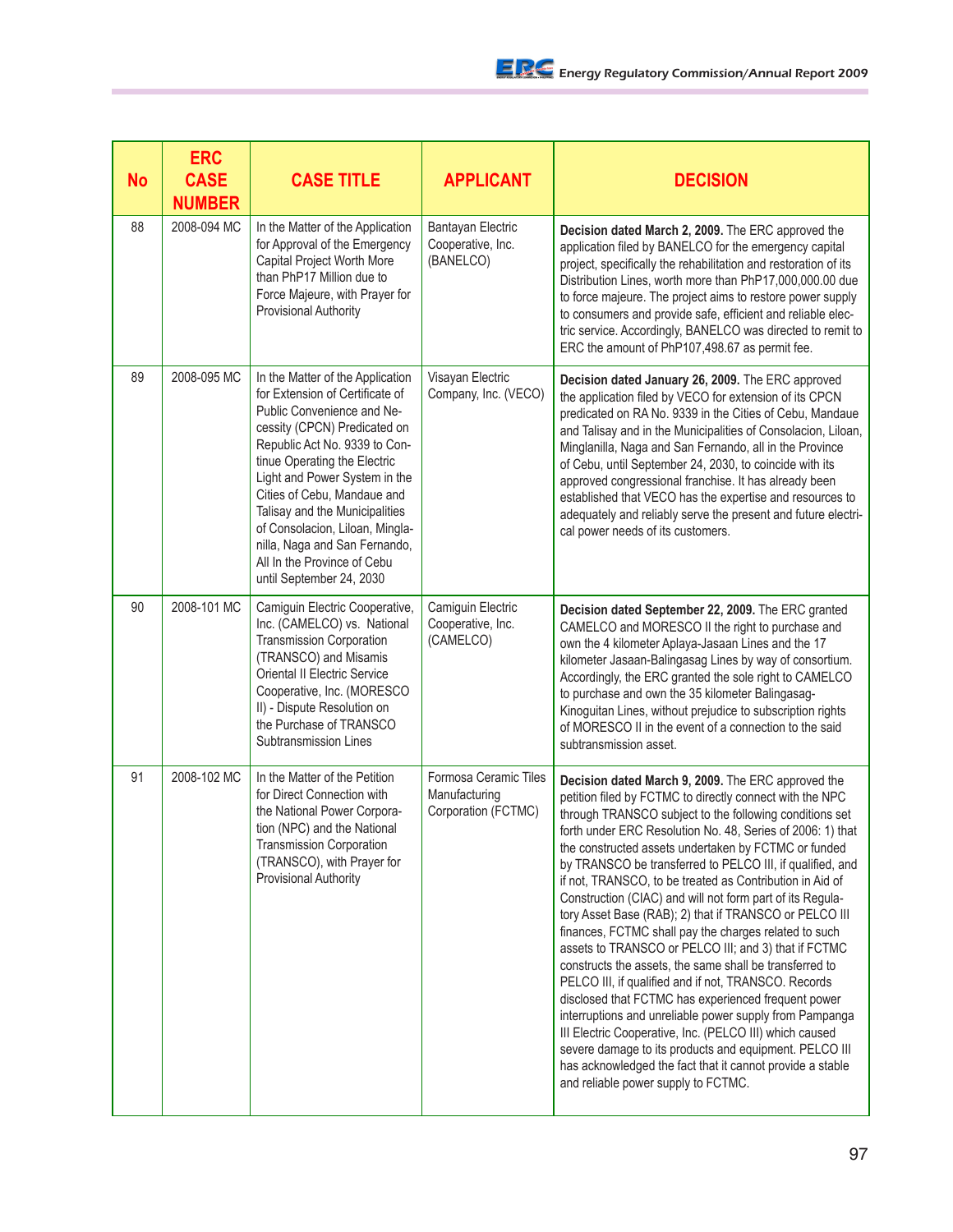| No | ERC CASE NUMBER | CASE TITLE | APPLICANT | DECISION |
|---|---|---|---|---|
| 88 | 2008-094 MC | In the Matter of the Application for Approval of the Emergency Capital Project Worth More than PhP17 Million due to Force Majeure, with Prayer for Provisional Authority | Bantayan Electric Cooperative, Inc. (BANELCO) | **Decision dated March 2, 2009.** The ERC approved the application filed by BANELCO for the emergency capital project, specifically the rehabilitation and restoration of its Distribution Lines, worth more than PhP17,000,000.00 due to force majeure. The project aims to restore power supply to consumers and provide safe, efficient and reliable electric service. Accordingly, BANELCO was directed to remit to ERC the amount of PhP107,498.67 as permit fee. |
| 89 | 2008-095 MC | In the Matter of the Application for Extension of Certificate of Public Convenience and Necessity (CPCN) Predicated on Republic Act No. 9339 to Continue Operating the Electric Light and Power System in the Cities of Cebu, Mandaue and Talisay and the Municipalities of Consolacion, Liloan, Minglanilla, Naga and San Fernando, All In the Province of Cebu until September 24, 2030 | Visayan Electric Company, Inc. (VECO) | **Decision dated January 26, 2009.** The ERC approved the application filed by VECO for extension of its CPCN predicated on RA No. 9339 in the Cities of Cebu, Mandaue and Talisay and in the Municipalities of Consolacion, Liloan, Minglanilla, Naga and San Fernando, all in the Province of Cebu, until September 24, 2030, to coincide with its approved congressional franchise. It has already been established that VECO has the expertise and resources to adequately and reliably serve the present and future electrical power needs of its customers. |
| 90 | 2008-101 MC | Camiguin Electric Cooperative, Inc. (CAMELCO) vs. National Transmission Corporation (TRANSCO) and Misamis Oriental II Electric Service Cooperative, Inc. (MORESCO II) - Dispute Resolution on the Purchase of TRANSCO Subtransmission Lines | Camiguin Electric Cooperative, Inc. (CAMELCO) | **Decision dated September 22, 2009.** The ERC granted CAMELCO and MORESCO II the right to purchase and own the 4 kilometer Aplaya-Jasaan Lines and the 17 kilometer Jasaan-Balingasag Lines by way of consortium. Accordingly, the ERC granted the sole right to CAMELCO to purchase and own the 35 kilometer Balingasag-Kinoguitan Lines, without prejudice to subscription rights of MORESCO II in the event of a connection to the said subtransmission asset. |
| 91 | 2008-102 MC | In the Matter of the Petition for Direct Connection with the National Power Corporation (NPC) and the National Transmission Corporation (TRANSCO), with Prayer for Provisional Authority | Formosa Ceramic Tiles Manufacturing Corporation (FCTMC) | **Decision dated March 9, 2009.** The ERC approved the petition filed by FCTMC to directly connect with the NPC through TRANSCO subject to the following conditions set forth under ERC Resolution No. 48, Series of 2006: 1) that the constructed assets undertaken by FCTMC or funded by TRANSCO be transferred to PELCO III, if qualified, and if not, TRANSCO, to be treated as Contribution in Aid of Construction (CIAC) and will not form part of its Regulatory Asset Base (RAB); 2) that if TRANSCO or PELCO III finances, FCTMC shall pay the charges related to such assets to TRANSCO or PELCO III; and 3) that if FCTMC constructs the assets, the same shall be transferred to PELCO III, if qualified and if not, TRANSCO. Records disclosed that FCTMC has experienced frequent power interruptions and unreliable power supply from Pampanga III Electric Cooperative, Inc. (PELCO III) which caused severe damage to its products and equipment. PELCO III has acknowledged the fact that it cannot provide a stable and reliable power supply to FCTMC. |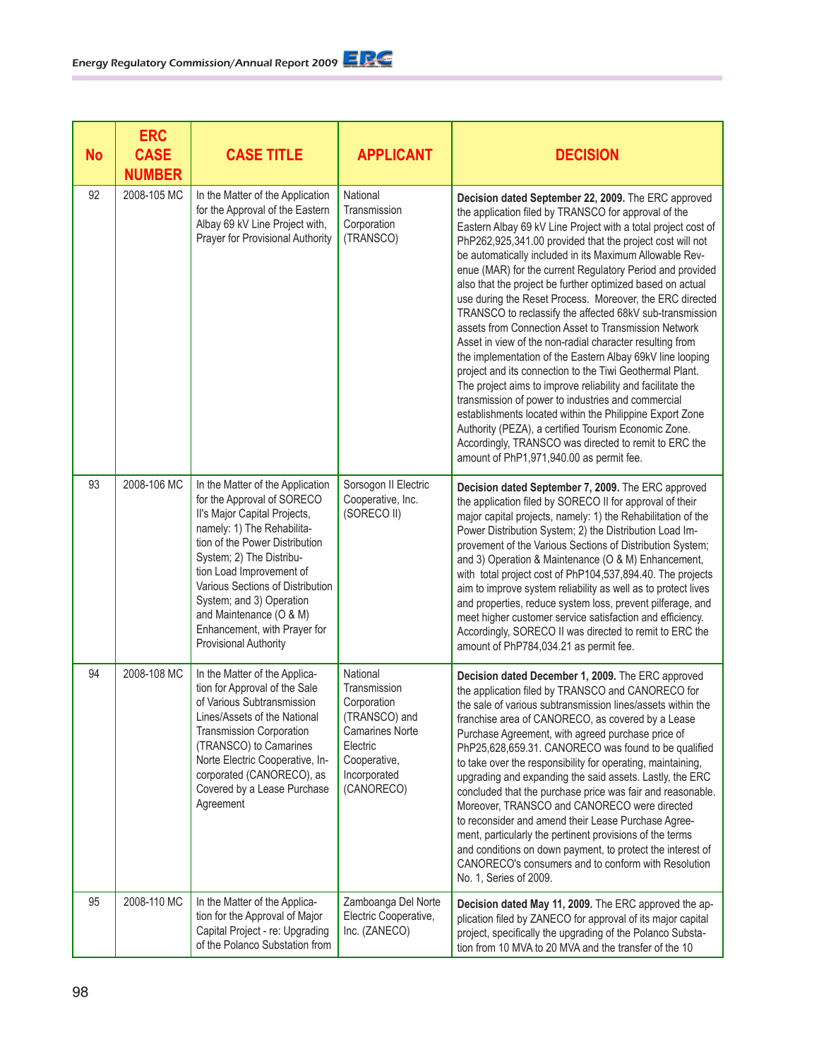| No | ERC CASE NUMBER | CASE TITLE | APPLICANT | DECISION |
|---|---|---|---|---|
| 92 | 2008-105 MC | In the Matter of the Application for the Approval of the Eastern Albay 69 kV Line Project with, Prayer for Provisional Authority | National Transmission Corporation (TRANSCO) | **Decision dated September 22, 2009.** The ERC approved the application filed by TRANSCO for approval of the Eastern Albay 69 kV Line Project with a total project cost of PhP262,925,341.00 provided that the project cost will not be automatically included in its Maximum Allowable Revenue (MAR) for the current Regulatory Period and provided also that the project be further optimized based on actual use during the Reset Process. Moreover, the ERC directed TRANSCO to reclassify the affected 68kV sub-transmission assets from Connection Asset to Transmission Network Asset in view of the non-radial character resulting from the implementation of the Eastern Albay 69kV line looping project and its connection to the Tiwi Geothermal Plant. The project aims to improve reliability and facilitate the transmission of power to industries and commercial establishments located within the Philippine Export Zone Authority (PEZA), a certified Tourism Economic Zone. Accordingly, TRANSCO was directed to remit to ERC the amount of PhP1,971,940.00 as permit fee. |
| 93 | 2008-106 MC | In the Matter of the Application for the Approval of SORECO II's Major Capital Projects, namely: 1) The Rehabilitation of the Power Distribution System; 2) The Distribution Load Improvement of Various Sections of Distribution System; and 3) Operation and Maintenance (O & M) Enhancement, with Prayer for Provisional Authority | Sorsogon II Electric Cooperative, Inc. (SORECO II) | **Decision dated September 7, 2009.** The ERC approved the application filed by SORECO II for approval of their major capital projects, namely: 1) the Rehabilitation of the Power Distribution System; 2) the Distribution Load Improvement of the Various Sections of Distribution System; and 3) Operation & Maintenance (O & M) Enhancement, with total project cost of PhP104,537,894.40. The projects aim to improve system reliability as well as to protect lives and properties, reduce system loss, prevent pilferage, and meet higher customer service satisfaction and efficiency. Accordingly, SORECO II was directed to remit to ERC the amount of PhP784,034.21 as permit fee. |
| 94 | 2008-108 MC | In the Matter of the Application for Approval of the Sale of Various Subtransmission Lines/Assets of the National Transmission Corporation (TRANSCO) to Camarines Norte Electric Cooperative, Incorporated (CANORECO), as Covered by a Lease Purchase Agreement | National Transmission Corporation (TRANSCO) and Camarines Norte Electric Cooperative, Incorporated (CANORECO) | **Decision dated December 1, 2009.** The ERC approved the application filed by TRANSCO and CANORECO for the sale of various subtransmission lines/assets within the franchise area of CANORECO, as covered by a Lease Purchase Agreement, with agreed purchase price of PhP25,628,659.31. CANORECO was found to be qualified to take over the responsibility for operating, maintaining, upgrading and expanding the said assets. Lastly, the ERC concluded that the purchase price was fair and reasonable. Moreover, TRANSCO and CANORECO were directed to reconsider and amend their Lease Purchase Agreement, particularly the pertinent provisions of the terms and conditions on down payment, to protect the interest of CANORECO's consumers and to conform with Resolution No. 1, Series of 2009. |
| 95 | 2008-110 MC | In the Matter of the Application for the Approval of Major Capital Project - re: Upgrading of the Polanco Substation from | Zamboanga Del Norte Electric Cooperative, Inc. (ZANECO) | **Decision dated May 11, 2009.** The ERC approved the application filed by ZANECO for approval of its major capital project, specifically the upgrading of the Polanco Substation from 10 MVA to 20 MVA and the transfer of the 10 |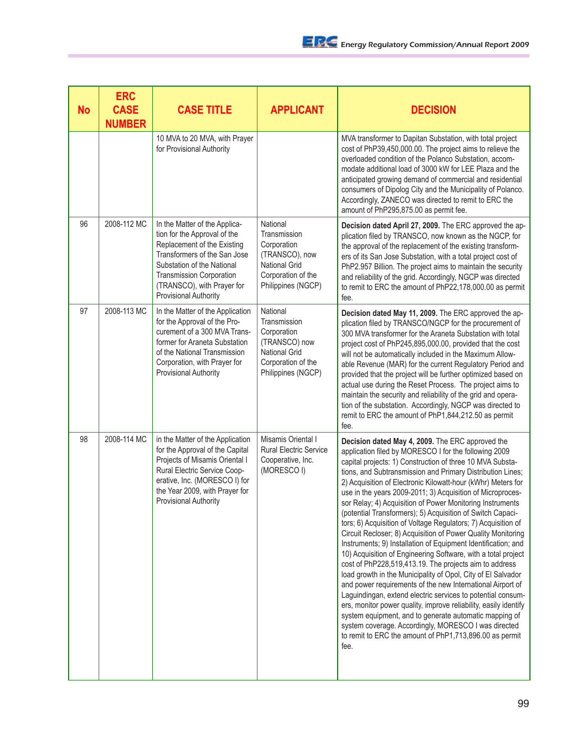| No | ERC CASE NUMBER | CASE TITLE | APPLICANT | DECISION |
|---|---|---|---|---|
| | | 10 MVA to 20 MVA, with Prayer for Provisional Authority | | MVA transformer to Dapitan Substation, with total project cost of PhP39,450,000.00. The project aims to relieve the overloaded condition of the Polanco Substation, accommodate additional load of 3000 kW for LEE Plaza and the anticipated growing demand of commercial and residential consumers of Dipolog City and the Municipality of Polanco. Accordingly, ZANECO was directed to remit to ERC the amount of PhP295,875.00 as permit fee. |
| 96 | 2008-112 MC | In the Matter of the Application for the Approval of the Replacement of the Existing Transformers of the San Jose Substation of the National Transmission Corporation (TRANSCO), with Prayer for Provisional Authority | National Transmission Corporation (TRANSCO), now National Grid Corporation of the Philippines (NGCP) | **Decision dated April 27, 2009.** The ERC approved the application filed by TRANSCO, now known as the NGCP, for the approval of the replacement of the existing transformers of its San Jose Substation, with a total project cost of PhP2.957 Billion. The project aims to maintain the security and reliability of the grid. Accordingly, NGCP was directed to remit to ERC the amount of PhP22,178,000.00 as permit fee. |
| 97 | 2008-113 MC | In the Matter of the Application for the Approval of the Procurement of a 300 MVA Transformer for Araneta Substation of the National Transmission Corporation, with Prayer for Provisional Authority | National Transmission Corporation (TRANSCO) now National Grid Corporation of the Philippines (NGCP) | **Decision dated May 11, 2009.** The ERC approved the application filed by TRANSCO/NGCP for the procurement of 300 MVA transformer for the Araneta Substation with total project cost of PhP245,895,000.00, provided that the cost will not be automatically included in the Maximum Allowable Revenue (MAR) for the current Regulatory Period and provided that the project will be further optimized based on actual use during the Reset Process. The project aims to maintain the security and reliability of the grid and operation of the substation. Accordingly, NGCP was directed to remit to ERC the amount of PhP1,844,212.50 as permit fee. |
| 98 | 2008-114 MC | in the Matter of the Application for the Approval of the Capital Projects of Misamis Oriental I Rural Electric Service Cooperative, Inc. (MORESCO I) for the Year 2009, with Prayer for Provisional Authority | Misamis Oriental I Rural Electric Service Cooperative, Inc. (MORESCO I) | **Decision dated May 4, 2009.** The ERC approved the application filed by MORESCO I for the following 2009 capital projects: 1) Construction of three 10 MVA Substations, and Subtransmission and Primary Distribution Lines; 2) Acquisition of Electronic Kilowatt-hour (kWhr) Meters for use in the years 2009-2011; 3) Acquisition of Microprocessor Relay; 4) Acquisition of Power Monitoring Instruments (potential Transformers); 5) Acquisition of Switch Capacitors; 6) Acquisition of Voltage Regulators; 7) Acquisition of Circuit Recloser; 8) Acquisition of Power Quality Monitoring Instruments; 9) Installation of Equipment Identification; and 10) Acquisition of Engineering Software, with a total project cost of PhP228,519,413.19. The projects aim to address load growth in the Municipality of Opol, City of El Salvador and power requirements of the new International Airport of Laguindingan, extend electric services to potential consumers, monitor power quality, improve reliability, easily identify system equipment, and to generate automatic mapping of system coverage. Accordingly, MORESCO I was directed to remit to ERC the amount of PhP1,713,896.00 as permit fee. |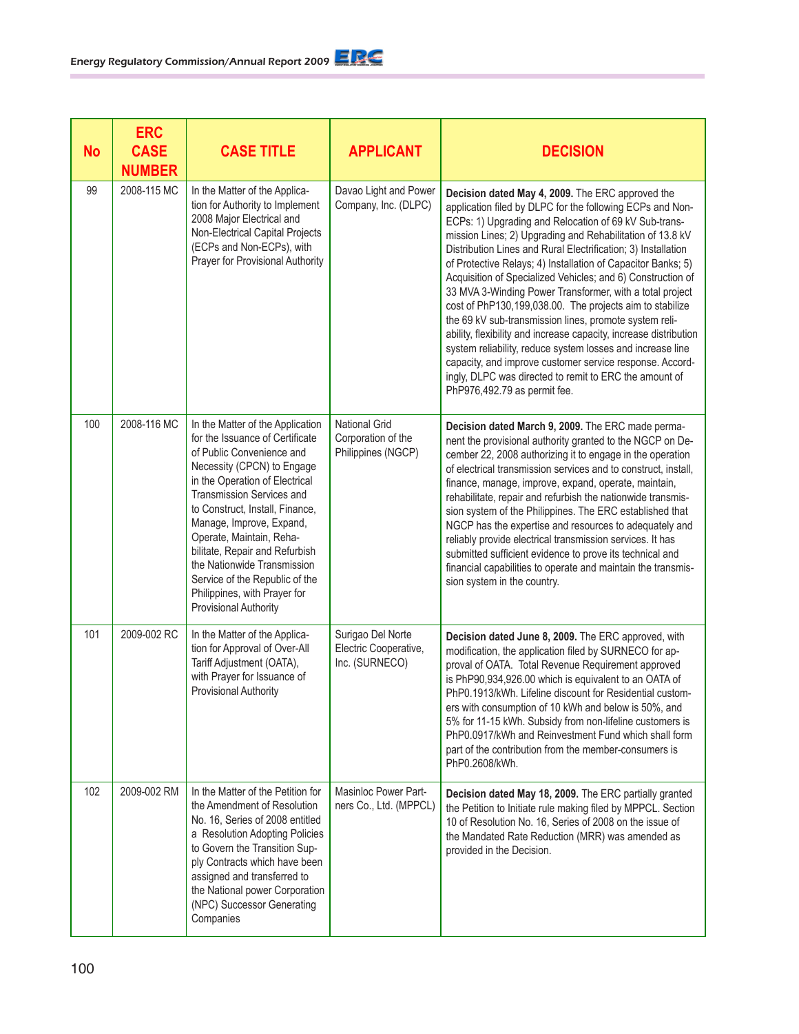| No | ERC CASE NUMBER | CASE TITLE | APPLICANT | DECISION |
|---|---|---|---|---|
| 99 | 2008-115 MC | In the Matter of the Application for Authority to Implement 2008 Major Electrical and Non-Electrical Capital Projects (ECPs and Non-ECPs), with Prayer for Provisional Authority | Davao Light and Power Company, Inc. (DLPC) | **Decision dated May 4, 2009.** The ERC approved the application filed by DLPC for the following ECPs and Non-ECPs: 1) Upgrading and Relocation of 69 kV Sub-transmission Lines; 2) Upgrading and Rehabilitation of 13.8 kV Distribution Lines and Rural Electrification; 3) Installation of Protective Relays; 4) Installation of Capacitor Banks; 5) Acquisition of Specialized Vehicles; and 6) Construction of 33 MVA 3-Winding Power Transformer, with a total project cost of PhP130,199,038.00. The projects aim to stabilize the 69 kV sub-transmission lines, promote system reliability, flexibility and increase capacity, increase distribution system reliability, reduce system losses and increase line capacity, and improve customer service response. Accordingly, DLPC was directed to remit to ERC the amount of PhP976,492.79 as permit fee. |
| 100 | 2008-116 MC | In the Matter of the Application for the Issuance of Certificate of Public Convenience and Necessity (CPCN) to Engage in the Operation of Electrical Transmission Services and to Construct, Install, Finance, Manage, Improve, Expand, Operate, Maintain, Rehabilitate, Repair and Refurbish the Nationwide Transmission Service of the Republic of the Philippines, with Prayer for Provisional Authority | National Grid Corporation of the Philippines (NGCP) | **Decision dated March 9, 2009.** The ERC made permanent the provisional authority granted to the NGCP on December 22, 2008 authorizing it to engage in the operation of electrical transmission services and to construct, install, finance, manage, improve, expand, operate, maintain, rehabilitate, repair and refurbish the nationwide transmission system of the Philippines. The ERC established that NGCP has the expertise and resources to adequately and reliably provide electrical transmission services. It has submitted sufficient evidence to prove its technical and financial capabilities to operate and maintain the transmission system in the country. |
| 101 | 2009-002 RC | In the Matter of the Application for Approval of Over-All Tariff Adjustment (OATA), with Prayer for Issuance of Provisional Authority | Surigao Del Norte Electric Cooperative, Inc. (SURNECO) | **Decision dated June 8, 2009.** The ERC approved, with modification, the application filed by SURNECO for approval of OATA. Total Revenue Requirement approved is PhP90,934,926.00 which is equivalent to an OATA of PhP0.1913/kWh. Lifeline discount for Residential customers with consumption of 10 kWh and below is 50%, and 5% for 11-15 kWh. Subsidy from non-lifeline customers is PhP0.0917/kWh and Reinvestment Fund which shall form part of the contribution from the member-consumers is PhP0.2608/kWh. |
| 102 | 2009-002 RM | In the Matter of the Petition for the Amendment of Resolution No. 16, Series of 2008 entitled a Resolution Adopting Policies to Govern the Transition Supply Contracts which have been assigned and transferred to the National power Corporation (NPC) Successor Generating Companies | Masinloc Power Partners Co., Ltd. (MPPCL) | **Decision dated May 18, 2009.** The ERC partially granted the Petition to Initiate rule making filed by MPPCL. Section 10 of Resolution No. 16, Series of 2008 on the issue of the Mandated Rate Reduction (MRR) was amended as provided in the Decision. |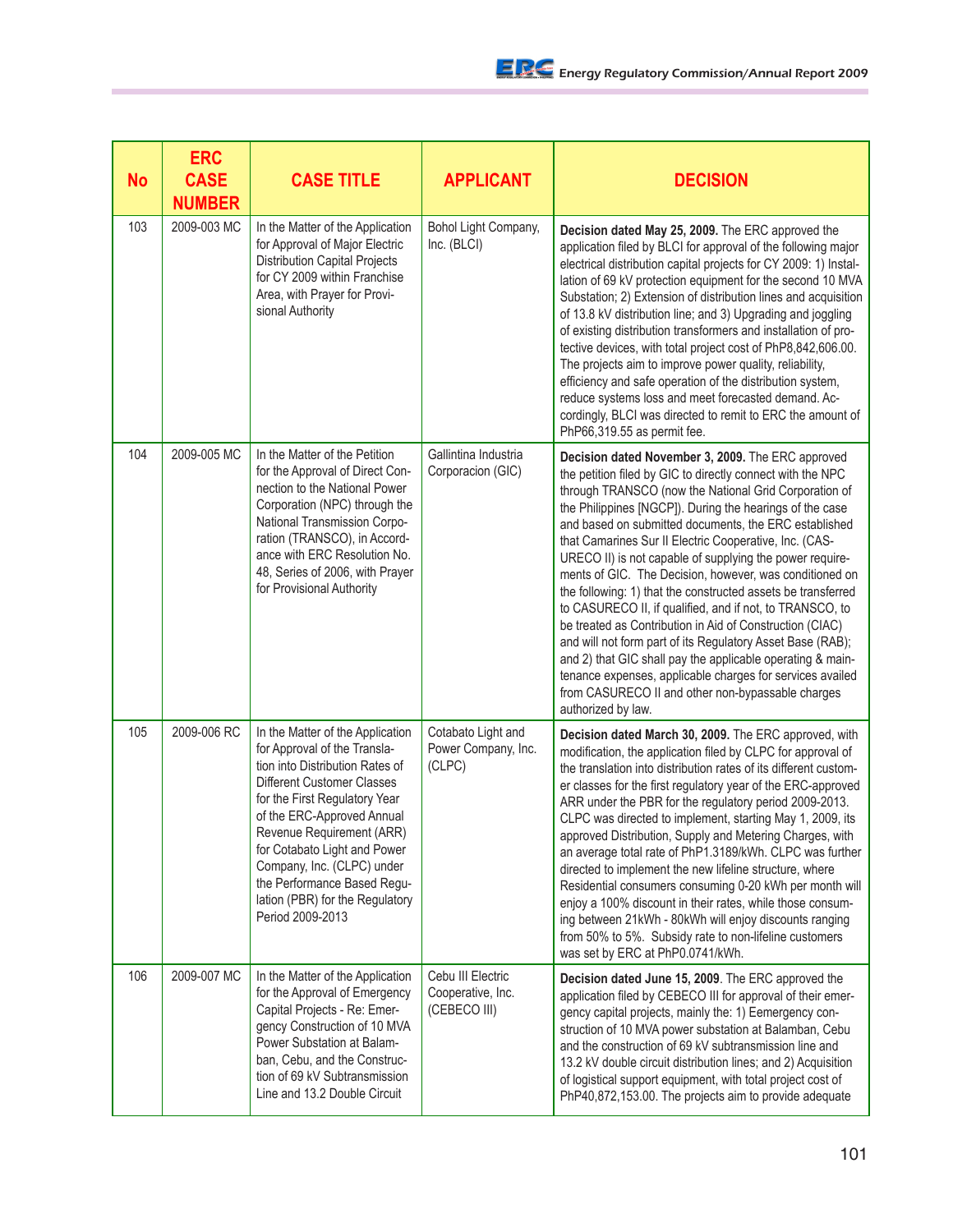| No | ERC CASE NUMBER | CASE TITLE | APPLICANT | DECISION |
|---|---|---|---|---|
| 103 | 2009-003 MC | In the Matter of the Application for Approval of Major Electric Distribution Capital Projects for CY 2009 within Franchise Area, with Prayer for Provisional Authority | Bohol Light Company, Inc. (BLCI) | **Decision dated May 25, 2009.** The ERC approved the application filed by BLCI for approval of the following major electrical distribution capital projects for CY 2009: 1) Installation of 69 kV protection equipment for the second 10 MVA Substation; 2) Extension of distribution lines and acquisition of 13.8 kV distribution line; and 3) Upgrading and joggling of existing distribution transformers and installation of protective devices, with total project cost of PhP8,842,606.00. The projects aim to improve power quality, reliability, efficiency and safe operation of the distribution system, reduce systems loss and meet forecasted demand. Accordingly, BLCI was directed to remit to ERC the amount of PhP66,319.55 as permit fee. |
| 104 | 2009-005 MC | In the Matter of the Petition for the Approval of Direct Connection to the National Power Corporation (NPC) through the National Transmission Corporation (TRANSCO), in Accordance with ERC Resolution No. 48, Series of 2006, with Prayer for Provisional Authority | Gallintina Industria Corporacion (GIC) | **Decision dated November 3, 2009.** The ERC approved the petition filed by GIC to directly connect with the NPC through TRANSCO (now the National Grid Corporation of the Philippines [NGCP]). During the hearings of the case and based on submitted documents, the ERC established that Camarines Sur II Electric Cooperative, Inc. (CASURECO II) is not capable of supplying the power requirements of GIC. The Decision, however, was conditioned on the following: 1) that the constructed assets be transferred to CASURECO II, if qualified, and if not, to TRANSCO, to be treated as Contribution in Aid of Construction (CIAC) and will not form part of its Regulatory Asset Base (RAB); and 2) that GIC shall pay the applicable operating & maintenance expenses, applicable charges for services availed from CASURECO II and other non-bypassable charges authorized by law. |
| 105 | 2009-006 RC | In the Matter of the Application for Approval of the Translation into Distribution Rates of Different Customer Classes for the First Regulatory Year of the ERC-Approved Annual Revenue Requirement (ARR) for Cotabato Light and Power Company, Inc. (CLPC) under the Performance Based Regulation (PBR) for the Regulatory Period 2009-2013 | Cotabato Light and Power Company, Inc. (CLPC) | **Decision dated March 30, 2009.** The ERC approved, with modification, the application filed by CLPC for approval of the translation into distribution rates of its different customer classes for the first regulatory year of the ERC-approved ARR under the PBR for the regulatory period 2009-2013. CLPC was directed to implement, starting May 1, 2009, its approved Distribution, Supply and Metering Charges, with an average total rate of PhP1.3189/kWh. CLPC was further directed to implement the new lifeline structure, where Residential consumers consuming 0-20 kWh per month will enjoy a 100% discount in their rates, while those consuming between 21kWh - 80kWh will enjoy discounts ranging from 50% to 5%. Subsidy rate to non-lifeline customers was set by ERC at PhP0.0741/kWh. |
| 106 | 2009-007 MC | In the Matter of the Application for the Approval of Emergency Capital Projects - Re: Emergency Construction of 10 MVA Power Substation at Balamban, Cebu, and the Construction of 69 kV Subtransmission Line and 13.2 Double Circuit | Cebu III Electric Cooperative, Inc. (CEBECO III) | **Decision dated June 15, 2009**. The ERC approved the application filed by CEBECO III for approval of their emergency capital projects, mainly the: 1) Eemergency construction of 10 MVA power substation at Balamban, Cebu and the construction of 69 kV subtransmission line and 13.2 kV double circuit distribution lines; and 2) Acquisition of logistical support equipment, with total project cost of PhP40,872,153.00. The projects aim to provide adequate |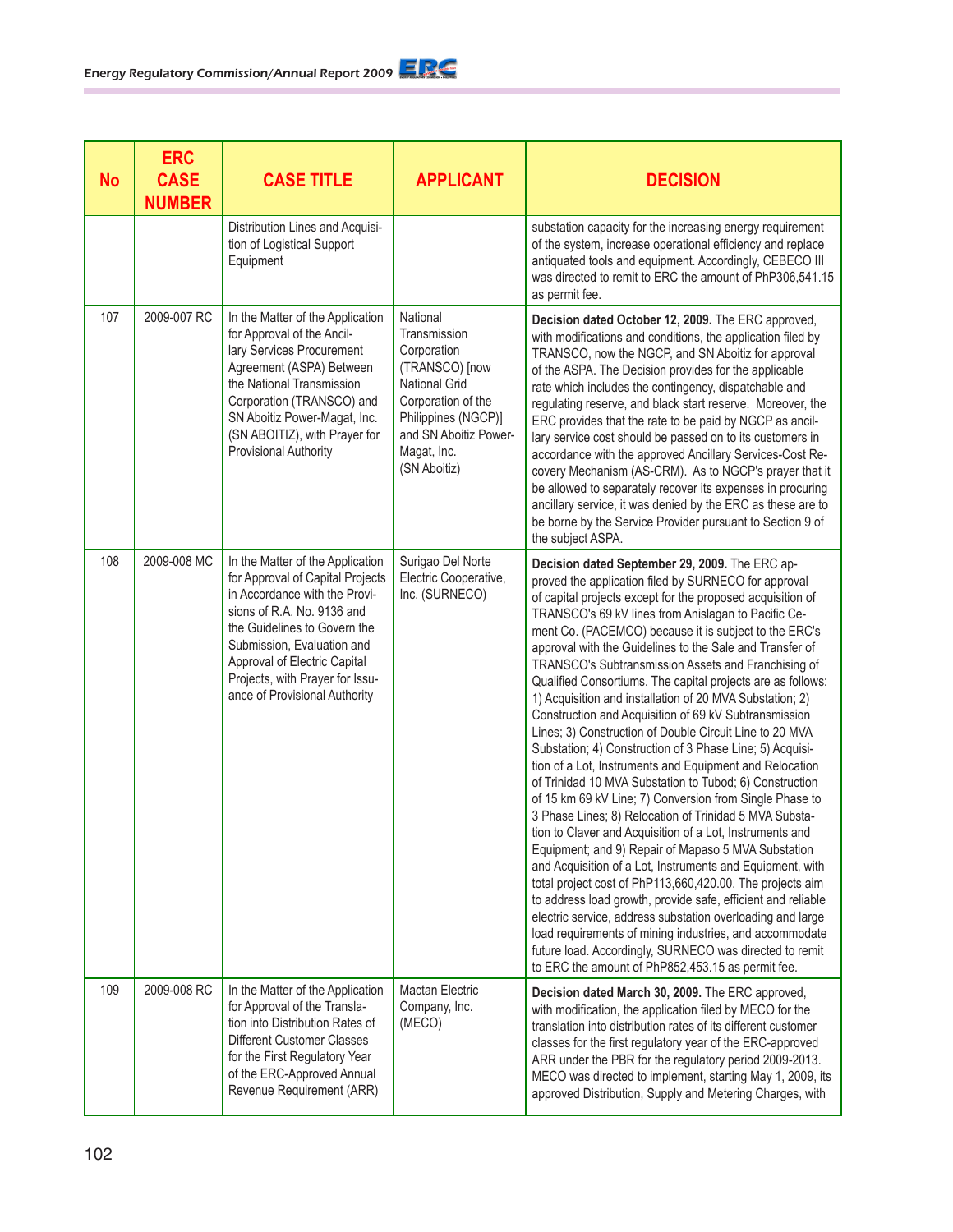| No | ERC CASE NUMBER | CASE TITLE | APPLICANT | DECISION |
|---|---|---|---|---|
| | | Distribution Lines and Acquisition of Logistical Support Equipment | | substation capacity for the increasing energy requirement of the system, increase operational efficiency and replace antiquated tools and equipment. Accordingly, CEBECO III was directed to remit to ERC the amount of PhP306,541.15 as permit fee. |
| 107 | 2009-007 RC | In the Matter of the Application for Approval of the Ancillary Services Procurement Agreement (ASPA) Between the National Transmission Corporation (TRANSCO) and SN Aboitiz Power-Magat, Inc. (SN ABOITIZ), with Prayer for Provisional Authority | National Transmission Corporation (TRANSCO) [now National Grid Corporation of the Philippines (NGCP)] and SN Aboitiz Power-Magat, Inc. (SN Aboitiz) | **Decision dated October 12, 2009.** The ERC approved, with modifications and conditions, the application filed by TRANSCO, now the NGCP, and SN Aboitiz for approval of the ASPA. The Decision provides for the applicable rate which includes the contingency, dispatchable and regulating reserve, and black start reserve. Moreover, the ERC provides that the rate to be paid by NGCP as ancillary service cost should be passed on to its customers in accordance with the approved Ancillary Services-Cost Recovery Mechanism (AS-CRM). As to NGCP's prayer that it be allowed to separately recover its expenses in procuring ancillary service, it was denied by the ERC as these are to be borne by the Service Provider pursuant to Section 9 of the subject ASPA. |
| 108 | 2009-008 MC | In the Matter of the Application for Approval of Capital Projects in Accordance with the Provisions of R.A. No. 9136 and the Guidelines to Govern the Submission, Evaluation and Approval of Electric Capital Projects, with Prayer for Issuance of Provisional Authority | Surigao Del Norte Electric Cooperative, Inc. (SURNECO) | **Decision dated September 29, 2009.** The ERC approved the application filed by SURNECO for approval of capital projects except for the proposed acquisition of TRANSCO's 69 kV lines from Anislagan to Pacific Cement Co. (PACEMCO) because it is subject to the ERC's approval with the Guidelines to the Sale and Transfer of TRANSCO's Subtransmission Assets and Franchising of Qualified Consortiums. The capital projects are as follows: 1) Acquisition and installation of 20 MVA Substation; 2) Construction and Acquisition of 69 kV Subtransmission Lines; 3) Construction of Double Circuit Line to 20 MVA Substation; 4) Construction of 3 Phase Line; 5) Acquisition of a Lot, Instruments and Equipment and Relocation of Trinidad 10 MVA Substation to Tubod; 6) Construction of 15 km 69 kV Line; 7) Conversion from Single Phase to 3 Phase Lines; 8) Relocation of Trinidad 5 MVA Substation to Claver and Acquisition of a Lot, Instruments and Equipment; and 9) Repair of Mapaso 5 MVA Substation and Acquisition of a Lot, Instruments and Equipment, with total project cost of PhP113,660,420.00. The projects aim to address load growth, provide safe, efficient and reliable electric service, address substation overloading and large load requirements of mining industries, and accommodate future load. Accordingly, SURNECO was directed to remit to ERC the amount of PhP852,453.15 as permit fee. |
| 109 | 2009-008 RC | In the Matter of the Application for Approval of the Translation into Distribution Rates of Different Customer Classes for the First Regulatory Year of the ERC-Approved Annual Revenue Requirement (ARR) | Mactan Electric Company, Inc. (MECO) | **Decision dated March 30, 2009.** The ERC approved, with modification, the application filed by MECO for the translation into distribution rates of its different customer classes for the first regulatory year of the ERC-approved ARR under the PBR for the regulatory period 2009-2013. MECO was directed to implement, starting May 1, 2009, its approved Distribution, Supply and Metering Charges, with |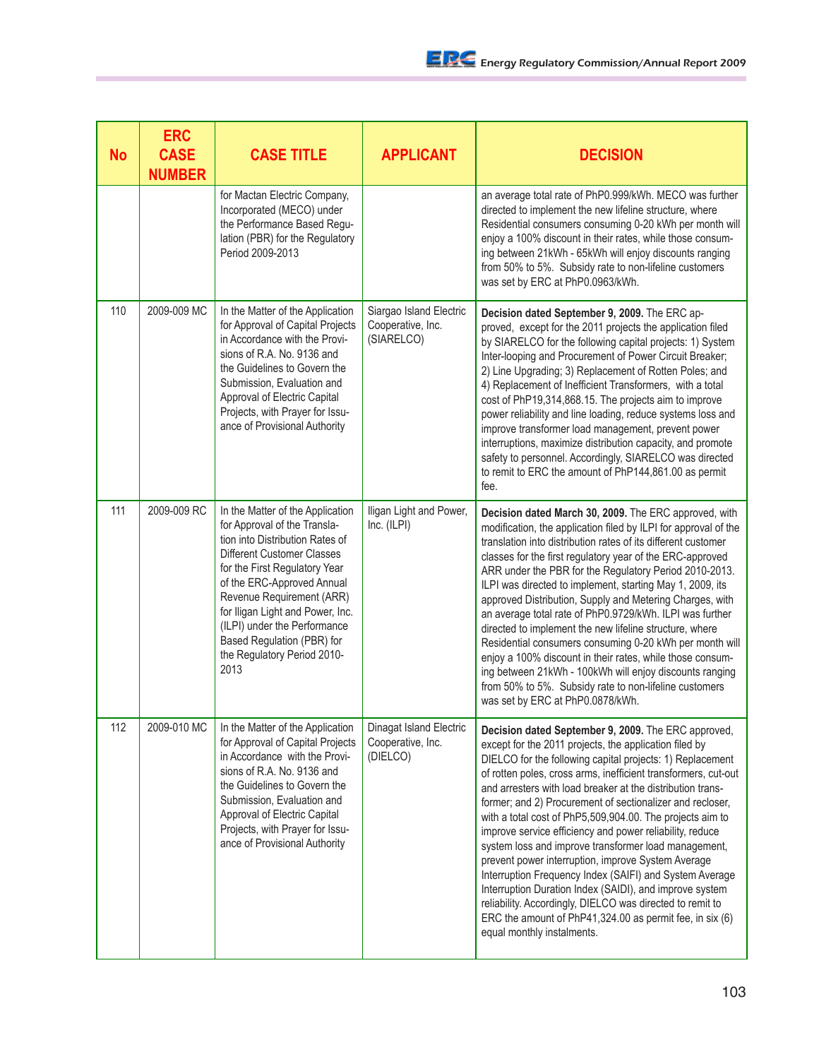| No | ERC CASE NUMBER | CASE TITLE | APPLICANT | DECISION |
|---|---|---|---|---|
| | | for Mactan Electric Company, Incorporated (MECO) under the Performance Based Regulation (PBR) for the Regulatory Period 2009-2013 | | an average total rate of PhP0.999/kWh. MECO was further directed to implement the new lifeline structure, where Residential consumers consuming 0-20 kWh per month will enjoy a 100% discount in their rates, while those consuming between 21kWh - 65kWh will enjoy discounts ranging from 50% to 5%. Subsidy rate to non-lifeline customers was set by ERC at PhP0.0963/kWh. |
| 110 | 2009-009 MC | In the Matter of the Application for Approval of Capital Projects in Accordance with the Provisions of R.A. No. 9136 and the Guidelines to Govern the Submission, Evaluation and Approval of Electric Capital Projects, with Prayer for Issuance of Provisional Authority | Siargao Island Electric Cooperative, Inc. (SIARELCO) | **Decision dated September 9, 2009.** The ERC approved, except for the 2011 projects the application filed by SIARELCO for the following capital projects: 1) System Inter-looping and Procurement of Power Circuit Breaker; 2) Line Upgrading; 3) Replacement of Rotten Poles; and 4) Replacement of Inefficient Transformers, with a total cost of PhP19,314,868.15. The projects aim to improve power reliability and line loading, reduce systems loss and improve transformer load management, prevent power interruptions, maximize distribution capacity, and promote safety to personnel. Accordingly, SIARELCO was directed to remit to ERC the amount of PhP144,861.00 as permit fee. |
| 111 | 2009-009 RC | In the Matter of the Application for Approval of the Translation into Distribution Rates of Different Customer Classes for the First Regulatory Year of the ERC-Approved Annual Revenue Requirement (ARR) for Iligan Light and Power, Inc. (ILPI) under the Performance Based Regulation (PBR) for the Regulatory Period 2010-2013 | Iligan Light and Power, Inc. (ILPI) | **Decision dated March 30, 2009.** The ERC approved, with modification, the application filed by ILPI for approval of the translation into distribution rates of its different customer classes for the first regulatory year of the ERC-approved ARR under the PBR for the Regulatory Period 2010-2013. ILPI was directed to implement, starting May 1, 2009, its approved Distribution, Supply and Metering Charges, with an average total rate of PhP0.9729/kWh. ILPI was further directed to implement the new lifeline structure, where Residential consumers consuming 0-20 kWh per month will enjoy a 100% discount in their rates, while those consuming between 21kWh - 100kWh will enjoy discounts ranging from 50% to 5%. Subsidy rate to non-lifeline customers was set by ERC at PhP0.0878/kWh. |
| 112 | 2009-010 MC | In the Matter of the Application for Approval of Capital Projects in Accordance with the Provisions of R.A. No. 9136 and the Guidelines to Govern the Submission, Evaluation and Approval of Electric Capital Projects, with Prayer for Issuance of Provisional Authority | Dinagat Island Electric Cooperative, Inc. (DIELCO) | **Decision dated September 9, 2009.** The ERC approved, except for the 2011 projects, the application filed by DIELCO for the following capital projects: 1) Replacement of rotten poles, cross arms, inefficient transformers, cut-out and arresters with load breaker at the distribution transformer; and 2) Procurement of sectionalizer and recloser, with a total cost of PhP5,509,904.00. The projects aim to improve service efficiency and power reliability, reduce system loss and improve transformer load management, prevent power interruption, improve System Average Interruption Frequency Index (SAIFI) and System Average Interruption Duration Index (SAIDI), and improve system reliability. Accordingly, DIELCO was directed to remit to ERC the amount of PhP41,324.00 as permit fee, in six (6) equal monthly instalments. |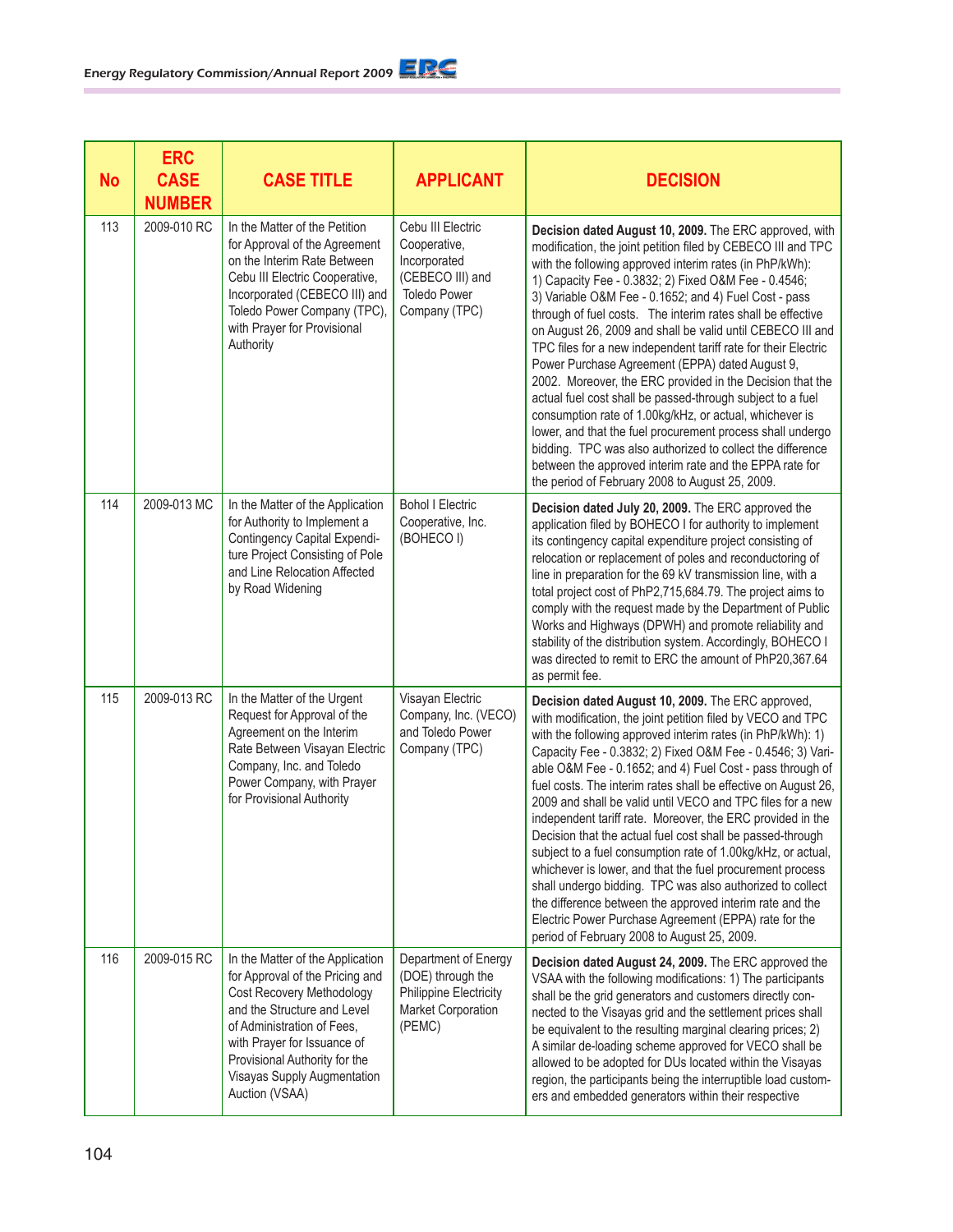| No | ERC CASE NUMBER | CASE TITLE | APPLICANT | DECISION |
|---|---|---|---|---|
| 113 | 2009-010 RC | In the Matter of the Petition for Approval of the Agreement on the Interim Rate Between Cebu III Electric Cooperative, Incorporated (CEBECO III) and Toledo Power Company (TPC), with Prayer for Provisional Authority | Cebu III Electric Cooperative, Incorporated (CEBECO III) and Toledo Power Company (TPC) | **Decision dated August 10, 2009.** The ERC approved, with modification, the joint petition filed by CEBECO III and TPC with the following approved interim rates (in PhP/kWh): 1) Capacity Fee - 0.3832; 2) Fixed O&M Fee - 0.4546; 3) Variable O&M Fee - 0.1652; and 4) Fuel Cost - pass through of fuel costs. The interim rates shall be effective on August 26, 2009 and shall be valid until CEBECO III and TPC files for a new independent tariff rate for their Electric Power Purchase Agreement (EPPA) dated August 9, 2002. Moreover, the ERC provided in the Decision that the actual fuel cost shall be passed-through subject to a fuel consumption rate of 1.00kg/kHz, or actual, whichever is lower, and that the fuel procurement process shall undergo bidding. TPC was also authorized to collect the difference between the approved interim rate and the EPPA rate for the period of February 2008 to August 25, 2009. |
| 114 | 2009-013 MC | In the Matter of the Application for Authority to Implement a Contingency Capital Expenditure Project Consisting of Pole and Line Relocation Affected by Road Widening | Bohol I Electric Cooperative, Inc. (BOHECO I) | **Decision dated July 20, 2009.** The ERC approved the application filed by BOHECO I for authority to implement its contingency capital expenditure project consisting of relocation or replacement of poles and reconductoring of line in preparation for the 69 kV transmission line, with a total project cost of PhP2,715,684.79. The project aims to comply with the request made by the Department of Public Works and Highways (DPWH) and promote reliability and stability of the distribution system. Accordingly, BOHECO I was directed to remit to ERC the amount of PhP20,367.64 as permit fee. |
| 115 | 2009-013 RC | In the Matter of the Urgent Request for Approval of the Agreement on the Interim Rate Between Visayan Electric Company, Inc. and Toledo Power Company, with Prayer for Provisional Authority | Visayan Electric Company, Inc. (VECO) and Toledo Power Company (TPC) | **Decision dated August 10, 2009.** The ERC approved, with modification, the joint petition filed by VECO and TPC with the following approved interim rates (in PhP/kWh): 1) Capacity Fee - 0.3832; 2) Fixed O&M Fee - 0.4546; 3) Variable O&M Fee - 0.1652; and 4) Fuel Cost - pass through of fuel costs. The interim rates shall be effective on August 26, 2009 and shall be valid until VECO and TPC files for a new independent tariff rate. Moreover, the ERC provided in the Decision that the actual fuel cost shall be passed-through subject to a fuel consumption rate of 1.00kg/kHz, or actual, whichever is lower, and that the fuel procurement process shall undergo bidding. TPC was also authorized to collect the difference between the approved interim rate and the Electric Power Purchase Agreement (EPPA) rate for the period of February 2008 to August 25, 2009. |
| 116 | 2009-015 RC | In the Matter of the Application for Approval of the Pricing and Cost Recovery Methodology and the Structure and Level of Administration of Fees, with Prayer for Issuance of Provisional Authority for the Visayas Supply Augmentation Auction (VSAA) | Department of Energy (DOE) through the Philippine Electricity Market Corporation (PEMC) | **Decision dated August 24, 2009.** The ERC approved the VSAA with the following modifications: 1) The participants shall be the grid generators and customers directly connected to the Visayas grid and the settlement prices shall be equivalent to the resulting marginal clearing prices; 2) A similar de-loading scheme approved for VECO shall be allowed to be adopted for DUs located within the Visayas region, the participants being the interruptible load customers and embedded generators within their respective |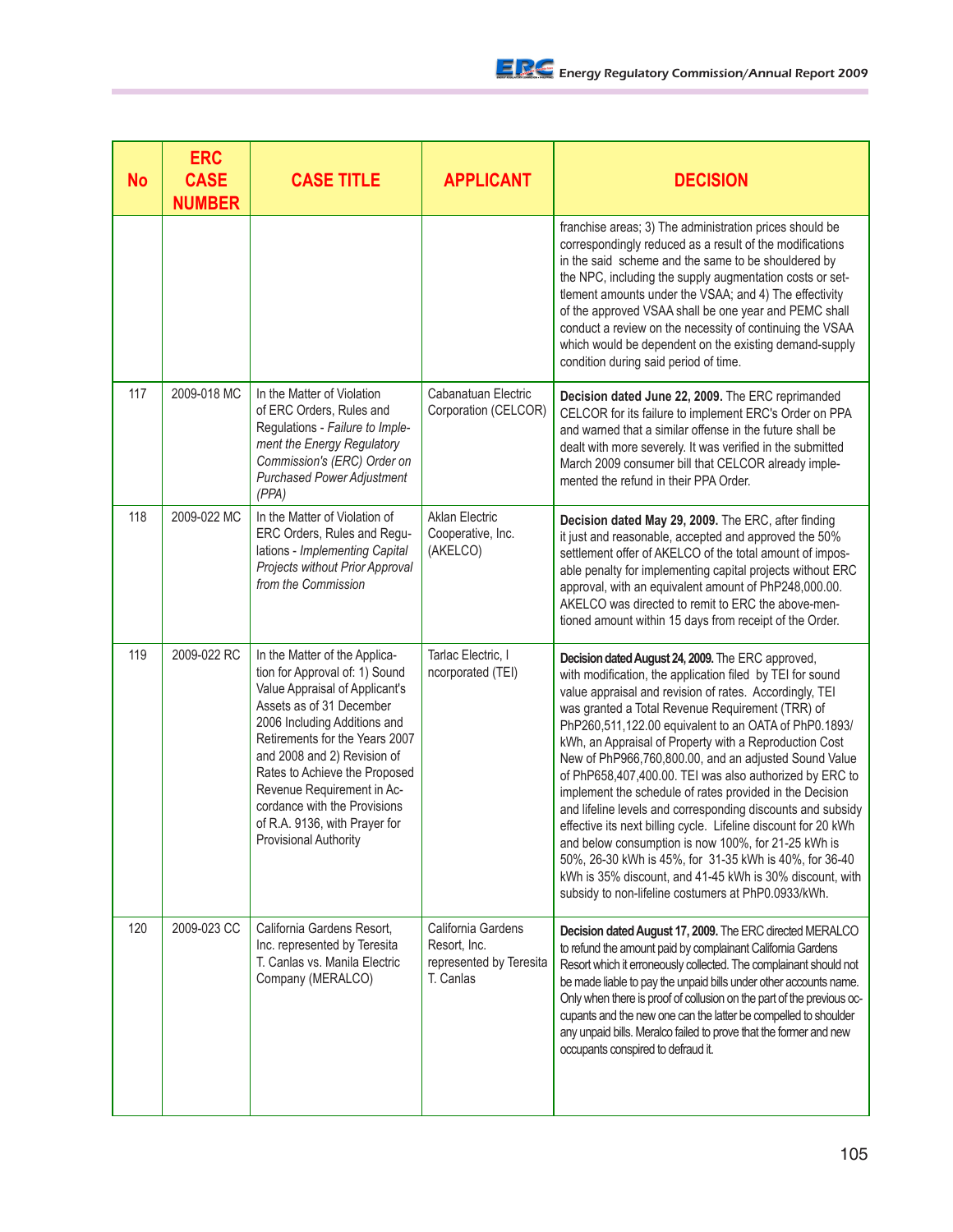| No | ERC CASE NUMBER | CASE TITLE | APPLICANT | DECISION |
|---|---|---|---|---|
| | | | | franchise areas; 3) The administration prices should be correspondingly reduced as a result of the modifications in the said scheme and the same to be shouldered by the NPC, including the supply augmentation costs or settlement amounts under the VSAA; and 4) The effectivity of the approved VSAA shall be one year and PEMC shall conduct a review on the necessity of continuing the VSAA which would be dependent on the existing demand-supply condition during said period of time. |
| 117 | 2009-018 MC | In the Matter of Violation of ERC Orders, Rules and Regulations - *Failure to Implement the Energy Regulatory Commission's (ERC) Order on Purchased Power Adjustment (PPA)* | Cabanatuan Electric Corporation (CELCOR) | **Decision dated June 22, 2009.** The ERC reprimanded CELCOR for its failure to implement ERC's Order on PPA and warned that a similar offense in the future shall be dealt with more severely. It was verified in the submitted March 2009 consumer bill that CELCOR already implemented the refund in their PPA Order. |
| 118 | 2009-022 MC | In the Matter of Violation of ERC Orders, Rules and Regulations - *Implementing Capital Projects without Prior Approval from the Commission* | Aklan Electric Cooperative, Inc. (AKELCO) | **Decision dated May 29, 2009.** The ERC, after finding it just and reasonable, accepted and approved the 50% settlement offer of AKELCO of the total amount of imposable penalty for implementing capital projects without ERC approval, with an equivalent amount of PhP248,000.00. AKELCO was directed to remit to ERC the above-mentioned amount within 15 days from receipt of the Order. |
| 119 | 2009-022 RC | In the Matter of the Application for Approval of: 1) Sound Value Appraisal of Applicant's Assets as of 31 December 2006 Including Additions and Retirements for the Years 2007 and 2008 and 2) Revision of Rates to Achieve the Proposed Revenue Requirement in Accordance with the Provisions of R.A. 9136, with Prayer for Provisional Authority | Tarlac Electric, Incorporated (TEI) | **Decision dated August 24, 2009.** The ERC approved, with modification, the application filed by TEI for sound value appraisal and revision of rates. Accordingly, TEI was granted a Total Revenue Requirement (TRR) of PhP260,511,122.00 equivalent to an OATA of PhP0.1893/kWh, an Appraisal of Property with a Reproduction Cost New of PhP966,760,800.00, and an adjusted Sound Value of PhP658,407,400.00. TEI was also authorized by ERC to implement the schedule of rates provided in the Decision and lifeline levels and corresponding discounts and subsidy effective its next billing cycle. Lifeline discount for 20 kWh and below consumption is now 100%, for 21-25 kWh is 50%, 26-30 kWh is 45%, for 31-35 kWh is 40%, for 36-40 kWh is 35% discount, and 41-45 kWh is 30% discount, with subsidy to non-lifeline costumers at PhP0.0933/kWh. |
| 120 | 2009-023 CC | California Gardens Resort, Inc. represented by Teresita T. Canlas vs. Manila Electric Company (MERALCO) | California Gardens Resort, Inc. represented by Teresita T. Canlas | **Decision dated August 17, 2009.** The ERC directed MERALCO to refund the amount paid by complainant California Gardens Resort which it erroneously collected. The complainant should not be made liable to pay the unpaid bills under other accounts name. Only when there is proof of collusion on the part of the previous occupants and the new one can the latter be compelled to shoulder any unpaid bills. Meralco failed to prove that the former and new occupants conspired to defraud it. |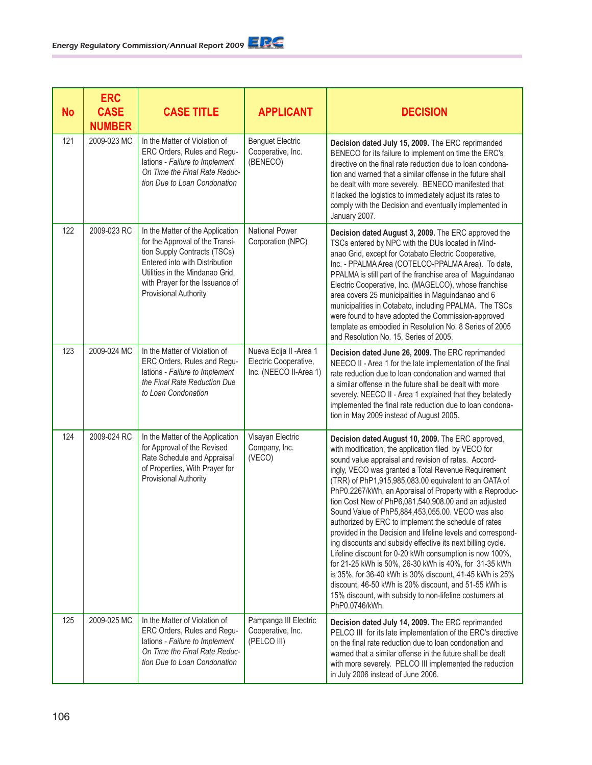| No | ERC CASE NUMBER | CASE TITLE | APPLICANT | DECISION |
|---|---|---|---|---|
| 121 | 2009-023 MC | In the Matter of Violation of ERC Orders, Rules and Regulations - *Failure to Implement On Time the Final Rate Reduction Due to Loan Condonation* | Benguet Electric Cooperative, Inc. (BENECO) | **Decision dated July 15, 2009.** The ERC reprimanded BENECO for its failure to implement on time the ERC's directive on the final rate reduction due to loan condonation and warned that a similar offense in the future shall be dealt with more severely. BENECO manifested that it lacked the logistics to immediately adjust its rates to comply with the Decision and eventually implemented in January 2007. |
| 122 | 2009-023 RC | In the Matter of the Application for the Approval of the Transition Supply Contracts (TSCs) Entered into with Distribution Utilities in the Mindanao Grid, with Prayer for the Issuance of Provisional Authority | National Power Corporation (NPC) | **Decision dated August 3, 2009.** The ERC approved the TSCs entered by NPC with the DUs located in Mindanao Grid, except for Cotabato Electric Cooperative, Inc. - PPALMA Area (COTELCO-PPALMA Area). To date, PPALMA is still part of the franchise area of Maguindanao Electric Cooperative, Inc. (MAGELCO), whose franchise area covers 25 municipalities in Maguindanao and 6 municipalities in Cotabato, including PPALMA. The TSCs were found to have adopted the Commission-approved template as embodied in Resolution No. 8 Series of 2005 and Resolution No. 15, Series of 2005. |
| 123 | 2009-024 MC | In the Matter of Violation of ERC Orders, Rules and Regulations - *Failure to Implement the Final Rate Reduction Due to Loan Condonation* | Nueva Ecija II -Area 1 Electric Cooperative, Inc. (NEECO II-Area 1) | **Decision dated June 26, 2009.** The ERC reprimanded NEECO II - Area 1 for the late implementation of the final rate reduction due to loan condonation and warned that a similar offense in the future shall be dealt with more severely. NEECO II - Area 1 explained that they belatedly implemented the final rate reduction due to loan condonation in May 2009 instead of August 2005. |
| 124 | 2009-024 RC | In the Matter of the Application for Approval of the Revised Rate Schedule and Appraisal of Properties, With Prayer for Provisional Authority | Visayan Electric Company, Inc. (VECO) | **Decision dated August 10, 2009.** The ERC approved, with modification, the application filed by VECO for sound value appraisal and revision of rates. Accordingly, VECO was granted a Total Revenue Requirement (TRR) of PhP1,915,985,083.00 equivalent to an OATA of PhP0.2267/kWh, an Appraisal of Property with a Reproduction Cost New of PhP6,081,540,908.00 and an adjusted Sound Value of PhP5,884,453,055.00. VECO was also authorized by ERC to implement the schedule of rates provided in the Decision and lifeline levels and corresponding discounts and subsidy effective its next billing cycle. Lifeline discount for 0-20 kWh consumption is now 100%, for 21-25 kWh is 50%, 26-30 kWh is 40%, for 31-35 kWh is 35%, for 36-40 kWh is 30% discount, 41-45 kWh is 25% discount, 46-50 kWh is 20% discount, and 51-55 kWh is 15% discount, with subsidy to non-lifeline costumers at PhP0.0746/kWh. |
| 125 | 2009-025 MC | In the Matter of Violation of ERC Orders, Rules and Regulations - *Failure to Implement On Time the Final Rate Reduction Due to Loan Condonation* | Pampanga III Electric Cooperative, Inc. (PELCO III) | **Decision dated July 14, 2009.** The ERC reprimanded PELCO III for its late implementation of the ERC's directive on the final rate reduction due to loan condonation and warned that a similar offense in the future shall be dealt with more severely. PELCO III implemented the reduction in July 2006 instead of June 2006. |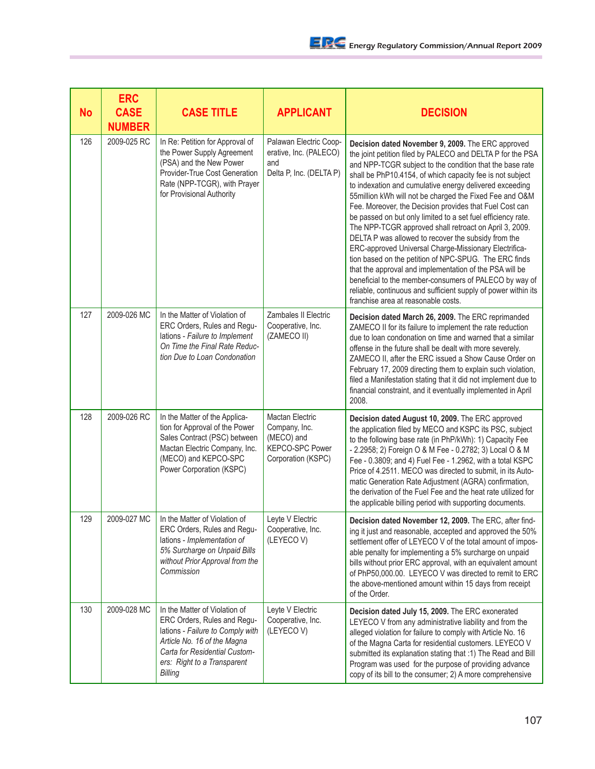| No | ERC CASE NUMBER | CASE TITLE | APPLICANT | DECISION |
|---|---|---|---|---|
| 126 | 2009-025 RC | In Re: Petition for Approval of the Power Supply Agreement (PSA) and the New Power Provider-True Cost Generation Rate (NPP-TCGR), with Prayer for Provisional Authority | Palawan Electric Cooperative, Inc. (PALECO) and Delta P, Inc. (DELTA P) | **Decision dated November 9, 2009.** The ERC approved the joint petition filed by PALECO and DELTA P for the PSA and NPP-TCGR subject to the condition that the base rate shall be PhP10.4154, of which capacity fee is not subject to indexation and cumulative energy delivered exceeding 55million kWh will not be charged the Fixed Fee and O&M Fee. Moreover, the Decision provides that Fuel Cost can be passed on but only limited to a set fuel efficiency rate. The NPP-TCGR approved shall retroact on April 3, 2009. DELTA P was allowed to recover the subsidy from the ERC-approved Universal Charge-Missionary Electrification based on the petition of NPC-SPUG. The ERC finds that the approval and implementation of the PSA will be beneficial to the member-consumers of PALECO by way of reliable, continuous and sufficient supply of power within its franchise area at reasonable costs. |
| 127 | 2009-026 MC | In the Matter of Violation of ERC Orders, Rules and Regulations - *Failure to Implement On Time the Final Rate Reduction Due to Loan Condonation* | Zambales II Electric Cooperative, Inc. (ZAMECO II) | **Decision dated March 26, 2009.** The ERC reprimanded ZAMECO II for its failure to implement the rate reduction due to loan condonation on time and warned that a similar offense in the future shall be dealt with more severely. ZAMECO II, after the ERC issued a Show Cause Order on February 17, 2009 directing them to explain such violation, filed a Manifestation stating that it did not implement due to financial constraint, and it eventually implemented in April 2008. |
| 128 | 2009-026 RC | In the Matter of the Application for Approval of the Power Sales Contract (PSC) between Mactan Electric Company, Inc. (MECO) and KEPCO-SPC Power Corporation (KSPC) | Mactan Electric Company, Inc. (MECO) and KEPCO-SPC Power Corporation (KSPC) | **Decision dated August 10, 2009.** The ERC approved the application filed by MECO and KSPC its PSC, subject to the following base rate (in PhP/kWh): 1) Capacity Fee - 2.2958; 2) Foreign O & M Fee - 0.2782; 3) Local O & M Fee - 0.3809; and 4) Fuel Fee - 1.2962, with a total KSPC Price of 4.2511. MECO was directed to submit, in its Automatic Generation Rate Adjustment (AGRA) confirmation, the derivation of the Fuel Fee and the heat rate utilized for the applicable billing period with supporting documents. |
| 129 | 2009-027 MC | In the Matter of Violation of ERC Orders, Rules and Regulations - *Implementation of 5% Surcharge on Unpaid Bills without Prior Approval from the Commission* | Leyte V Electric Cooperative, Inc. (LEYECO V) | **Decision dated November 12, 2009.** The ERC, after finding it just and reasonable, accepted and approved the 50% settlement offer of LEYECO V of the total amount of imposable penalty for implementing a 5% surcharge on unpaid bills without prior ERC approval, with an equivalent amount of PhP50,000.00. LEYECO V was directed to remit to ERC the above-mentioned amount within 15 days from receipt of the Order. |
| 130 | 2009-028 MC | In the Matter of Violation of ERC Orders, Rules and Regulations - *Failure to Comply with Article No. 16 of the Magna Carta for Residential Customers: Right to a Transparent Billing* | Leyte V Electric Cooperative, Inc. (LEYECO V) | **Decision dated July 15, 2009.** The ERC exonerated LEYECO V from any administrative liability and from the alleged violation for failure to comply with Article No. 16 of the Magna Carta for residential customers. LEYECO V submitted its explanation stating that :1) The Read and Bill Program was used for the purpose of providing advance copy of its bill to the consumer; 2) A more comprehensive |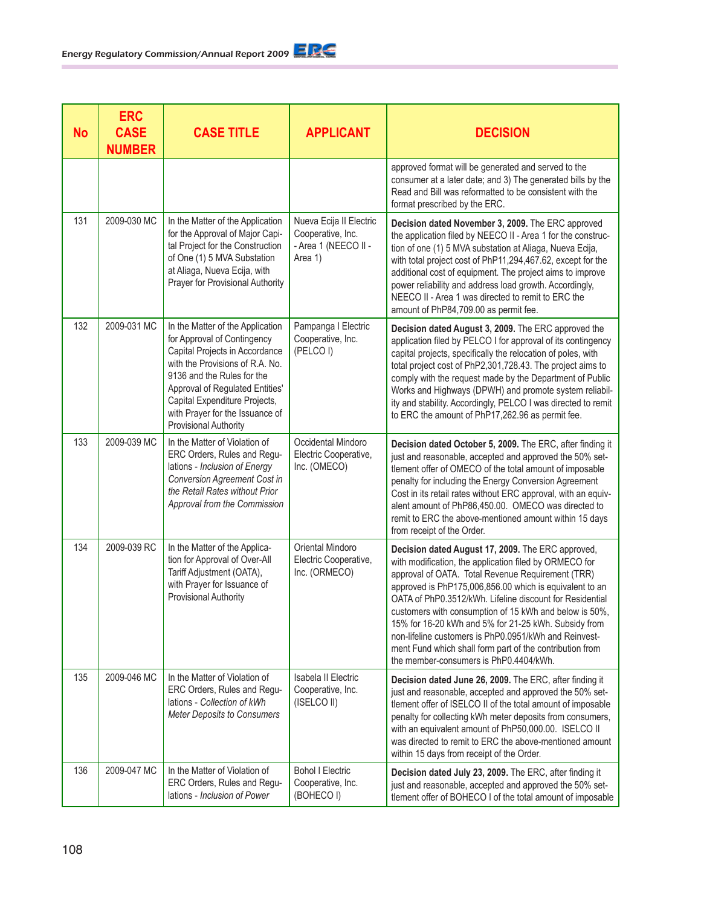| No | ERC CASE NUMBER | CASE TITLE | APPLICANT | DECISION |
|---|---|---|---|---|
| | | | | approved format will be generated and served to the consumer at a later date; and 3) The generated bills by the Read and Bill was reformatted to be consistent with the format prescribed by the ERC. |
| 131 | 2009-030 MC | In the Matter of the Application for the Approval of Major Capital Project for the Construction of One (1) 5 MVA Substation at Aliaga, Nueva Ecija, with Prayer for Provisional Authority | Nueva Ecija II Electric Cooperative, Inc. - Area 1 (NEECO II - Area 1) | **Decision dated November 3, 2009.** The ERC approved the application filed by NEECO II - Area 1 for the construction of one (1) 5 MVA substation at Aliaga, Nueva Ecija, with total project cost of PhP11,294,467.62, except for the additional cost of equipment. The project aims to improve power reliability and address load growth. Accordingly, NEECO II - Area 1 was directed to remit to ERC the amount of PhP84,709.00 as permit fee. |
| 132 | 2009-031 MC | In the Matter of the Application for Approval of Contingency Capital Projects in Accordance with the Provisions of R.A. No. 9136 and the Rules for the Approval of Regulated Entities' Capital Expenditure Projects, with Prayer for the Issuance of Provisional Authority | Pampanga I Electric Cooperative, Inc. (PELCO I) | **Decision dated August 3, 2009.** The ERC approved the application filed by PELCO I for approval of its contingency capital projects, specifically the relocation of poles, with total project cost of PhP2,301,728.43. The project aims to comply with the request made by the Department of Public Works and Highways (DPWH) and promote system reliability and stability. Accordingly, PELCO I was directed to remit to ERC the amount of PhP17,262.96 as permit fee. |
| 133 | 2009-039 MC | In the Matter of Violation of ERC Orders, Rules and Regulations - *Inclusion of Energy Conversion Agreement Cost in the Retail Rates without Prior Approval from the Commission* | Occidental Mindoro Electric Cooperative, Inc. (OMECO) | **Decision dated October 5, 2009.** The ERC, after finding it just and reasonable, accepted and approved the 50% settlement offer of OMECO of the total amount of imposable penalty for including the Energy Conversion Agreement Cost in its retail rates without ERC approval, with an equivalent amount of PhP86,450.00. OMECO was directed to remit to ERC the above-mentioned amount within 15 days from receipt of the Order. |
| 134 | 2009-039 RC | In the Matter of the Application for Approval of Over-All Tariff Adjustment (OATA), with Prayer for Issuance of Provisional Authority | Oriental Mindoro Electric Cooperative, Inc. (ORMECO) | **Decision dated August 17, 2009.** The ERC approved, with modification, the application filed by ORMECO for approval of OATA. Total Revenue Requirement (TRR) approved is PhP175,006,856.00 which is equivalent to an OATA of PhP0.3512/kWh. Lifeline discount for Residential customers with consumption of 15 kWh and below is 50%, 15% for 16-20 kWh and 5% for 21-25 kWh. Subsidy from non-lifeline customers is PhP0.0951/kWh and Reinvestment Fund which shall form part of the contribution from the member-consumers is PhP0.4404/kWh. |
| 135 | 2009-046 MC | In the Matter of Violation of ERC Orders, Rules and Regulations - *Collection of kWh Meter Deposits to Consumers* | Isabela II Electric Cooperative, Inc. (ISELCO II) | **Decision dated June 26, 2009.** The ERC, after finding it just and reasonable, accepted and approved the 50% settlement offer of ISELCO II of the total amount of imposable penalty for collecting kWh meter deposits from consumers, with an equivalent amount of PhP50,000.00. ISELCO II was directed to remit to ERC the above-mentioned amount within 15 days from receipt of the Order. |
| 136 | 2009-047 MC | In the Matter of Violation of ERC Orders, Rules and Regulations - *Inclusion of Power* | Bohol I Electric Cooperative, Inc. (BOHECO I) | **Decision dated July 23, 2009.** The ERC, after finding it just and reasonable, accepted and approved the 50% settlement offer of BOHECO I of the total amount of imposable |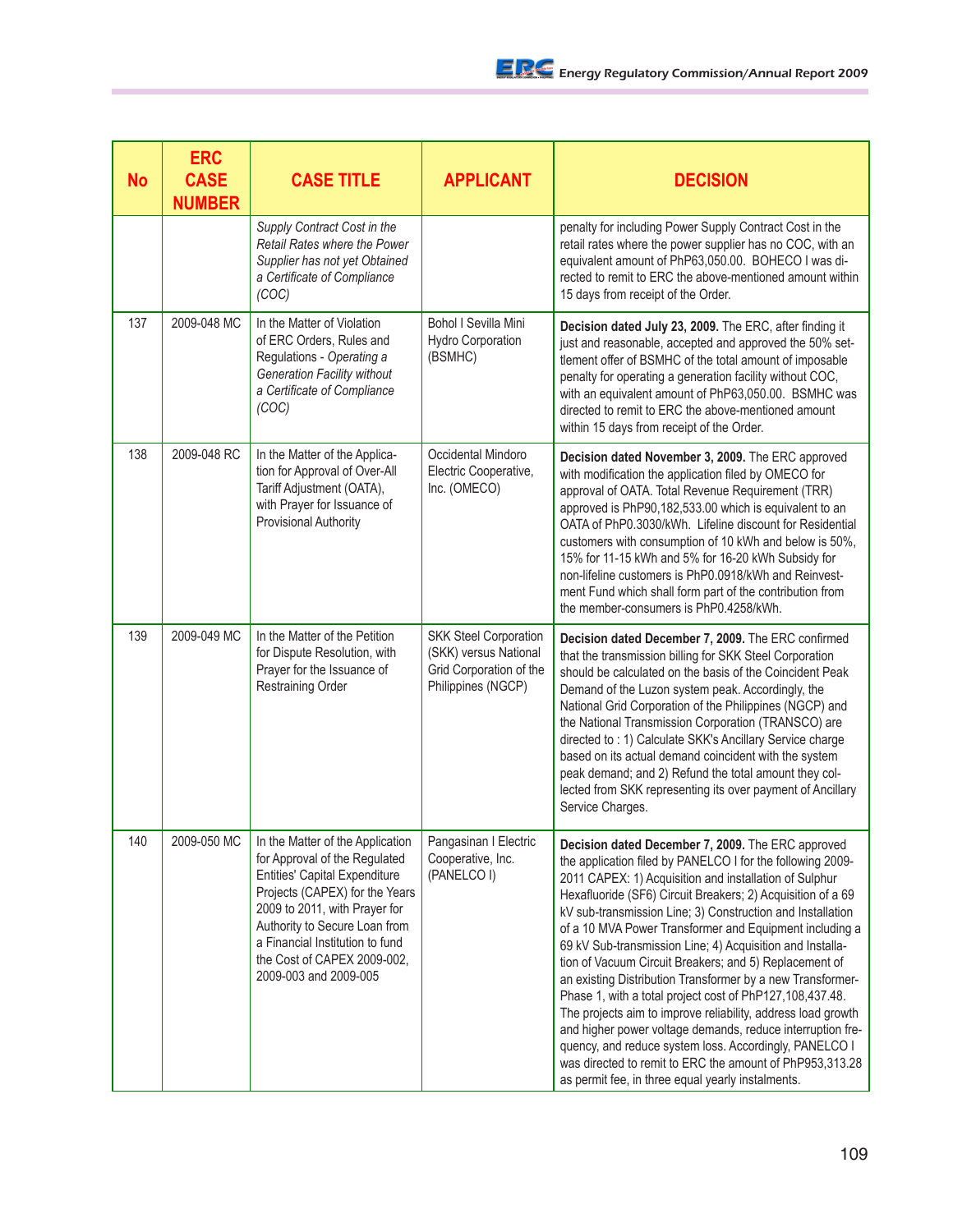| No | ERC CASE NUMBER | CASE TITLE | APPLICANT | DECISION |
|---|---|---|---|---|
| | | *Supply Contract Cost in the Retail Rates where the Power Supplier has not yet Obtained a Certificate of Compliance (COC)* | | penalty for including Power Supply Contract Cost in the retail rates where the power supplier has no COC, with an equivalent amount of PhP63,050.00. BOHECO I was directed to remit to ERC the above-mentioned amount within 15 days from receipt of the Order. |
| 137 | 2009-048 MC | In the Matter of Violation of ERC Orders, Rules and Regulations - *Operating a Generation Facility without a Certificate of Compliance (COC)* | Bohol I Sevilla Mini Hydro Corporation (BSMHC) | **Decision dated July 23, 2009.** The ERC, after finding it just and reasonable, accepted and approved the 50% settlement offer of BSMHC of the total amount of imposable penalty for operating a generation facility without COC, with an equivalent amount of PhP63,050.00. BSMHC was directed to remit to ERC the above-mentioned amount within 15 days from receipt of the Order. |
| 138 | 2009-048 RC | In the Matter of the Application for Approval of Over-All Tariff Adjustment (OATA), with Prayer for Issuance of Provisional Authority | Occidental Mindoro Electric Cooperative, Inc. (OMECO) | **Decision dated November 3, 2009.** The ERC approved with modification the application filed by OMECO for approval of OATA. Total Revenue Requirement (TRR) approved is PhP90,182,533.00 which is equivalent to an OATA of PhP0.3030/kWh. Lifeline discount for Residential customers with consumption of 10 kWh and below is 50%, 15% for 11-15 kWh and 5% for 16-20 kWh Subsidy for non-lifeline customers is PhP0.0918/kWh and Reinvestment Fund which shall form part of the contribution from the member-consumers is PhP0.4258/kWh. |
| 139 | 2009-049 MC | In the Matter of the Petition for Dispute Resolution, with Prayer for the Issuance of Restraining Order | SKK Steel Corporation (SKK) versus National Grid Corporation of the Philippines (NGCP) | **Decision dated December 7, 2009.** The ERC confirmed that the transmission billing for SKK Steel Corporation should be calculated on the basis of the Coincident Peak Demand of the Luzon system peak. Accordingly, the National Grid Corporation of the Philippines (NGCP) and the National Transmission Corporation (TRANSCO) are directed to : 1) Calculate SKK's Ancillary Service charge based on its actual demand coincident with the system peak demand; and 2) Refund the total amount they collected from SKK representing its over payment of Ancillary Service Charges. |
| 140 | 2009-050 MC | In the Matter of the Application for Approval of the Regulated Entities' Capital Expenditure Projects (CAPEX) for the Years 2009 to 2011, with Prayer for Authority to Secure Loan from a Financial Institution to fund the Cost of CAPEX 2009-002, 2009-003 and 2009-005 | Pangasinan I Electric Cooperative, Inc. (PANELCO I) | **Decision dated December 7, 2009.** The ERC approved the application filed by PANELCO I for the following 2009-2011 CAPEX: 1) Acquisition and installation of Sulphur Hexafluoride (SF6) Circuit Breakers; 2) Acquisition of a 69 kV sub-transmission Line; 3) Construction and Installation of a 10 MVA Power Transformer and Equipment including a 69 kV Sub-transmission Line; 4) Acquisition and Installation of Vacuum Circuit Breakers; and 5) Replacement of an existing Distribution Transformer by a new Transformer-Phase 1, with a total project cost of PhP127,108,437.48. The projects aim to improve reliability, address load growth and higher power voltage demands, reduce interruption frequency, and reduce system loss. Accordingly, PANELCO I was directed to remit to ERC the amount of PhP953,313.28 as permit fee, in three equal yearly instalments. |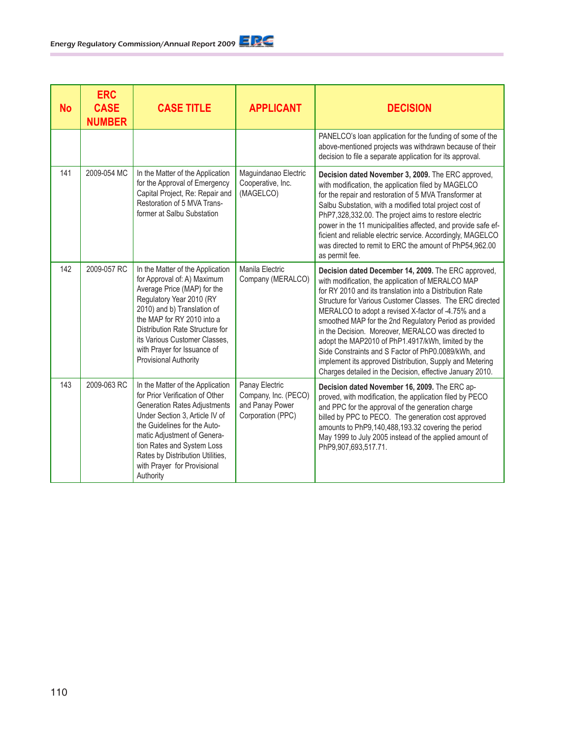| No | ERC CASE NUMBER | CASE TITLE | APPLICANT | DECISION |
|---|---|---|---|---|
| | | | | PANELCO's loan application for the funding of some of the above-mentioned projects was withdrawn because of their decision to file a separate application for its approval. |
| 141 | 2009-054 MC | In the Matter of the Application for the Approval of Emergency Capital Project, Re: Repair and Restoration of 5 MVA Transformer at Salbu Substation | Maguindanao Electric Cooperative, Inc. (MAGELCO) | **Decision dated November 3, 2009.** The ERC approved, with modification, the application filed by MAGELCO for the repair and restoration of 5 MVA Transformer at Salbu Substation, with a modified total project cost of PhP7,328,332.00. The project aims to restore electric power in the 11 municipalities affected, and provide safe efficient and reliable electric service. Accordingly, MAGELCO was directed to remit to ERC the amount of PhP54,962.00 as permit fee. |
| 142 | 2009-057 RC | In the Matter of the Application for Approval of: A) Maximum Average Price (MAP) for the Regulatory Year 2010 (RY 2010) and b) Translation of the MAP for RY 2010 into a Distribution Rate Structure for its Various Customer Classes, with Prayer for Issuance of Provisional Authority | Manila Electric Company (MERALCO) | **Decision dated December 14, 2009.** The ERC approved, with modification, the application of MERALCO MAP for RY 2010 and its translation into a Distribution Rate Structure for Various Customer Classes. The ERC directed MERALCO to adopt a revised X-factor of -4.75% and a smoothed MAP for the 2nd Regulatory Period as provided in the Decision. Moreover, MERALCO was directed to adopt the MAP2010 of PhP1.4917/kWh, limited by the Side Constraints and S Factor of PhP0.0089/kWh, and implement its approved Distribution, Supply and Metering Charges detailed in the Decision, effective January 2010. |
| 143 | 2009-063 RC | In the Matter of the Application for Prior Verification of Other Generation Rates Adjustments Under Section 3, Article IV of the Guidelines for the Automatic Adjustment of Generation Rates and System Loss Rates by Distribution Utilities, with Prayer for Provisional Authority | Panay Electric Company, Inc. (PECO) and Panay Power Corporation (PPC) | **Decision dated November 16, 2009.** The ERC approved, with modification, the application filed by PECO and PPC for the approval of the generation charge billed by PPC to PECO. The generation cost approved amounts to PhP9,140,488,193.32 covering the period May 1999 to July 2005 instead of the applied amount of PhP9,907,693,517.71. |